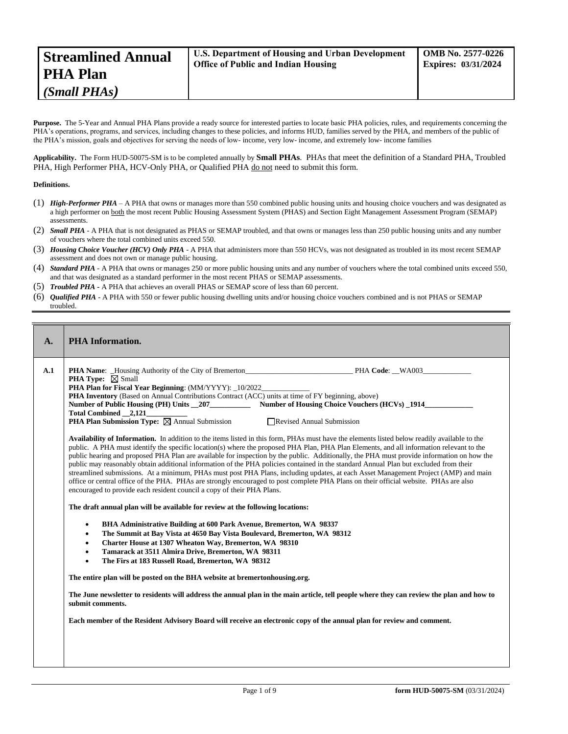| **Streamlined Annual PHA Plan** *(Small PHAs)* | **U.S. Department of Housing and Urban Development Office of Public and Indian Housing** | **OMB No. 2577-0226 Expires: 03/31/2024** |
|---|---|---|

**Purpose.** The 5-Year and Annual PHA Plans provide a ready source for interested parties to locate basic PHA policies, rules, and requirements concerning the PHA's operations, programs, and services, including changes to these policies, and informs HUD, families served by the PHA, and members of the public of the PHA's mission, goals and objectives for serving the needs of low- income, very low- income, and extremely low- income families

**Applicability.** The Form HUD-50075-SM is to be completed annually by **Small PHAs**. PHAs that meet the definition of a Standard PHA, Troubled PHA, High Performer PHA, HCV-Only PHA, or Qualified PHA do not need to submit this form.

**Definitions.**

(1) ***High-Performer PHA*** – A PHA that owns or manages more than 550 combined public housing units and housing choice vouchers and was designated as a high performer on both the most recent Public Housing Assessment System (PHAS) and Section Eight Management Assessment Program (SEMAP) assessments.

(2) ***Small PHA*** - A PHA that is not designated as PHAS or SEMAP troubled, and that owns or manages less than 250 public housing units and any number of vouchers where the total combined units exceed 550.

(3) ***Housing Choice Voucher (HCV) Only PHA*** - A PHA that administers more than 550 HCVs, was not designated as troubled in its most recent SEMAP assessment and does not own or manage public housing.

(4) ***Standard PHA*** - A PHA that owns or manages 250 or more public housing units and any number of vouchers where the total combined units exceed 550, and that was designated as a standard performer in the most recent PHAS or SEMAP assessments.

(5) ***Troubled PHA*** - A PHA that achieves an overall PHAS or SEMAP score of less than 60 percent.

(6) ***Qualified PHA*** - A PHA with 550 or fewer public housing dwelling units and/or housing choice vouchers combined and is not PHAS or SEMAP troubled.

## A. PHA Information.

**A.1**

**PHA Name**: _Housing Authority of the City of Bremerton_____________________________ PHA **Code**: __WA003_____________

**PHA Type:** ☒ Small

**PHA Plan for Fiscal Year Beginning**: (MM/YYYY): _10/2022_____________

**PHA Inventory** (Based on Annual Contributions Contract (ACC) units at time of FY beginning, above)

**Number of Public Housing (PH) Units __207___________ Number of Housing Choice Vouchers (HCVs) _1914_____________**

**Total Combined __2,121___________**

**PHA Plan Submission Type:** ☒ Annual Submission ☐ Revised Annual Submission

**Availability of Information.** In addition to the items listed in this form, PHAs must have the elements listed below readily available to the public. A PHA must identify the specific location(s) where the proposed PHA Plan, PHA Plan Elements, and all information relevant to the public hearing and proposed PHA Plan are available for inspection by the public. Additionally, the PHA must provide information on how the public may reasonably obtain additional information of the PHA policies contained in the standard Annual Plan but excluded from their streamlined submissions. At a minimum, PHAs must post PHA Plans, including updates, at each Asset Management Project (AMP) and main office or central office of the PHA. PHAs are strongly encouraged to post complete PHA Plans on their official website. PHAs are also encouraged to provide each resident council a copy of their PHA Plans.

**The draft annual plan will be available for review at the following locations:**

- **BHA Administrative Building at 600 Park Avenue, Bremerton, WA 98337**
- **The Summit at Bay Vista at 4650 Bay Vista Boulevard, Bremerton, WA 98312**
- **Charter House at 1307 Wheaton Way, Bremerton, WA 98310**
- **Tamarack at 3511 Almira Drive, Bremerton, WA 98311**
- **The Firs at 183 Russell Road, Bremerton, WA 98312**

**The entire plan will be posted on the BHA website at bremertonhousing.org.**

**The June newsletter to residents will address the annual plan in the main article, tell people where they can review the plan and how to submit comments.**

**Each member of the Resident Advisory Board will receive an electronic copy of the annual plan for review and comment.**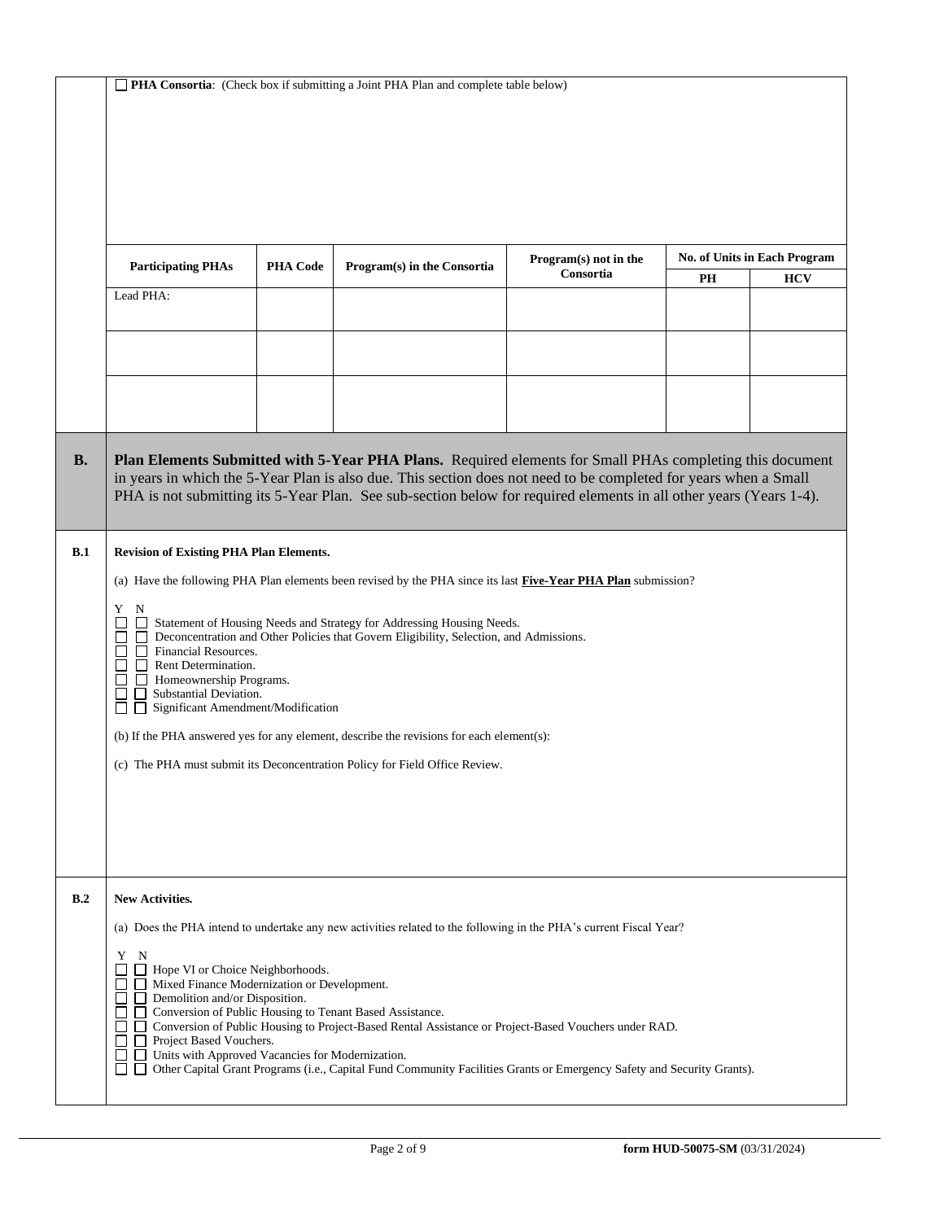☐ **PHA Consortia**: (Check box if submitting a Joint PHA Plan and complete table below)

| Participating PHAs | PHA Code | Program(s) in the Consortia | Program(s) not in the Consortia | No. of Units in Each Program | |
|---|---|---|---|---|---|
| | | | | PH | HCV |
| Lead PHA: | | | | | |
| | | | | | |
| | | | | | |

## B. Plan Elements Submitted with 5-Year PHA Plans.

**Plan Elements Submitted with 5-Year PHA Plans.** Required elements for Small PHAs completing this document in years in which the 5-Year Plan is also due. This section does not need to be completed for years when a Small PHA is not submitting its 5-Year Plan. See sub-section below for required elements in all other years (Years 1-4).

### B.1 Revision of Existing PHA Plan Elements.

(a) Have the following PHA Plan elements been revised by the PHA since its last **Five-Year PHA Plan** submission?

Y N
☐ ☐ Statement of Housing Needs and Strategy for Addressing Housing Needs.
☐ ☐ Deconcentration and Other Policies that Govern Eligibility, Selection, and Admissions.
☐ ☐ Financial Resources.
☐ ☐ Rent Determination.
☐ ☐ Homeownership Programs.
☐ ☐ Substantial Deviation.
☐ ☐ Significant Amendment/Modification

(b) If the PHA answered yes for any element, describe the revisions for each element(s):

(c) The PHA must submit its Deconcentration Policy for Field Office Review.

### B.2 New Activities.

(a) Does the PHA intend to undertake any new activities related to the following in the PHA's current Fiscal Year?

Y N
☐ ☐ Hope VI or Choice Neighborhoods.
☐ ☐ Mixed Finance Modernization or Development.
☐ ☐ Demolition and/or Disposition.
☐ ☐ Conversion of Public Housing to Tenant Based Assistance.
☐ ☐ Conversion of Public Housing to Project-Based Rental Assistance or Project-Based Vouchers under RAD.
☐ ☐ Project Based Vouchers.
☐ ☐ Units with Approved Vacancies for Modernization.
☐ ☐ Other Capital Grant Programs (i.e., Capital Fund Community Facilities Grants or Emergency Safety and Security Grants).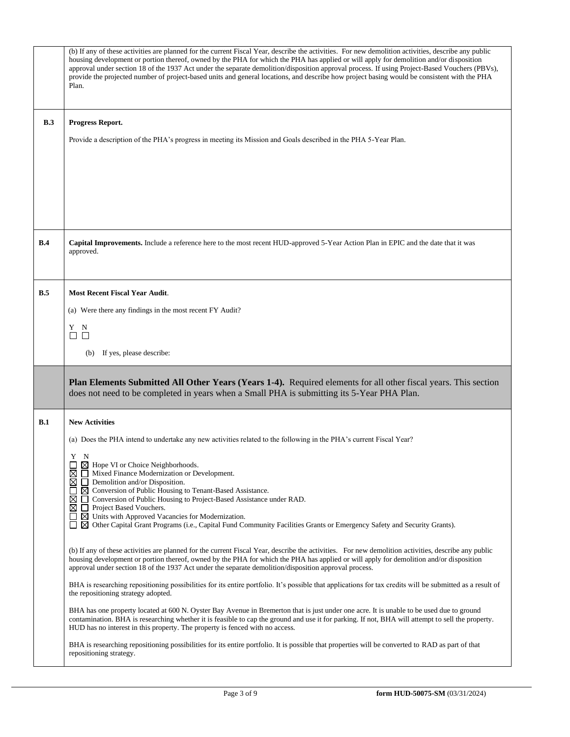| | |
|---|---|
| | (b) If any of these activities are planned for the current Fiscal Year, describe the activities. For new demolition activities, describe any public housing development or portion thereof, owned by the PHA for which the PHA has applied or will apply for demolition and/or disposition approval under section 18 of the 1937 Act under the separate demolition/disposition approval process. If using Project-Based Vouchers (PBVs), provide the projected number of project-based units and general locations, and describe how project basing would be consistent with the PHA Plan. |
| **B.3** | **Progress Report.**<br><br>Provide a description of the PHA's progress in meeting its Mission and Goals described in the PHA 5-Year Plan. |
| **B.4** | **Capital Improvements.** Include a reference here to the most recent HUD-approved 5-Year Action Plan in EPIC and the date that it was approved. |
| **B.5** | **Most Recent Fiscal Year Audit**.<br><br>(a) Were there any findings in the most recent FY Audit?<br><br>Y N<br>☐ ☐<br><br>(b) If yes, please describe: |
| | **Plan Elements Submitted All Other Years (Years 1-4).** Required elements for all other fiscal years. This section does not need to be completed in years when a Small PHA is submitting its 5-Year PHA Plan. |
| **B.1** | **New Activities**<br><br>(a) Does the PHA intend to undertake any new activities related to the following in the PHA's current Fiscal Year?<br><br>Y N<br>☐ ☒ Hope VI or Choice Neighborhoods.<br>☒ ☐ Mixed Finance Modernization or Development.<br>☒ ☐ Demolition and/or Disposition.<br>☐ ☒ Conversion of Public Housing to Tenant-Based Assistance.<br>☒ ☐ Conversion of Public Housing to Project-Based Assistance under RAD.<br>☒ ☐ Project Based Vouchers.<br>☐ ☒ Units with Approved Vacancies for Modernization.<br>☐ ☒ Other Capital Grant Programs (i.e., Capital Fund Community Facilities Grants or Emergency Safety and Security Grants).<br><br>(b) If any of these activities are planned for the current Fiscal Year, describe the activities. For new demolition activities, describe any public housing development or portion thereof, owned by the PHA for which the PHA has applied or will apply for demolition and/or disposition approval under section 18 of the 1937 Act under the separate demolition/disposition approval process.<br><br>BHA is researching repositioning possibilities for its entire portfolio. It's possible that applications for tax credits will be submitted as a result of the repositioning strategy adopted.<br><br>BHA has one property located at 600 N. Oyster Bay Avenue in Bremerton that is just under one acre. It is unable to be used due to ground contamination. BHA is researching whether it is feasible to cap the ground and use it for parking. If not, BHA will attempt to sell the property. HUD has no interest in this property. The property is fenced with no access.<br><br>BHA is researching repositioning possibilities for its entire portfolio. It is possible that properties will be converted to RAD as part of that repositioning strategy. |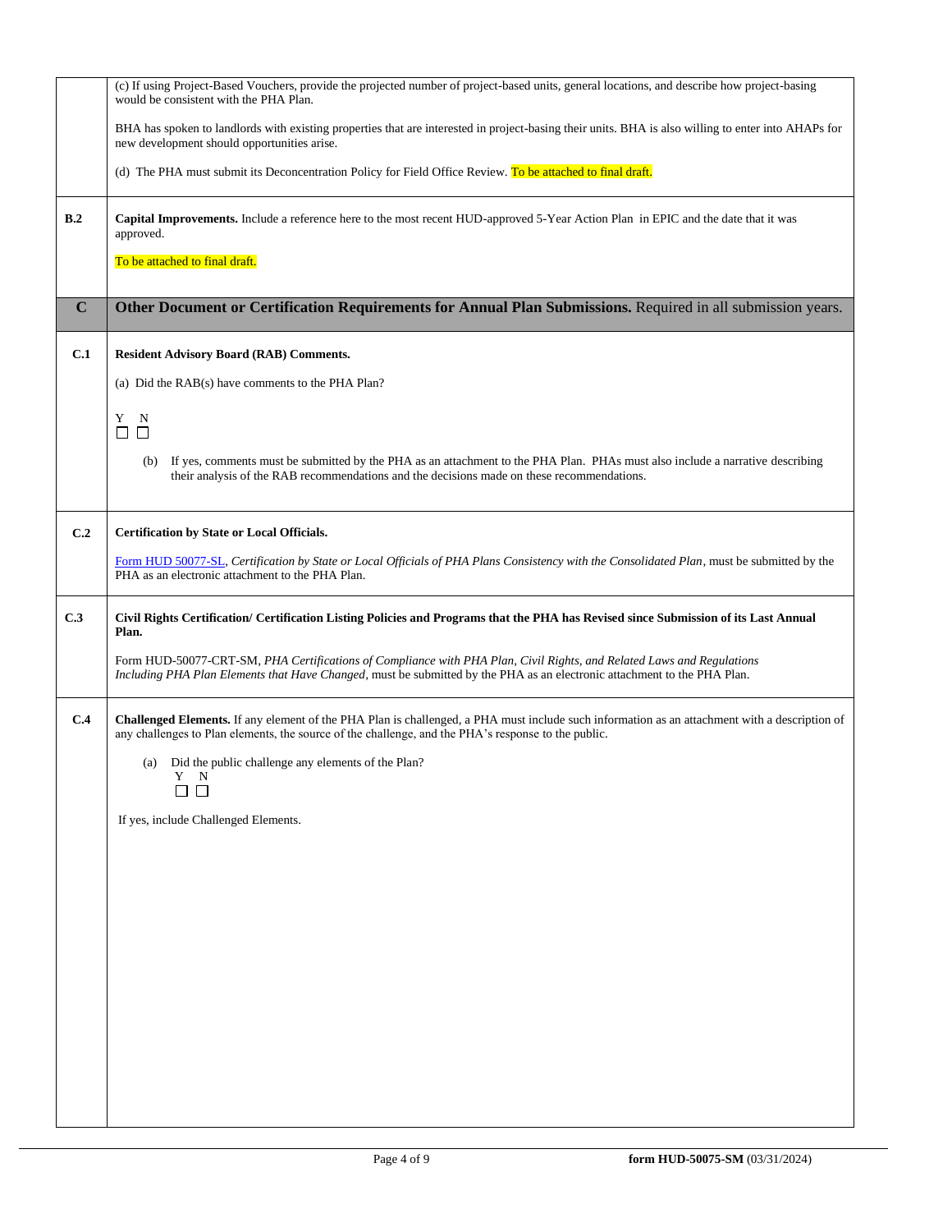| | |
|---|---|
| | (c) If using Project-Based Vouchers, provide the projected number of project-based units, general locations, and describe how project-basing would be consistent with the PHA Plan.<br><br>BHA has spoken to landlords with existing properties that are interested in project-basing their units. BHA is also willing to enter into AHAPs for new development should opportunities arise.<br><br>(d) The PHA must submit its Deconcentration Policy for Field Office Review. To be attached to final draft. |
| **B.2** | **Capital Improvements.** Include a reference here to the most recent HUD-approved 5-Year Action Plan in EPIC and the date that it was approved.<br><br>To be attached to final draft. |
| **C** | **Other Document or Certification Requirements for Annual Plan Submissions.** Required in all submission years. |
| **C.1** | **Resident Advisory Board (RAB) Comments.**<br><br>(a) Did the RAB(s) have comments to the PHA Plan?<br><br>Y ☐ N ☐<br><br>(b) If yes, comments must be submitted by the PHA as an attachment to the PHA Plan. PHAs must also include a narrative describing their analysis of the RAB recommendations and the decisions made on these recommendations. |
| **C.2** | **Certification by State or Local Officials.**<br><br>Form HUD 50077-SL, *Certification by State or Local Officials of PHA Plans Consistency with the Consolidated Plan*, must be submitted by the PHA as an electronic attachment to the PHA Plan. |
| **C.3** | **Civil Rights Certification/ Certification Listing Policies and Programs that the PHA has Revised since Submission of its Last Annual Plan.**<br><br>Form HUD-50077-CRT-SM, *PHA Certifications of Compliance with PHA Plan, Civil Rights, and Related Laws and Regulations Including PHA Plan Elements that Have Changed*, must be submitted by the PHA as an electronic attachment to the PHA Plan. |
| **C.4** | **Challenged Elements.** If any element of the PHA Plan is challenged, a PHA must include such information as an attachment with a description of any challenges to Plan elements, the source of the challenge, and the PHA's response to the public.<br><br>(a) Did the public challenge any elements of the Plan?<br>Y ☐ N ☐<br><br>If yes, include Challenged Elements. |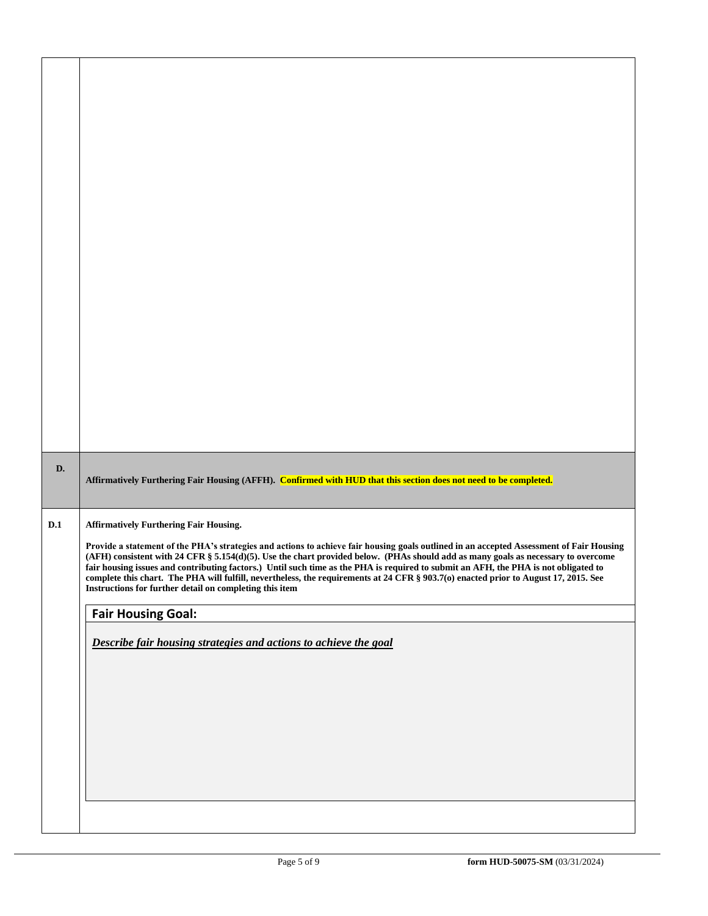| | |
|---|---|
| **D.** | **Affirmatively Furthering Fair Housing (AFFH).** **Confirmed with HUD that this section does not need to be completed.** |
| **D.1** | **Affirmatively Furthering Fair Housing.** <br><br> **Provide a statement of the PHA's strategies and actions to achieve fair housing goals outlined in an accepted Assessment of Fair Housing (AFH) consistent with 24 CFR § 5.154(d)(5). Use the chart provided below. (PHAs should add as many goals as necessary to overcome fair housing issues and contributing factors.) Until such time as the PHA is required to submit an AFH, the PHA is not obligated to complete this chart. The PHA will fulfill, nevertheless, the requirements at 24 CFR § 903.7(o) enacted prior to August 17, 2015. See Instructions for further detail on completing this item** |

| **Fair Housing Goal:** |
|---|
| ***Describe fair housing strategies and actions to achieve the goal*** |

**form HUD-50075-SM** (03/31/2024)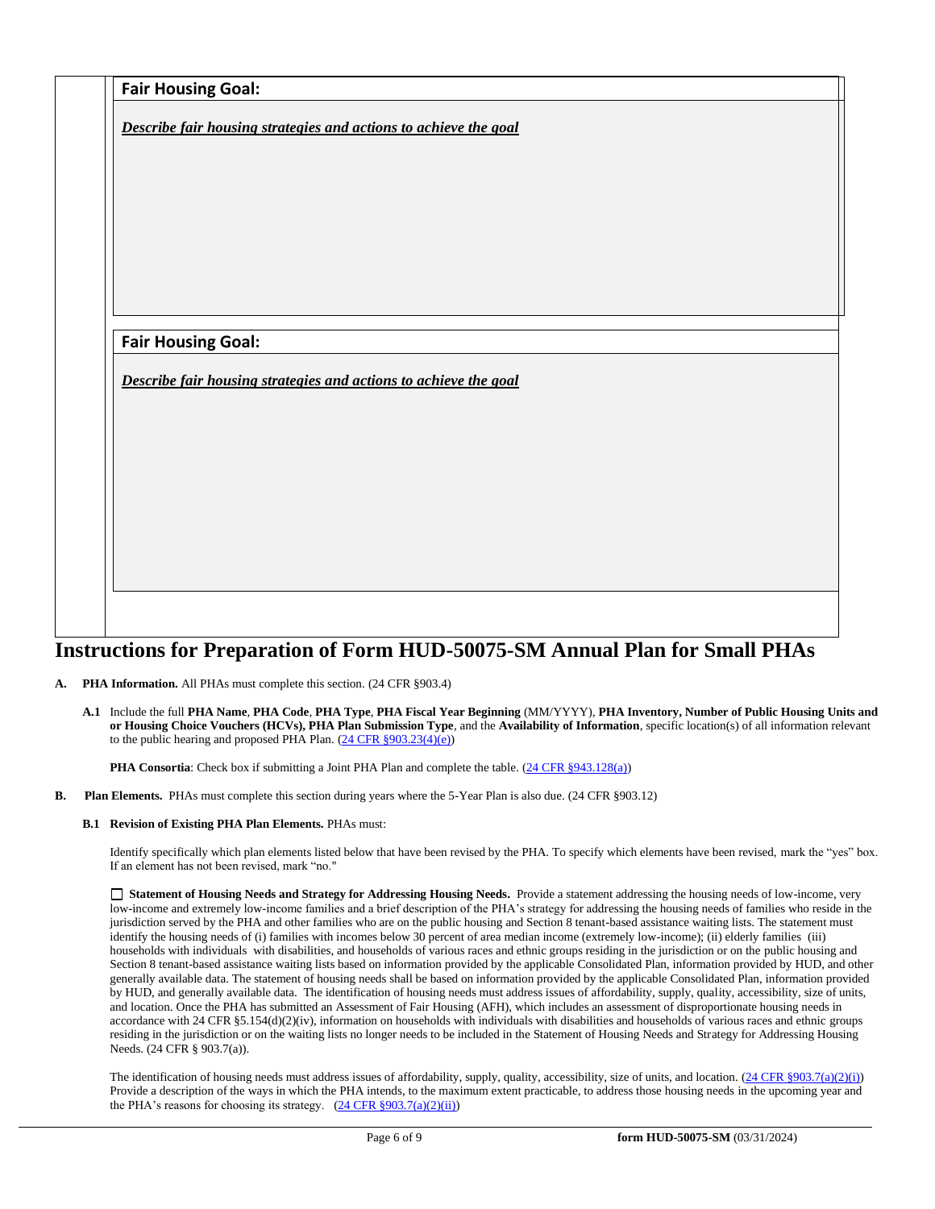**Fair Housing Goal:**

***Describe fair housing strategies and actions to achieve the goal***

**Fair Housing Goal:**

***Describe fair housing strategies and actions to achieve the goal***

# Instructions for Preparation of Form HUD-50075-SM Annual Plan for Small PHAs

**A. PHA Information.** All PHAs must complete this section. (24 CFR §903.4)

**A.1** Include the full **PHA Name**, **PHA Code**, **PHA Type**, **PHA Fiscal Year Beginning** (MM/YYYY), **PHA Inventory, Number of Public Housing Units and or Housing Choice Vouchers (HCVs), PHA Plan Submission Type**, and the **Availability of Information**, specific location(s) of all information relevant to the public hearing and proposed PHA Plan. (24 CFR §903.23(4)(e))

**PHA Consortia**: Check box if submitting a Joint PHA Plan and complete the table. (24 CFR §943.128(a))

**B. Plan Elements.** PHAs must complete this section during years where the 5-Year Plan is also due. (24 CFR §903.12)

**B.1 Revision of Existing PHA Plan Elements.** PHAs must:

Identify specifically which plan elements listed below that have been revised by the PHA. To specify which elements have been revised, mark the "yes" box. If an element has not been revised, mark "no."

☐ **Statement of Housing Needs and Strategy for Addressing Housing Needs.** Provide a statement addressing the housing needs of low-income, very low-income and extremely low-income families and a brief description of the PHA's strategy for addressing the housing needs of families who reside in the jurisdiction served by the PHA and other families who are on the public housing and Section 8 tenant-based assistance waiting lists. The statement must identify the housing needs of (i) families with incomes below 30 percent of area median income (extremely low-income); (ii) elderly families (iii) households with individuals with disabilities, and households of various races and ethnic groups residing in the jurisdiction or on the public housing and Section 8 tenant-based assistance waiting lists based on information provided by the applicable Consolidated Plan, information provided by HUD, and other generally available data. The statement of housing needs shall be based on information provided by the applicable Consolidated Plan, information provided by HUD, and generally available data. The identification of housing needs must address issues of affordability, supply, quality, accessibility, size of units, and location. Once the PHA has submitted an Assessment of Fair Housing (AFH), which includes an assessment of disproportionate housing needs in accordance with 24 CFR §5.154(d)(2)(iv), information on households with individuals with disabilities and households of various races and ethnic groups residing in the jurisdiction or on the waiting lists no longer needs to be included in the Statement of Housing Needs and Strategy for Addressing Housing Needs. (24 CFR § 903.7(a)).

The identification of housing needs must address issues of affordability, supply, quality, accessibility, size of units, and location. (24 CFR §903.7(a)(2)(i)) Provide a description of the ways in which the PHA intends, to the maximum extent practicable, to address those housing needs in the upcoming year and the PHA's reasons for choosing its strategy. (24 CFR §903.7(a)(2)(ii))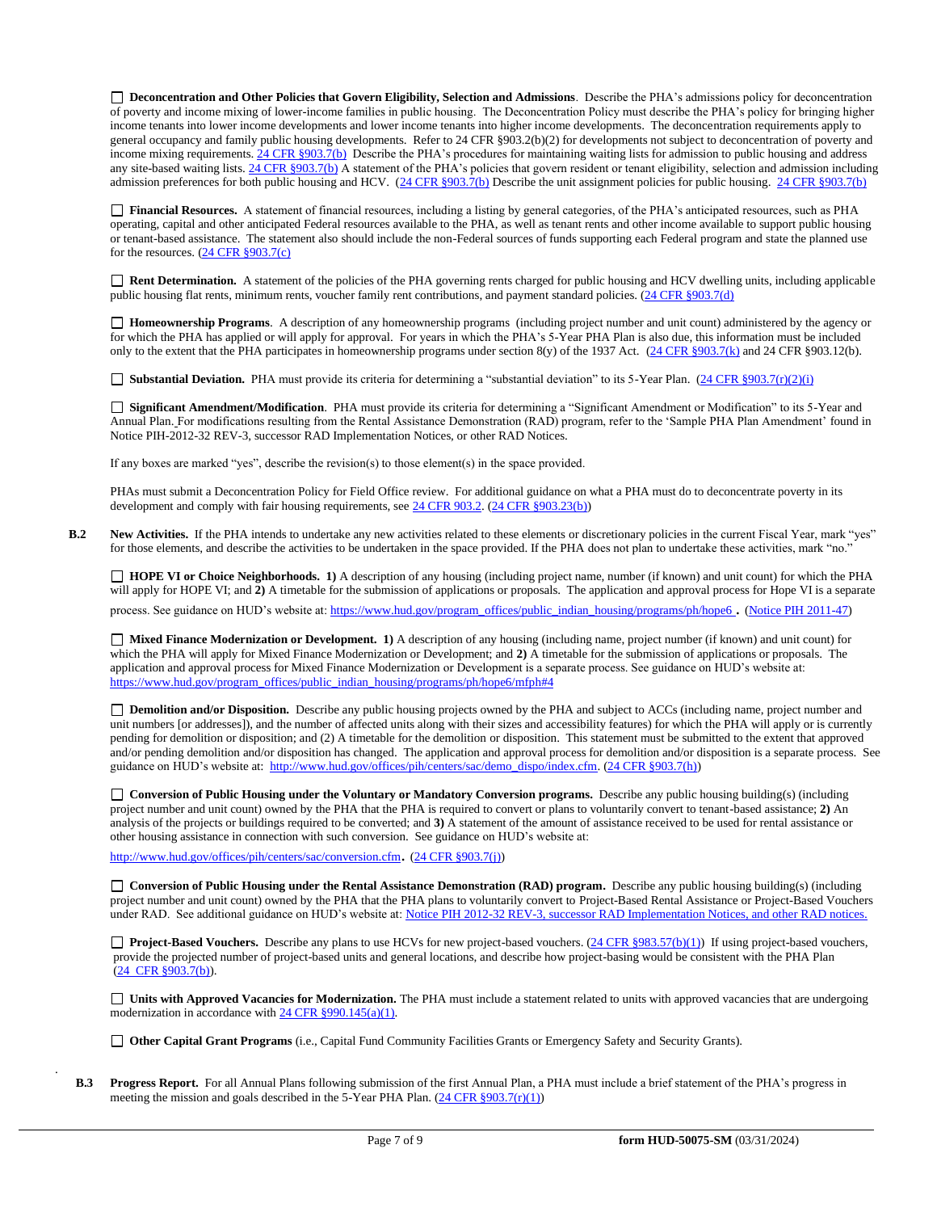☐ **Deconcentration and Other Policies that Govern Eligibility, Selection and Admissions**. Describe the PHA's admissions policy for deconcentration of poverty and income mixing of lower-income families in public housing. The Deconcentration Policy must describe the PHA's policy for bringing higher income tenants into lower income developments and lower income tenants into higher income developments. The deconcentration requirements apply to general occupancy and family public housing developments. Refer to 24 CFR §903.2(b)(2) for developments not subject to deconcentration of poverty and income mixing requirements. 24 CFR §903.7(b) Describe the PHA's procedures for maintaining waiting lists for admission to public housing and address any site-based waiting lists. 24 CFR §903.7(b) A statement of the PHA's policies that govern resident or tenant eligibility, selection and admission including admission preferences for both public housing and HCV. (24 CFR §903.7(b) Describe the unit assignment policies for public housing. 24 CFR §903.7(b)

☐ **Financial Resources.** A statement of financial resources, including a listing by general categories, of the PHA's anticipated resources, such as PHA operating, capital and other anticipated Federal resources available to the PHA, as well as tenant rents and other income available to support public housing or tenant-based assistance. The statement also should include the non-Federal sources of funds supporting each Federal program and state the planned use for the resources. (24 CFR §903.7(c)

☐ **Rent Determination.** A statement of the policies of the PHA governing rents charged for public housing and HCV dwelling units, including applicable public housing flat rents, minimum rents, voucher family rent contributions, and payment standard policies. (24 CFR §903.7(d)

☐ **Homeownership Programs**. A description of any homeownership programs (including project number and unit count) administered by the agency or for which the PHA has applied or will apply for approval. For years in which the PHA's 5-Year PHA Plan is also due, this information must be included only to the extent that the PHA participates in homeownership programs under section 8(y) of the 1937 Act. (24 CFR §903.7(k) and 24 CFR §903.12(b).

☐ **Substantial Deviation.** PHA must provide its criteria for determining a "substantial deviation" to its 5-Year Plan. (24 CFR §903.7(r)(2)(i)

☐ **Significant Amendment/Modification**. PHA must provide its criteria for determining a "Significant Amendment or Modification" to its 5-Year and Annual Plan. For modifications resulting from the Rental Assistance Demonstration (RAD) program, refer to the 'Sample PHA Plan Amendment' found in Notice PIH-2012-32 REV-3, successor RAD Implementation Notices, or other RAD Notices.

If any boxes are marked "yes", describe the revision(s) to those element(s) in the space provided.

PHAs must submit a Deconcentration Policy for Field Office review. For additional guidance on what a PHA must do to deconcentrate poverty in its development and comply with fair housing requirements, see 24 CFR 903.2. (24 CFR §903.23(b))

**B.2** **New Activities.** If the PHA intends to undertake any new activities related to these elements or discretionary policies in the current Fiscal Year, mark "yes" for those elements, and describe the activities to be undertaken in the space provided. If the PHA does not plan to undertake these activities, mark "no."

☐ **HOPE VI or Choice Neighborhoods. 1)** A description of any housing (including project name, number (if known) and unit count) for which the PHA will apply for HOPE VI; and **2)** A timetable for the submission of applications or proposals. The application and approval process for Hope VI is a separate process. See guidance on HUD's website at: https://www.hud.gov/program_offices/public_indian_housing/programs/ph/hope6 **.** (Notice PIH 2011-47)

☐ **Mixed Finance Modernization or Development. 1)** A description of any housing (including name, project number (if known) and unit count) for which the PHA will apply for Mixed Finance Modernization or Development; and **2)** A timetable for the submission of applications or proposals. The application and approval process for Mixed Finance Modernization or Development is a separate process. See guidance on HUD's website at: https://www.hud.gov/program_offices/public_indian_housing/programs/ph/hope6/mfph#4

☐ **Demolition and/or Disposition.** Describe any public housing projects owned by the PHA and subject to ACCs (including name, project number and unit numbers [or addresses]), and the number of affected units along with their sizes and accessibility features) for which the PHA will apply or is currently pending for demolition or disposition; and (2) A timetable for the demolition or disposition. This statement must be submitted to the extent that approved and/or pending demolition and/or disposition has changed. The application and approval process for demolition and/or disposition is a separate process. See guidance on HUD's website at: http://www.hud.gov/offices/pih/centers/sac/demo_dispo/index.cfm. (24 CFR §903.7(h))

☐ **Conversion of Public Housing under the Voluntary or Mandatory Conversion programs.** Describe any public housing building(s) (including project number and unit count) owned by the PHA that the PHA is required to convert or plans to voluntarily convert to tenant-based assistance; **2)** An analysis of the projects or buildings required to be converted; and **3)** A statement of the amount of assistance received to be used for rental assistance or other housing assistance in connection with such conversion. See guidance on HUD's website at:

http://www.hud.gov/offices/pih/centers/sac/conversion.cfm**.** (24 CFR §903.7(j))

☐ **Conversion of Public Housing under the Rental Assistance Demonstration (RAD) program.** Describe any public housing building(s) (including project number and unit count) owned by the PHA that the PHA plans to voluntarily convert to Project-Based Rental Assistance or Project-Based Vouchers under RAD. See additional guidance on HUD's website at: Notice PIH 2012-32 REV-3, successor RAD Implementation Notices, and other RAD notices.

☐ **Project-Based Vouchers.** Describe any plans to use HCVs for new project-based vouchers. (24 CFR §983.57(b)(1)) If using project-based vouchers, provide the projected number of project-based units and general locations, and describe how project-basing would be consistent with the PHA Plan (24 CFR §903.7(b)).

☐ **Units with Approved Vacancies for Modernization.** The PHA must include a statement related to units with approved vacancies that are undergoing modernization in accordance with 24 CFR §990.145(a)(1).

☐ **Other Capital Grant Programs** (i.e., Capital Fund Community Facilities Grants or Emergency Safety and Security Grants).

**B.3** **Progress Report.** For all Annual Plans following submission of the first Annual Plan, a PHA must include a brief statement of the PHA's progress in meeting the mission and goals described in the 5-Year PHA Plan. (24 CFR §903.7(r)(1))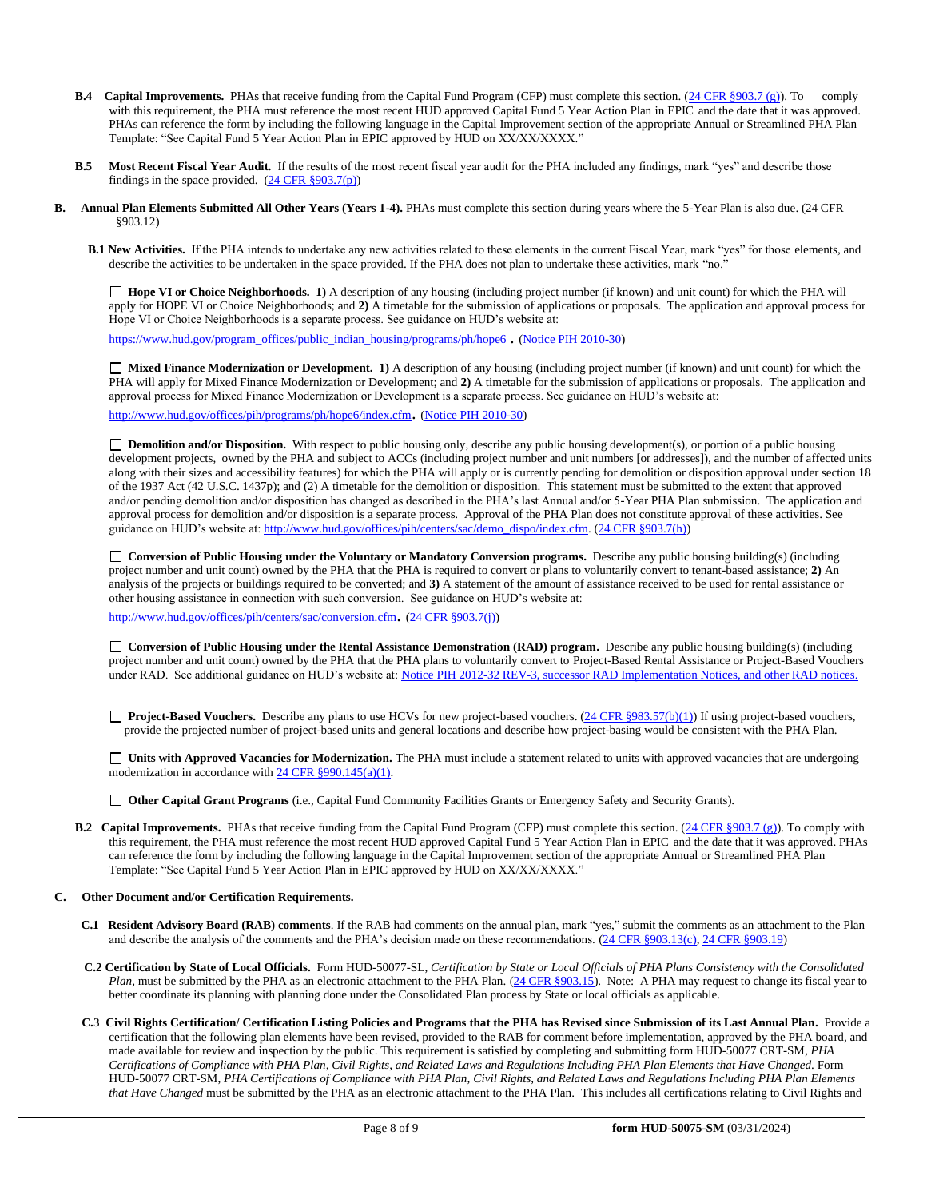**B.4 Capital Improvements.** PHAs that receive funding from the Capital Fund Program (CFP) must complete this section. (24 CFR §903.7 (g)). To comply with this requirement, the PHA must reference the most recent HUD approved Capital Fund 5 Year Action Plan in EPIC and the date that it was approved. PHAs can reference the form by including the following language in the Capital Improvement section of the appropriate Annual or Streamlined PHA Plan Template: "See Capital Fund 5 Year Action Plan in EPIC approved by HUD on XX/XX/XXXX."

**B.5 Most Recent Fiscal Year Audit.** If the results of the most recent fiscal year audit for the PHA included any findings, mark "yes" and describe those findings in the space provided. (24 CFR §903.7(p))

**B. Annual Plan Elements Submitted All Other Years (Years 1-4).** PHAs must complete this section during years where the 5-Year Plan is also due. (24 CFR §903.12)

**B.1 New Activities.** If the PHA intends to undertake any new activities related to these elements in the current Fiscal Year, mark "yes" for those elements, and describe the activities to be undertaken in the space provided. If the PHA does not plan to undertake these activities, mark "no."

☐ **Hope VI or Choice Neighborhoods. 1)** A description of any housing (including project number (if known) and unit count) for which the PHA will apply for HOPE VI or Choice Neighborhoods; and **2)** A timetable for the submission of applications or proposals. The application and approval process for Hope VI or Choice Neighborhoods is a separate process. See guidance on HUD's website at:

https://www.hud.gov/program_offices/public_indian_housing/programs/ph/hope6 **.** (Notice PIH 2010-30)

☐ **Mixed Finance Modernization or Development. 1)** A description of any housing (including project number (if known) and unit count) for which the PHA will apply for Mixed Finance Modernization or Development; and **2)** A timetable for the submission of applications or proposals. The application and approval process for Mixed Finance Modernization or Development is a separate process. See guidance on HUD's website at:

http://www.hud.gov/offices/pih/programs/ph/hope6/index.cfm**.** (Notice PIH 2010-30)

☐ **Demolition and/or Disposition.** With respect to public housing only, describe any public housing development(s), or portion of a public housing development projects, owned by the PHA and subject to ACCs (including project number and unit numbers [or addresses]), and the number of affected units along with their sizes and accessibility features) for which the PHA will apply or is currently pending for demolition or disposition approval under section 18 of the 1937 Act (42 U.S.C. 1437p); and (2) A timetable for the demolition or disposition. This statement must be submitted to the extent that approved and/or pending demolition and/or disposition has changed as described in the PHA's last Annual and/or 5-Year PHA Plan submission. The application and approval process for demolition and/or disposition is a separate process. Approval of the PHA Plan does not constitute approval of these activities. See guidance on HUD's website at: http://www.hud.gov/offices/pih/centers/sac/demo_dispo/index.cfm. (24 CFR §903.7(h))

☐ **Conversion of Public Housing under the Voluntary or Mandatory Conversion programs.** Describe any public housing building(s) (including project number and unit count) owned by the PHA that the PHA is required to convert or plans to voluntarily convert to tenant-based assistance; **2)** An analysis of the projects or buildings required to be converted; and **3)** A statement of the amount of assistance received to be used for rental assistance or other housing assistance in connection with such conversion. See guidance on HUD's website at:

http://www.hud.gov/offices/pih/centers/sac/conversion.cfm**.** (24 CFR §903.7(j))

☐ **Conversion of Public Housing under the Rental Assistance Demonstration (RAD) program.** Describe any public housing building(s) (including project number and unit count) owned by the PHA that the PHA plans to voluntarily convert to Project-Based Rental Assistance or Project-Based Vouchers under RAD. See additional guidance on HUD's website at: Notice PIH 2012-32 REV-3, successor RAD Implementation Notices, and other RAD notices.

☐ **Project-Based Vouchers.** Describe any plans to use HCVs for new project-based vouchers. (24 CFR §983.57(b)(1)) If using project-based vouchers, provide the projected number of project-based units and general locations and describe how project-basing would be consistent with the PHA Plan.

☐ **Units with Approved Vacancies for Modernization.** The PHA must include a statement related to units with approved vacancies that are undergoing modernization in accordance with 24 CFR §990.145(a)(1).

☐ **Other Capital Grant Programs** (i.e., Capital Fund Community Facilities Grants or Emergency Safety and Security Grants).

**B.2 Capital Improvements.** PHAs that receive funding from the Capital Fund Program (CFP) must complete this section. (24 CFR §903.7 (g)). To comply with this requirement, the PHA must reference the most recent HUD approved Capital Fund 5 Year Action Plan in EPIC and the date that it was approved. PHAs can reference the form by including the following language in the Capital Improvement section of the appropriate Annual or Streamlined PHA Plan Template: "See Capital Fund 5 Year Action Plan in EPIC approved by HUD on XX/XX/XXXX."

**C. Other Document and/or Certification Requirements.**

**C.1 Resident Advisory Board (RAB) comments**. If the RAB had comments on the annual plan, mark "yes," submit the comments as an attachment to the Plan and describe the analysis of the comments and the PHA's decision made on these recommendations. (24 CFR §903.13(c), 24 CFR §903.19)

**C.2 Certification by State of Local Officials.** Form HUD-50077-SL, *Certification by State or Local Officials of PHA Plans Consistency with the Consolidated Plan,* must be submitted by the PHA as an electronic attachment to the PHA Plan. (24 CFR §903.15). Note: A PHA may request to change its fiscal year to better coordinate its planning with planning done under the Consolidated Plan process by State or local officials as applicable.

**C.3 Civil Rights Certification/ Certification Listing Policies and Programs that the PHA has Revised since Submission of its Last Annual Plan.** Provide a certification that the following plan elements have been revised, provided to the RAB for comment before implementation, approved by the PHA board, and made available for review and inspection by the public. This requirement is satisfied by completing and submitting form HUD-50077 CRT-SM, *PHA Certifications of Compliance with PHA Plan, Civil Rights, and Related Laws and Regulations Including PHA Plan Elements that Have Changed*. Form HUD-50077 CRT-SM, *PHA Certifications of Compliance with PHA Plan, Civil Rights, and Related Laws and Regulations Including PHA Plan Elements that Have Changed* must be submitted by the PHA as an electronic attachment to the PHA Plan. This includes all certifications relating to Civil Rights and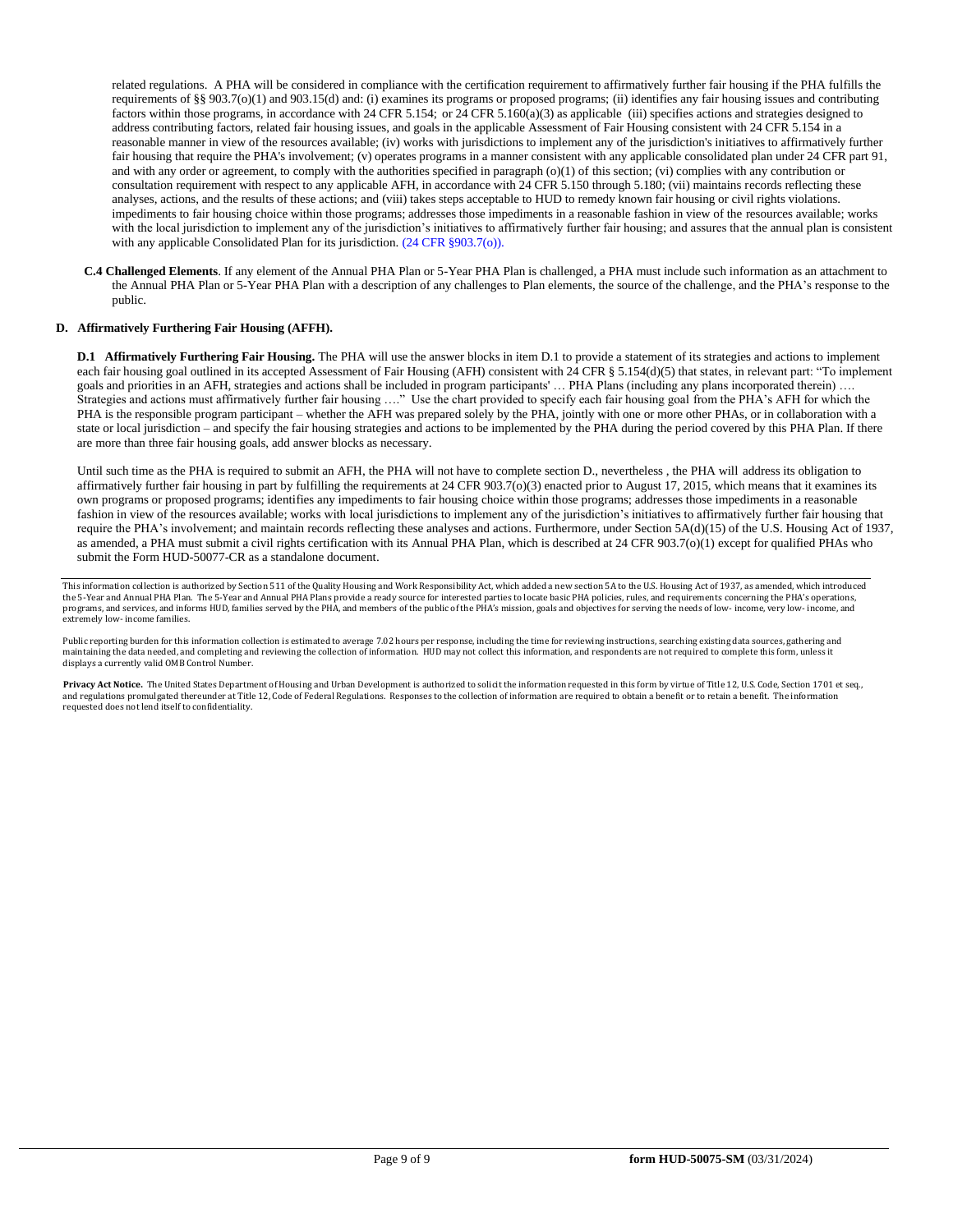related regulations. A PHA will be considered in compliance with the certification requirement to affirmatively further fair housing if the PHA fulfills the requirements of §§ 903.7(o)(1) and 903.15(d) and: (i) examines its programs or proposed programs; (ii) identifies any fair housing issues and contributing factors within those programs, in accordance with 24 CFR 5.154; or 24 CFR 5.160(a)(3) as applicable (iii) specifies actions and strategies designed to address contributing factors, related fair housing issues, and goals in the applicable Assessment of Fair Housing consistent with 24 CFR 5.154 in a reasonable manner in view of the resources available; (iv) works with jurisdictions to implement any of the jurisdiction's initiatives to affirmatively further fair housing that require the PHA's involvement; (v) operates programs in a manner consistent with any applicable consolidated plan under 24 CFR part 91, and with any order or agreement, to comply with the authorities specified in paragraph (o)(1) of this section; (vi) complies with any contribution or consultation requirement with respect to any applicable AFH, in accordance with 24 CFR 5.150 through 5.180; (vii) maintains records reflecting these analyses, actions, and the results of these actions; and (viii) takes steps acceptable to HUD to remedy known fair housing or civil rights violations. impediments to fair housing choice within those programs; addresses those impediments in a reasonable fashion in view of the resources available; works with the local jurisdiction to implement any of the jurisdiction's initiatives to affirmatively further fair housing; and assures that the annual plan is consistent with any applicable Consolidated Plan for its jurisdiction. (24 CFR §903.7(o)).

**C.4 Challenged Elements**. If any element of the Annual PHA Plan or 5-Year PHA Plan is challenged, a PHA must include such information as an attachment to the Annual PHA Plan or 5-Year PHA Plan with a description of any challenges to Plan elements, the source of the challenge, and the PHA's response to the public.

**D. Affirmatively Furthering Fair Housing (AFFH).**

**D.1 Affirmatively Furthering Fair Housing.** The PHA will use the answer blocks in item D.1 to provide a statement of its strategies and actions to implement each fair housing goal outlined in its accepted Assessment of Fair Housing (AFH) consistent with 24 CFR § 5.154(d)(5) that states, in relevant part: "To implement goals and priorities in an AFH, strategies and actions shall be included in program participants' … PHA Plans (including any plans incorporated therein) …. Strategies and actions must affirmatively further fair housing …." Use the chart provided to specify each fair housing goal from the PHA's AFH for which the PHA is the responsible program participant – whether the AFH was prepared solely by the PHA, jointly with one or more other PHAs, or in collaboration with a state or local jurisdiction – and specify the fair housing strategies and actions to be implemented by the PHA during the period covered by this PHA Plan. If there are more than three fair housing goals, add answer blocks as necessary.

Until such time as the PHA is required to submit an AFH, the PHA will not have to complete section D., nevertheless , the PHA will address its obligation to affirmatively further fair housing in part by fulfilling the requirements at 24 CFR 903.7(o)(3) enacted prior to August 17, 2015, which means that it examines its own programs or proposed programs; identifies any impediments to fair housing choice within those programs; addresses those impediments in a reasonable fashion in view of the resources available; works with local jurisdictions to implement any of the jurisdiction's initiatives to affirmatively further fair housing that require the PHA's involvement; and maintain records reflecting these analyses and actions. Furthermore, under Section 5A(d)(15) of the U.S. Housing Act of 1937, as amended, a PHA must submit a civil rights certification with its Annual PHA Plan, which is described at 24 CFR 903.7(o)(1) except for qualified PHAs who submit the Form HUD-50077-CR as a standalone document.

---

This information collection is authorized by Section 511 of the Quality Housing and Work Responsibility Act, which added a new section 5A to the U.S. Housing Act of 1937, as amended, which introduced the 5-Year and Annual PHA Plan. The 5-Year and Annual PHA Plans provide a ready source for interested parties to locate basic PHA policies, rules, and requirements concerning the PHA's operations, programs, and services, and informs HUD, families served by the PHA, and members of the public of the PHA's mission, goals and objectives for serving the needs of low- income, very low- income, and extremely low- income families.

Public reporting burden for this information collection is estimated to average 7.02 hours per response, including the time for reviewing instructions, searching existing data sources, gathering and maintaining the data needed, and completing and reviewing the collection of information. HUD may not collect this information, and respondents are not required to complete this form, unless it displays a currently valid OMB Control Number.

**Privacy Act Notice.** The United States Department of Housing and Urban Development is authorized to solicit the information requested in this form by virtue of Title 12, U.S. Code, Section 1701 et seq., and regulations promulgated thereunder at Title 12, Code of Federal Regulations. Responses to the collection of information are required to obtain a benefit or to retain a benefit. The information requested does not lend itself to confidentiality.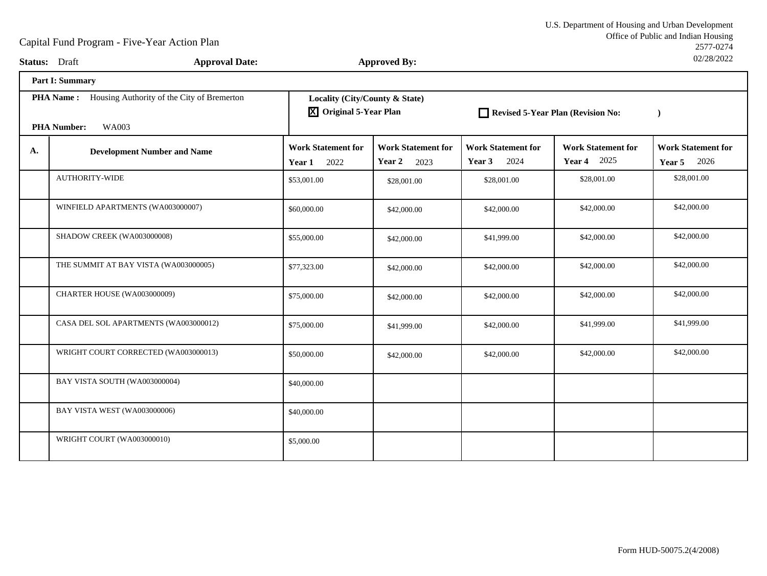U.S. Department of Housing and Urban Development
Office of Public and Indian Housing
2577-0274
02/28/2022

Capital Fund Program - Five-Year Action Plan

**Status:** Draft **Approval Date:** **Approved By:**

**Part I: Summary**

**PHA Name :** Housing Authority of the City of Bremerton

**PHA Number:** WA003

**Locality (City/County & State)**

☒ **Original 5-Year Plan** ☐ **Revised 5-Year Plan (Revision No: )**

| A. | Development Number and Name | Work Statement for Year 1 2022 | Work Statement for Year 2 2023 | Work Statement for Year 3 2024 | Work Statement for Year 4 2025 | Work Statement for Year 5 2026 |
|---|---|---|---|---|---|---|
| | AUTHORITY-WIDE | $53,001.00 | $28,001.00 | $28,001.00 | $28,001.00 | $28,001.00 |
| | WINFIELD APARTMENTS (WA003000007) | $60,000.00 | $42,000.00 | $42,000.00 | $42,000.00 | $42,000.00 |
| | SHADOW CREEK (WA003000008) | $55,000.00 | $42,000.00 | $41,999.00 | $42,000.00 | $42,000.00 |
| | THE SUMMIT AT BAY VISTA (WA003000005) | $77,323.00 | $42,000.00 | $42,000.00 | $42,000.00 | $42,000.00 |
| | CHARTER HOUSE (WA003000009) | $75,000.00 | $42,000.00 | $42,000.00 | $42,000.00 | $42,000.00 |
| | CASA DEL SOL APARTMENTS (WA003000012) | $75,000.00 | $41,999.00 | $42,000.00 | $41,999.00 | $41,999.00 |
| | WRIGHT COURT CORRECTED (WA003000013) | $50,000.00 | $42,000.00 | $42,000.00 | $42,000.00 | $42,000.00 |
| | BAY VISTA SOUTH (WA003000004) | $40,000.00 | | | | |
| | BAY VISTA WEST (WA003000006) | $40,000.00 | | | | |
| | WRIGHT COURT (WA003000010) | $5,000.00 | | | | |

Form HUD-50075.2(4/2008)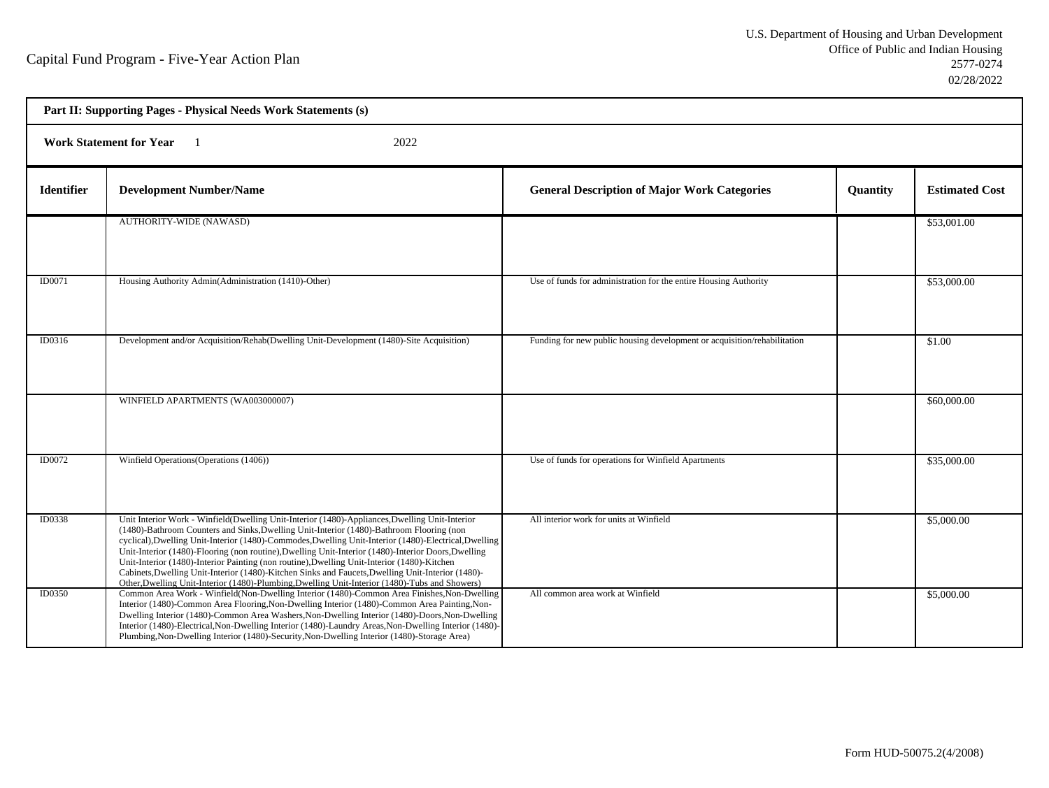# Capital Fund Program - Five-Year Action Plan

U.S. Department of Housing and Urban Development
Office of Public and Indian Housing
2577-0274
02/28/2022

| **Part II: Supporting Pages - Physical Needs Work Statements (s)** | | | | |
|---|---|---|---|---|
| **Work Statement for Year** 1 2022 | | | | |
| **Identifier** | **Development Number/Name** | **General Description of Major Work Categories** | **Quantity** | **Estimated Cost** |
| | AUTHORITY-WIDE (NAWASD) | | | $53,001.00 |
| ID0071 | Housing Authority Admin(Administration (1410)-Other) | Use of funds for administration for the entire Housing Authority | | $53,000.00 |
| ID0316 | Development and/or Acquisition/Rehab(Dwelling Unit-Development (1480)-Site Acquisition) | Funding for new public housing development or acquisition/rehabilitation | | $1.00 |
| | WINFIELD APARTMENTS (WA003000007) | | | $60,000.00 |
| ID0072 | Winfield Operations(Operations (1406)) | Use of funds for operations for Winfield Apartments | | $35,000.00 |
| ID0338 | Unit Interior Work - Winfield(Dwelling Unit-Interior (1480)-Appliances,Dwelling Unit-Interior (1480)-Bathroom Counters and Sinks,Dwelling Unit-Interior (1480)-Bathroom Flooring (non cyclical),Dwelling Unit-Interior (1480)-Commodes,Dwelling Unit-Interior (1480)-Electrical,Dwelling Unit-Interior (1480)-Flooring (non routine),Dwelling Unit-Interior (1480)-Interior Doors,Dwelling Unit-Interior (1480)-Interior Painting (non routine),Dwelling Unit-Interior (1480)-Kitchen Cabinets,Dwelling Unit-Interior (1480)-Kitchen Sinks and Faucets,Dwelling Unit-Interior (1480)-Other,Dwelling Unit-Interior (1480)-Plumbing,Dwelling Unit-Interior (1480)-Tubs and Showers) | All interior work for units at Winfield | | $5,000.00 |
| ID0350 | Common Area Work - Winfield(Non-Dwelling Interior (1480)-Common Area Finishes,Non-Dwelling Interior (1480)-Common Area Flooring,Non-Dwelling Interior (1480)-Common Area Painting,Non-Dwelling Interior (1480)-Common Area Washers,Non-Dwelling Interior (1480)-Doors,Non-Dwelling Interior (1480)-Electrical,Non-Dwelling Interior (1480)-Laundry Areas,Non-Dwelling Interior (1480)-Plumbing,Non-Dwelling Interior (1480)-Security,Non-Dwelling Interior (1480)-Storage Area) | All common area work at Winfield | | $5,000.00 |

Form HUD-50075.2(4/2008)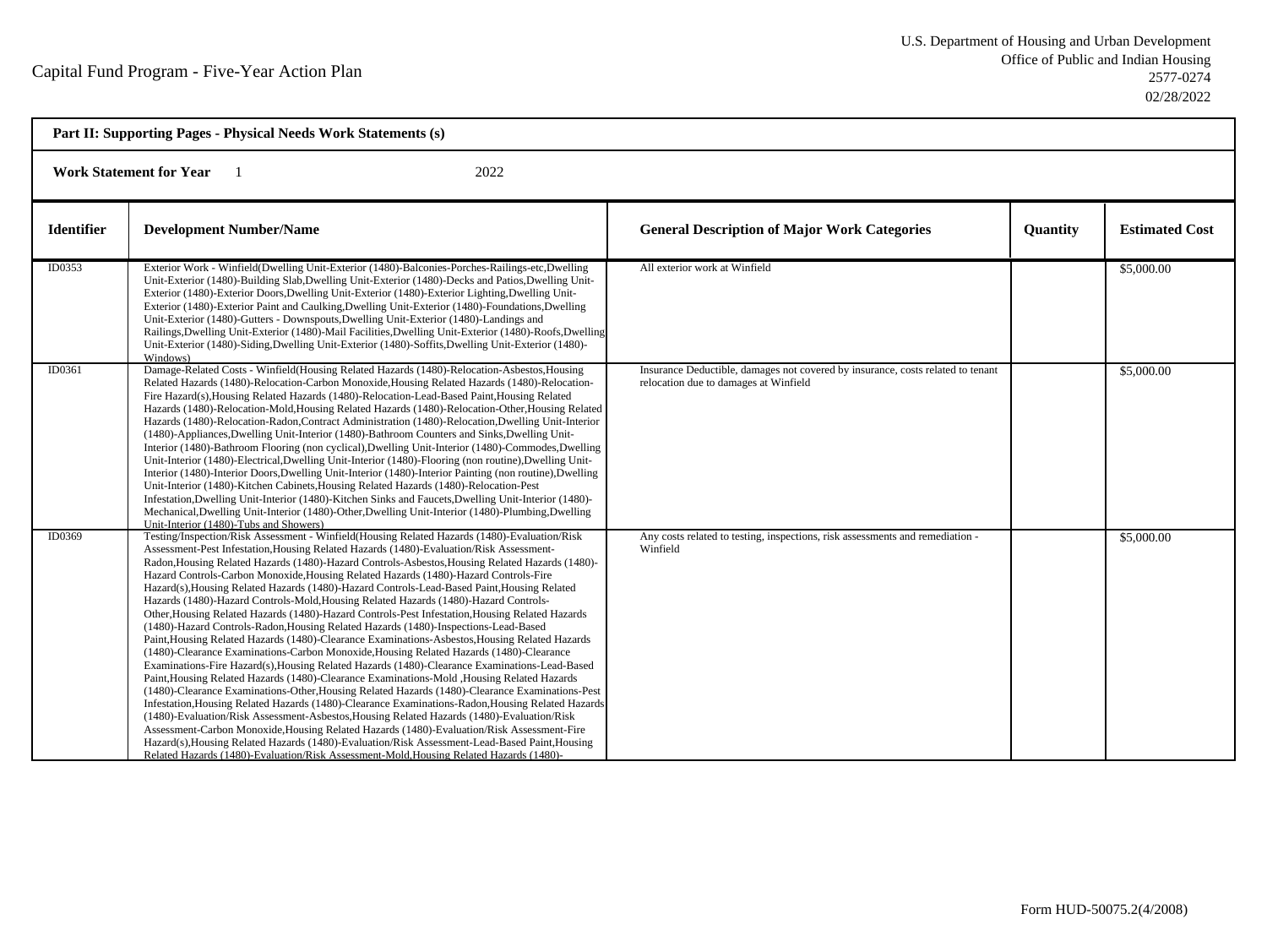Capital Fund Program - Five-Year Action Plan

U.S. Department of Housing and Urban Development
Office of Public and Indian Housing
2577-0274
02/28/2022

**Part II: Supporting Pages - Physical Needs Work Statements (s)**

**Work Statement for Year** 1 2022

| Identifier | Development Number/Name | General Description of Major Work Categories | Quantity | Estimated Cost |
|---|---|---|---|---|
| ID0353 | Exterior Work - Winfield(Dwelling Unit-Exterior (1480)-Balconies-Porches-Railings-etc,Dwelling Unit-Exterior (1480)-Building Slab,Dwelling Unit-Exterior (1480)-Decks and Patios,Dwelling Unit-Exterior (1480)-Exterior Doors,Dwelling Unit-Exterior (1480)-Exterior Lighting,Dwelling Unit-Exterior (1480)-Exterior Paint and Caulking,Dwelling Unit-Exterior (1480)-Foundations,Dwelling Unit-Exterior (1480)-Gutters - Downspouts,Dwelling Unit-Exterior (1480)-Landings and Railings,Dwelling Unit-Exterior (1480)-Mail Facilities,Dwelling Unit-Exterior (1480)-Roofs,Dwelling Unit-Exterior (1480)-Siding,Dwelling Unit-Exterior (1480)-Soffits,Dwelling Unit-Exterior (1480)-Windows) | All exterior work at Winfield | | $5,000.00 |
| ID0361 | Damage-Related Costs - Winfield(Housing Related Hazards (1480)-Relocation-Asbestos,Housing Related Hazards (1480)-Relocation-Carbon Monoxide,Housing Related Hazards (1480)-Relocation-Fire Hazard(s),Housing Related Hazards (1480)-Relocation-Lead-Based Paint,Housing Related Hazards (1480)-Relocation-Mold,Housing Related Hazards (1480)-Relocation-Other,Housing Related Hazards (1480)-Relocation-Radon,Contract Administration (1480)-Relocation,Dwelling Unit-Interior (1480)-Appliances,Dwelling Unit-Interior (1480)-Bathroom Counters and Sinks,Dwelling Unit-Interior (1480)-Bathroom Flooring (non cyclical),Dwelling Unit-Interior (1480)-Commodes,Dwelling Unit-Interior (1480)-Electrical,Dwelling Unit-Interior (1480)-Flooring (non routine),Dwelling Unit-Interior (1480)-Interior Doors,Dwelling Unit-Interior (1480)-Interior Painting (non routine),Dwelling Unit-Interior (1480)-Kitchen Cabinets,Housing Related Hazards (1480)-Relocation-Pest Infestation,Dwelling Unit-Interior (1480)-Kitchen Sinks and Faucets,Dwelling Unit-Interior (1480)-Mechanical,Dwelling Unit-Interior (1480)-Other,Dwelling Unit-Interior (1480)-Plumbing,Dwelling Unit-Interior (1480)-Tubs and Showers) | Insurance Deductible, damages not covered by insurance, costs related to tenant relocation due to damages at Winfield | | $5,000.00 |
| ID0369 | Testing/Inspection/Risk Assessment - Winfield(Housing Related Hazards (1480)-Evaluation/Risk Assessment-Pest Infestation,Housing Related Hazards (1480)-Evaluation/Risk Assessment-Radon,Housing Related Hazards (1480)-Hazard Controls-Asbestos,Housing Related Hazards (1480)-Hazard Controls-Carbon Monoxide,Housing Related Hazards (1480)-Hazard Controls-Fire Hazard(s),Housing Related Hazards (1480)-Hazard Controls-Lead-Based Paint,Housing Related Hazards (1480)-Hazard Controls-Mold,Housing Related Hazards (1480)-Hazard Controls-Other,Housing Related Hazards (1480)-Hazard Controls-Pest Infestation,Housing Related Hazards (1480)-Hazard Controls-Radon,Housing Related Hazards (1480)-Inspections-Lead-Based Paint,Housing Related Hazards (1480)-Clearance Examinations-Asbestos,Housing Related Hazards (1480)-Clearance Examinations-Carbon Monoxide,Housing Related Hazards (1480)-Clearance Examinations-Fire Hazard(s),Housing Related Hazards (1480)-Clearance Examinations-Lead-Based Paint,Housing Related Hazards (1480)-Clearance Examinations-Mold ,Housing Related Hazards (1480)-Clearance Examinations-Other,Housing Related Hazards (1480)-Clearance Examinations-Pest Infestation,Housing Related Hazards (1480)-Clearance Examinations-Radon,Housing Related Hazards (1480)-Evaluation/Risk Assessment-Asbestos,Housing Related Hazards (1480)-Evaluation/Risk Assessment-Carbon Monoxide,Housing Related Hazards (1480)-Evaluation/Risk Assessment-Fire Hazard(s),Housing Related Hazards (1480)-Evaluation/Risk Assessment-Lead-Based Paint,Housing Related Hazards (1480)-Evaluation/Risk Assessment-Mold,Housing Related Hazards (1480)- | Any costs related to testing, inspections, risk assessments and remediation - Winfield | | $5,000.00 |

Form HUD-50075.2(4/2008)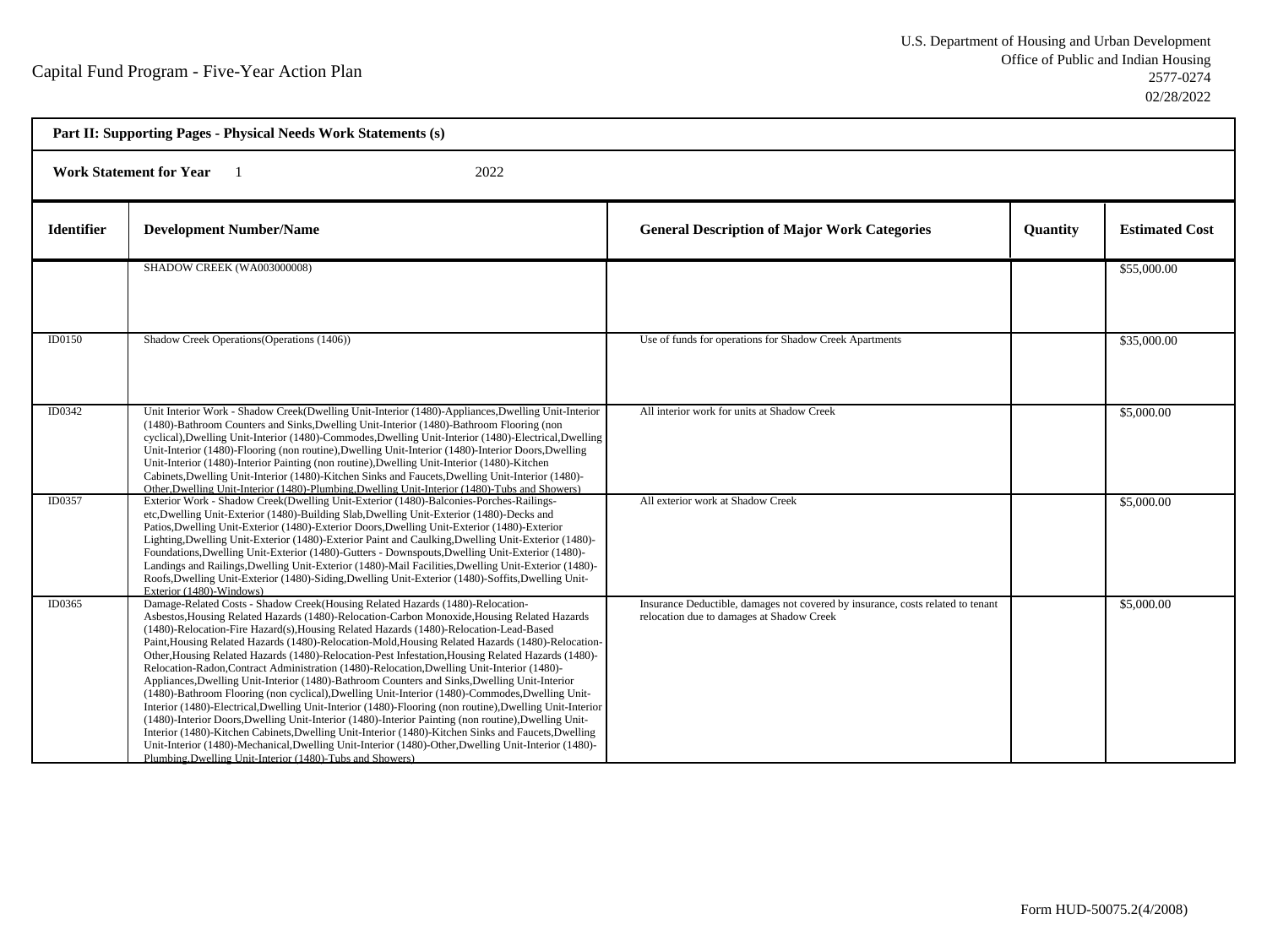Capital Fund Program - Five-Year Action Plan

U.S. Department of Housing and Urban Development
Office of Public and Indian Housing
2577-0274
02/28/2022

| **Part II: Supporting Pages - Physical Needs Work Statements (s)** | | | | |
|---|---|---|---|---|
| **Work Statement for Year** 1 2022 | | | | |
| **Identifier** | **Development Number/Name** | **General Description of Major Work Categories** | **Quantity** | **Estimated Cost** |
| | SHADOW CREEK (WA003000008) | | | $55,000.00 |
| ID0150 | Shadow Creek Operations(Operations (1406)) | Use of funds for operations for Shadow Creek Apartments | | $35,000.00 |
| ID0342 | Unit Interior Work - Shadow Creek(Dwelling Unit-Interior (1480)-Appliances,Dwelling Unit-Interior (1480)-Bathroom Counters and Sinks,Dwelling Unit-Interior (1480)-Bathroom Flooring (non cyclical),Dwelling Unit-Interior (1480)-Commodes,Dwelling Unit-Interior (1480)-Electrical,Dwelling Unit-Interior (1480)-Flooring (non routine),Dwelling Unit-Interior (1480)-Interior Doors,Dwelling Unit-Interior (1480)-Interior Painting (non routine),Dwelling Unit-Interior (1480)-Kitchen Cabinets,Dwelling Unit-Interior (1480)-Kitchen Sinks and Faucets,Dwelling Unit-Interior (1480)-Other,Dwelling Unit-Interior (1480)-Plumbing,Dwelling Unit-Interior (1480)-Tubs and Showers) | All interior work for units at Shadow Creek | | $5,000.00 |
| ID0357 | Exterior Work - Shadow Creek(Dwelling Unit-Exterior (1480)-Balconies-Porches-Railings-etc,Dwelling Unit-Exterior (1480)-Building Slab,Dwelling Unit-Exterior (1480)-Decks and Patios,Dwelling Unit-Exterior (1480)-Exterior Doors,Dwelling Unit-Exterior (1480)-Exterior Lighting,Dwelling Unit-Exterior (1480)-Exterior Paint and Caulking,Dwelling Unit-Exterior (1480)-Foundations,Dwelling Unit-Exterior (1480)-Gutters - Downspouts,Dwelling Unit-Exterior (1480)-Landings and Railings,Dwelling Unit-Exterior (1480)-Mail Facilities,Dwelling Unit-Exterior (1480)-Roofs,Dwelling Unit-Exterior (1480)-Siding,Dwelling Unit-Exterior (1480)-Soffits,Dwelling Unit-Exterior (1480)-Windows) | All exterior work at Shadow Creek | | $5,000.00 |
| ID0365 | Damage-Related Costs - Shadow Creek(Housing Related Hazards (1480)-Relocation-Asbestos,Housing Related Hazards (1480)-Relocation-Carbon Monoxide,Housing Related Hazards (1480)-Relocation-Fire Hazard(s),Housing Related Hazards (1480)-Relocation-Lead-Based Paint,Housing Related Hazards (1480)-Relocation-Mold,Housing Related Hazards (1480)-Relocation-Other,Housing Related Hazards (1480)-Relocation-Pest Infestation,Housing Related Hazards (1480)-Relocation-Radon,Contract Administration (1480)-Relocation,Dwelling Unit-Interior (1480)-Appliances,Dwelling Unit-Interior (1480)-Bathroom Counters and Sinks,Dwelling Unit-Interior (1480)-Bathroom Flooring (non cyclical),Dwelling Unit-Interior (1480)-Commodes,Dwelling Unit-Interior (1480)-Electrical,Dwelling Unit-Interior (1480)-Flooring (non routine),Dwelling Unit-Interior (1480)-Interior Doors,Dwelling Unit-Interior (1480)-Interior Painting (non routine),Dwelling Unit-Interior (1480)-Kitchen Cabinets,Dwelling Unit-Interior (1480)-Kitchen Sinks and Faucets,Dwelling Unit-Interior (1480)-Mechanical,Dwelling Unit-Interior (1480)-Other,Dwelling Unit-Interior (1480)-Plumbing,Dwelling Unit-Interior (1480)-Tubs and Showers) | Insurance Deductible, damages not covered by insurance, costs related to tenant relocation due to damages at Shadow Creek | | $5,000.00 |

Form HUD-50075.2(4/2008)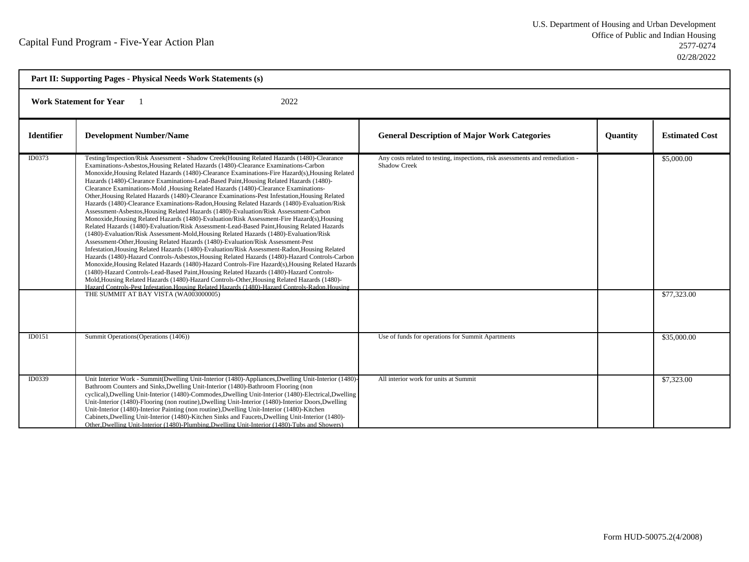Capital Fund Program - Five-Year Action Plan

U.S. Department of Housing and Urban Development
Office of Public and Indian Housing
2577-0274
02/28/2022

**Part II: Supporting Pages - Physical Needs Work Statements (s)**

**Work Statement for Year** 1 2022

| Identifier | Development Number/Name | General Description of Major Work Categories | Quantity | Estimated Cost |
|---|---|---|---|---|
| ID0373 | Testing/Inspection/Risk Assessment - Shadow Creek(Housing Related Hazards (1480)-Clearance Examinations-Asbestos,Housing Related Hazards (1480)-Clearance Examinations-Carbon Monoxide,Housing Related Hazards (1480)-Clearance Examinations-Fire Hazard(s),Housing Related Hazards (1480)-Clearance Examinations-Lead-Based Paint,Housing Related Hazards (1480)-Clearance Examinations-Mold ,Housing Related Hazards (1480)-Clearance Examinations-Other,Housing Related Hazards (1480)-Clearance Examinations-Pest Infestation,Housing Related Hazards (1480)-Clearance Examinations-Radon,Housing Related Hazards (1480)-Evaluation/Risk Assessment-Asbestos,Housing Related Hazards (1480)-Evaluation/Risk Assessment-Carbon Monoxide,Housing Related Hazards (1480)-Evaluation/Risk Assessment-Fire Hazard(s),Housing Related Hazards (1480)-Evaluation/Risk Assessment-Lead-Based Paint,Housing Related Hazards (1480)-Evaluation/Risk Assessment-Mold,Housing Related Hazards (1480)-Evaluation/Risk Assessment-Other,Housing Related Hazards (1480)-Evaluation/Risk Assessment-Pest Infestation,Housing Related Hazards (1480)-Evaluation/Risk Assessment-Radon,Housing Related Hazards (1480)-Hazard Controls-Asbestos,Housing Related Hazards (1480)-Hazard Controls-Carbon Monoxide,Housing Related Hazards (1480)-Hazard Controls-Fire Hazard(s),Housing Related Hazards (1480)-Hazard Controls-Lead-Based Paint,Housing Related Hazards (1480)-Hazard Controls-Mold,Housing Related Hazards (1480)-Hazard Controls-Other,Housing Related Hazards (1480)-Hazard Controls-Pest Infestation,Housing Related Hazards (1480)-Hazard Controls-Radon,Housing | Any costs related to testing, inspections, risk assessments and remediation - Shadow Creek | | $5,000.00 |
| | THE SUMMIT AT BAY VISTA (WA003000005) | | | $77,323.00 |
| ID0151 | Summit Operations(Operations (1406)) | Use of funds for operations for Summit Apartments | | $35,000.00 |
| ID0339 | Unit Interior Work - Summit(Dwelling Unit-Interior (1480)-Appliances,Dwelling Unit-Interior (1480)-Bathroom Counters and Sinks,Dwelling Unit-Interior (1480)-Bathroom Flooring (non cyclical),Dwelling Unit-Interior (1480)-Commodes,Dwelling Unit-Interior (1480)-Electrical,Dwelling Unit-Interior (1480)-Flooring (non routine),Dwelling Unit-Interior (1480)-Interior Doors,Dwelling Unit-Interior (1480)-Interior Painting (non routine),Dwelling Unit-Interior (1480)-Kitchen Cabinets,Dwelling Unit-Interior (1480)-Kitchen Sinks and Faucets,Dwelling Unit-Interior (1480)-Other,Dwelling Unit-Interior (1480)-Plumbing,Dwelling Unit-Interior (1480)-Tubs and Showers) | All interior work for units at Summit | | $7,323.00 |

Form HUD-50075.2(4/2008)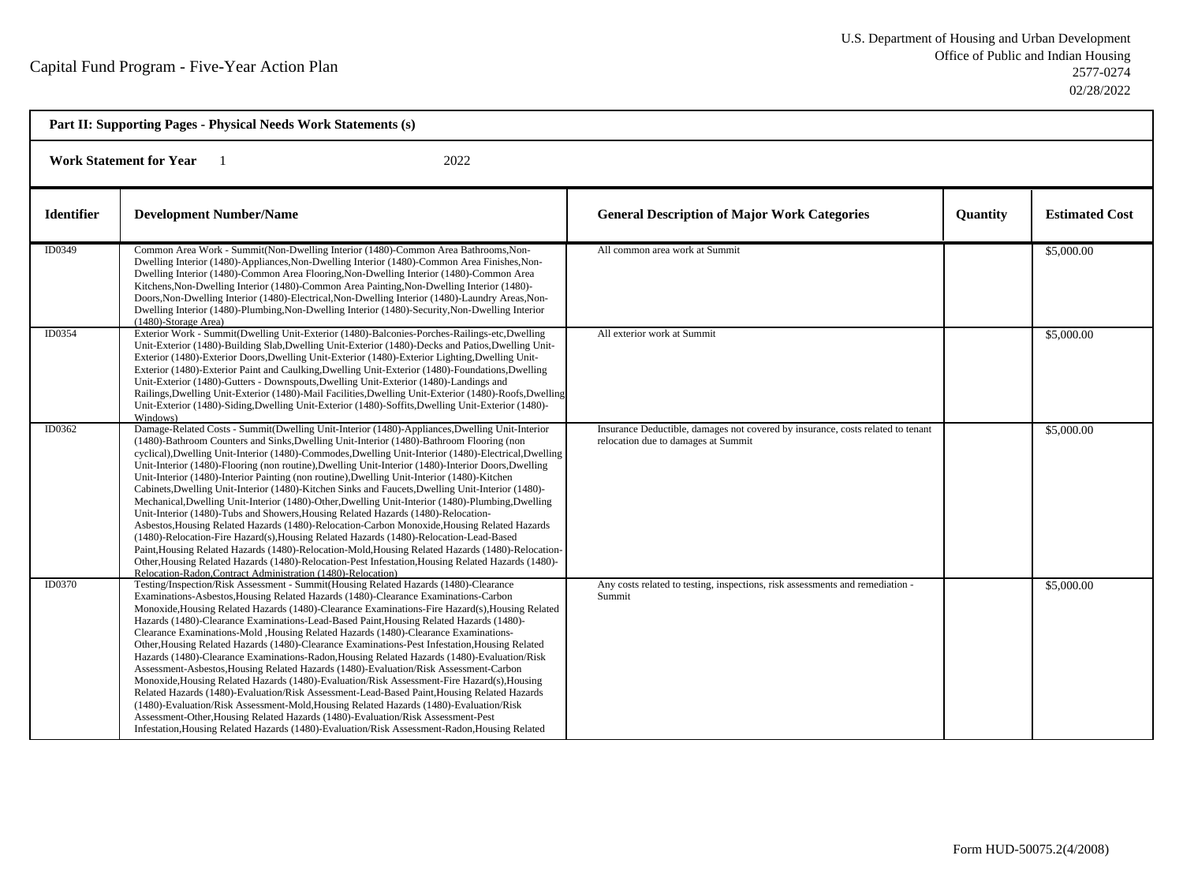Capital Fund Program - Five-Year Action Plan

U.S. Department of Housing and Urban Development
Office of Public and Indian Housing
2577-0274
02/28/2022

**Part II: Supporting Pages - Physical Needs Work Statements (s)**

**Work Statement for Year** 1 2022

| Identifier | Development Number/Name | General Description of Major Work Categories | Quantity | Estimated Cost |
|---|---|---|---|---|
| ID0349 | Common Area Work - Summit(Non-Dwelling Interior (1480)-Common Area Bathrooms,Non-Dwelling Interior (1480)-Appliances,Non-Dwelling Interior (1480)-Common Area Finishes,Non-Dwelling Interior (1480)-Common Area Flooring,Non-Dwelling Interior (1480)-Common Area Kitchens,Non-Dwelling Interior (1480)-Common Area Painting,Non-Dwelling Interior (1480)-Doors,Non-Dwelling Interior (1480)-Electrical,Non-Dwelling Interior (1480)-Laundry Areas,Non-Dwelling Interior (1480)-Plumbing,Non-Dwelling Interior (1480)-Security,Non-Dwelling Interior (1480)-Storage Area) | All common area work at Summit | | $5,000.00 |
| ID0354 | Exterior Work - Summit(Dwelling Unit-Exterior (1480)-Balconies-Porches-Railings-etc,Dwelling Unit-Exterior (1480)-Building Slab,Dwelling Unit-Exterior (1480)-Decks and Patios,Dwelling Unit-Exterior (1480)-Exterior Doors,Dwelling Unit-Exterior (1480)-Exterior Lighting,Dwelling Unit-Exterior (1480)-Exterior Paint and Caulking,Dwelling Unit-Exterior (1480)-Foundations,Dwelling Unit-Exterior (1480)-Gutters - Downspouts,Dwelling Unit-Exterior (1480)-Landings and Railings,Dwelling Unit-Exterior (1480)-Mail Facilities,Dwelling Unit-Exterior (1480)-Roofs,Dwelling Unit-Exterior (1480)-Siding,Dwelling Unit-Exterior (1480)-Soffits,Dwelling Unit-Exterior (1480)-Windows) | All exterior work at Summit | | $5,000.00 |
| ID0362 | Damage-Related Costs - Summit(Dwelling Unit-Interior (1480)-Appliances,Dwelling Unit-Interior (1480)-Bathroom Counters and Sinks,Dwelling Unit-Interior (1480)-Bathroom Flooring (non cyclical),Dwelling Unit-Interior (1480)-Commodes,Dwelling Unit-Interior (1480)-Electrical,Dwelling Unit-Interior (1480)-Flooring (non routine),Dwelling Unit-Interior (1480)-Interior Doors,Dwelling Unit-Interior (1480)-Interior Painting (non routine),Dwelling Unit-Interior (1480)-Kitchen Cabinets,Dwelling Unit-Interior (1480)-Kitchen Sinks and Faucets,Dwelling Unit-Interior (1480)-Mechanical,Dwelling Unit-Interior (1480)-Other,Dwelling Unit-Interior (1480)-Plumbing,Dwelling Unit-Interior (1480)-Tubs and Showers,Housing Related Hazards (1480)-Relocation-Asbestos,Housing Related Hazards (1480)-Relocation-Carbon Monoxide,Housing Related Hazards (1480)-Relocation-Fire Hazard(s),Housing Related Hazards (1480)-Relocation-Lead-Based Paint,Housing Related Hazards (1480)-Relocation-Mold,Housing Related Hazards (1480)-Relocation-Other,Housing Related Hazards (1480)-Relocation-Pest Infestation,Housing Related Hazards (1480)-Relocation-Radon,Contract Administration (1480)-Relocation) | Insurance Deductible, damages not covered by insurance, costs related to tenant relocation due to damages at Summit | | $5,000.00 |
| ID0370 | Testing/Inspection/Risk Assessment - Summit(Housing Related Hazards (1480)-Clearance Examinations-Asbestos,Housing Related Hazards (1480)-Clearance Examinations-Carbon Monoxide,Housing Related Hazards (1480)-Clearance Examinations-Fire Hazard(s),Housing Related Hazards (1480)-Clearance Examinations-Lead-Based Paint,Housing Related Hazards (1480)-Clearance Examinations-Mold ,Housing Related Hazards (1480)-Clearance Examinations-Other,Housing Related Hazards (1480)-Clearance Examinations-Pest Infestation,Housing Related Hazards (1480)-Clearance Examinations-Radon,Housing Related Hazards (1480)-Evaluation/Risk Assessment-Asbestos,Housing Related Hazards (1480)-Evaluation/Risk Assessment-Carbon Monoxide,Housing Related Hazards (1480)-Evaluation/Risk Assessment-Fire Hazard(s),Housing Related Hazards (1480)-Evaluation/Risk Assessment-Lead-Based Paint,Housing Related Hazards (1480)-Evaluation/Risk Assessment-Mold,Housing Related Hazards (1480)-Evaluation/Risk Assessment-Other,Housing Related Hazards (1480)-Evaluation/Risk Assessment-Pest Infestation,Housing Related Hazards (1480)-Evaluation/Risk Assessment-Radon,Housing Related | Any costs related to testing, inspections, risk assessments and remediation - Summit | | $5,000.00 |

Form HUD-50075.2(4/2008)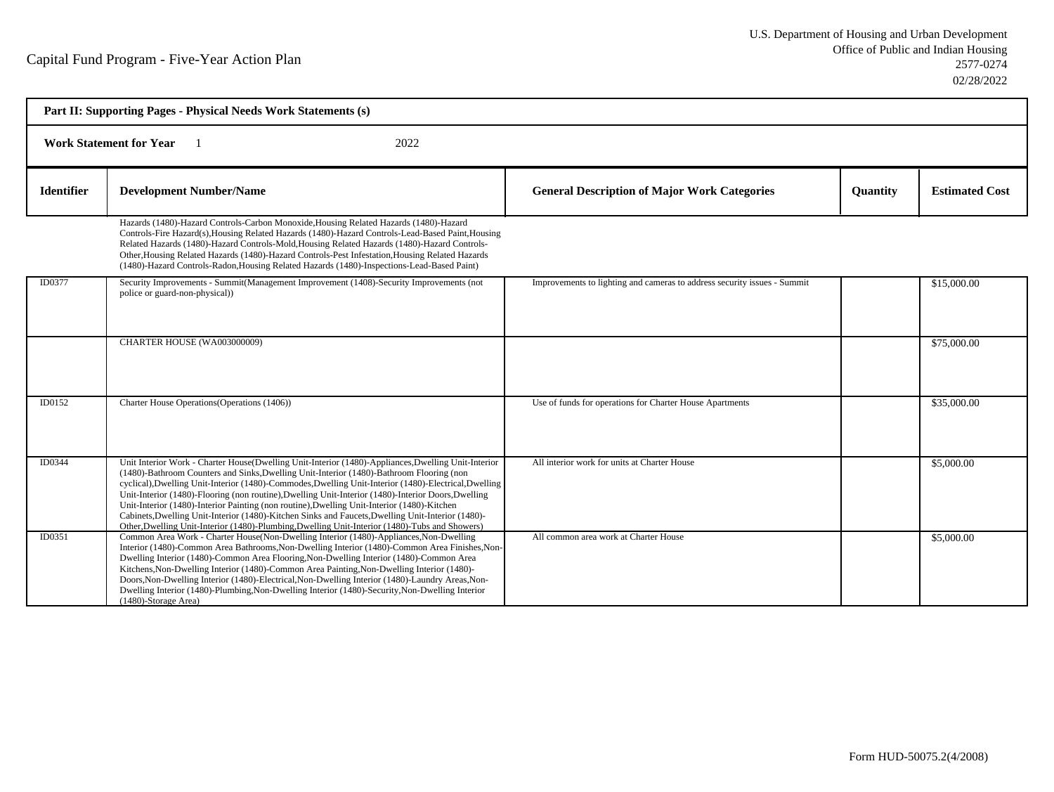Capital Fund Program - Five-Year Action Plan

U.S. Department of Housing and Urban Development
Office of Public and Indian Housing
2577-0274
02/28/2022

**Part II: Supporting Pages - Physical Needs Work Statements (s)**

**Work Statement for Year** 1 2022

| Identifier | Development Number/Name | General Description of Major Work Categories | Quantity | Estimated Cost |
|---|---|---|---|---|
| | Hazards (1480)-Hazard Controls-Carbon Monoxide,Housing Related Hazards (1480)-Hazard Controls-Fire Hazard(s),Housing Related Hazards (1480)-Hazard Controls-Lead-Based Paint,Housing Related Hazards (1480)-Hazard Controls-Mold,Housing Related Hazards (1480)-Hazard Controls-Other,Housing Related Hazards (1480)-Hazard Controls-Pest Infestation,Housing Related Hazards (1480)-Hazard Controls-Radon,Housing Related Hazards (1480)-Inspections-Lead-Based Paint) | | | |
| ID0377 | Security Improvements - Summit(Management Improvement (1408)-Security Improvements (not police or guard-non-physical)) | Improvements to lighting and cameras to address security issues - Summit | | $15,000.00 |
| | CHARTER HOUSE (WA003000009) | | | $75,000.00 |
| ID0152 | Charter House Operations(Operations (1406)) | Use of funds for operations for Charter House Apartments | | $35,000.00 |
| ID0344 | Unit Interior Work - Charter House(Dwelling Unit-Interior (1480)-Appliances,Dwelling Unit-Interior (1480)-Bathroom Counters and Sinks,Dwelling Unit-Interior (1480)-Bathroom Flooring (non cyclical),Dwelling Unit-Interior (1480)-Commodes,Dwelling Unit-Interior (1480)-Electrical,Dwelling Unit-Interior (1480)-Flooring (non routine),Dwelling Unit-Interior (1480)-Interior Doors,Dwelling Unit-Interior (1480)-Interior Painting (non routine),Dwelling Unit-Interior (1480)-Kitchen Cabinets,Dwelling Unit-Interior (1480)-Kitchen Sinks and Faucets,Dwelling Unit-Interior (1480)-Other,Dwelling Unit-Interior (1480)-Plumbing,Dwelling Unit-Interior (1480)-Tubs and Showers) | All interior work for units at Charter House | | $5,000.00 |
| ID0351 | Common Area Work - Charter House(Non-Dwelling Interior (1480)-Appliances,Non-Dwelling Interior (1480)-Common Area Bathrooms,Non-Dwelling Interior (1480)-Common Area Finishes,Non-Dwelling Interior (1480)-Common Area Flooring,Non-Dwelling Interior (1480)-Common Area Kitchens,Non-Dwelling Interior (1480)-Common Area Painting,Non-Dwelling Interior (1480)-Doors,Non-Dwelling Interior (1480)-Electrical,Non-Dwelling Interior (1480)-Laundry Areas,Non-Dwelling Interior (1480)-Plumbing,Non-Dwelling Interior (1480)-Security,Non-Dwelling Interior (1480)-Storage Area) | All common area work at Charter House | | $5,000.00 |

Form HUD-50075.2(4/2008)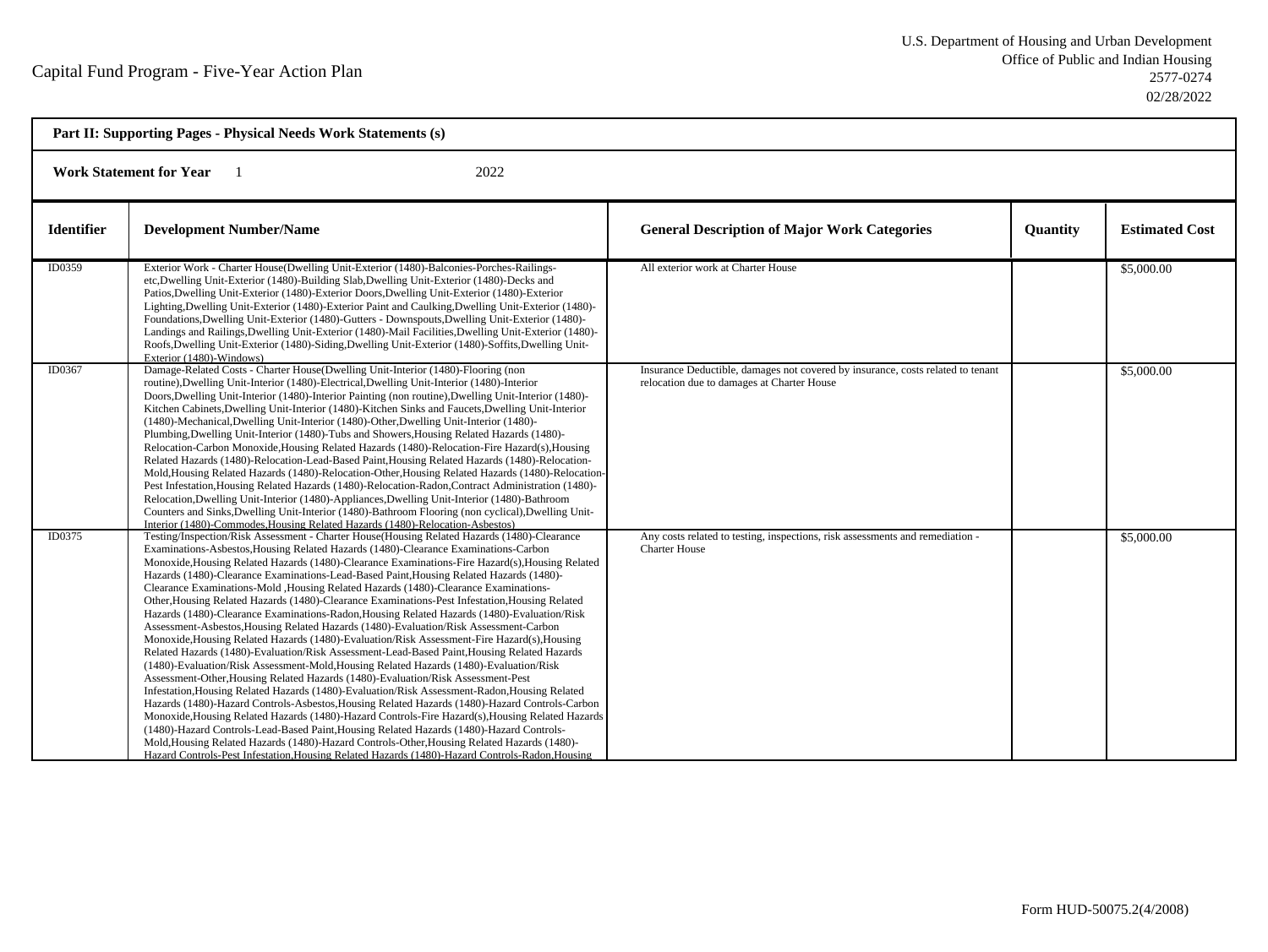Capital Fund Program - Five-Year Action Plan

U.S. Department of Housing and Urban Development
Office of Public and Indian Housing
2577-0274
02/28/2022

**Part II: Supporting Pages - Physical Needs Work Statements (s)**

**Work Statement for Year** 1 2022

| Identifier | Development Number/Name | General Description of Major Work Categories | Quantity | Estimated Cost |
|---|---|---|---|---|
| ID0359 | Exterior Work - Charter House(Dwelling Unit-Exterior (1480)-Balconies-Porches-Railings-etc,Dwelling Unit-Exterior (1480)-Building Slab,Dwelling Unit-Exterior (1480)-Decks and Patios,Dwelling Unit-Exterior (1480)-Exterior Doors,Dwelling Unit-Exterior (1480)-Exterior Lighting,Dwelling Unit-Exterior (1480)-Exterior Paint and Caulking,Dwelling Unit-Exterior (1480)-Foundations,Dwelling Unit-Exterior (1480)-Gutters - Downspouts,Dwelling Unit-Exterior (1480)-Landings and Railings,Dwelling Unit-Exterior (1480)-Mail Facilities,Dwelling Unit-Exterior (1480)-Roofs,Dwelling Unit-Exterior (1480)-Siding,Dwelling Unit-Exterior (1480)-Soffits,Dwelling Unit-Exterior (1480)-Windows) | All exterior work at Charter House | | $5,000.00 |
| ID0367 | Damage-Related Costs - Charter House(Dwelling Unit-Interior (1480)-Flooring (non routine),Dwelling Unit-Interior (1480)-Electrical,Dwelling Unit-Interior (1480)-Interior Doors,Dwelling Unit-Interior (1480)-Interior Painting (non routine),Dwelling Unit-Interior (1480)-Kitchen Cabinets,Dwelling Unit-Interior (1480)-Kitchen Sinks and Faucets,Dwelling Unit-Interior (1480)-Mechanical,Dwelling Unit-Interior (1480)-Other,Dwelling Unit-Interior (1480)-Plumbing,Dwelling Unit-Interior (1480)-Tubs and Showers,Housing Related Hazards (1480)-Relocation-Carbon Monoxide,Housing Related Hazards (1480)-Relocation-Fire Hazard(s),Housing Related Hazards (1480)-Relocation-Lead-Based Paint,Housing Related Hazards (1480)-Relocation-Mold,Housing Related Hazards (1480)-Relocation-Other,Housing Related Hazards (1480)-Relocation-Pest Infestation,Housing Related Hazards (1480)-Relocation-Radon,Contract Administration (1480)-Relocation,Dwelling Unit-Interior (1480)-Appliances,Dwelling Unit-Interior (1480)-Bathroom Counters and Sinks,Dwelling Unit-Interior (1480)-Bathroom Flooring (non cyclical),Dwelling Unit-Interior (1480)-Commodes,Housing Related Hazards (1480)-Relocation-Asbestos) | Insurance Deductible, damages not covered by insurance, costs related to tenant relocation due to damages at Charter House | | $5,000.00 |
| ID0375 | Testing/Inspection/Risk Assessment - Charter House(Housing Related Hazards (1480)-Clearance Examinations-Asbestos,Housing Related Hazards (1480)-Clearance Examinations-Carbon Monoxide,Housing Related Hazards (1480)-Clearance Examinations-Fire Hazard(s),Housing Related Hazards (1480)-Clearance Examinations-Lead-Based Paint,Housing Related Hazards (1480)-Clearance Examinations-Mold ,Housing Related Hazards (1480)-Clearance Examinations-Other,Housing Related Hazards (1480)-Clearance Examinations-Pest Infestation,Housing Related Hazards (1480)-Clearance Examinations-Radon,Housing Related Hazards (1480)-Evaluation/Risk Assessment-Asbestos,Housing Related Hazards (1480)-Evaluation/Risk Assessment-Carbon Monoxide,Housing Related Hazards (1480)-Evaluation/Risk Assessment-Fire Hazard(s),Housing Related Hazards (1480)-Evaluation/Risk Assessment-Lead-Based Paint,Housing Related Hazards (1480)-Evaluation/Risk Assessment-Mold,Housing Related Hazards (1480)-Evaluation/Risk Assessment-Other,Housing Related Hazards (1480)-Evaluation/Risk Assessment-Pest Infestation,Housing Related Hazards (1480)-Evaluation/Risk Assessment-Radon,Housing Related Hazards (1480)-Hazard Controls-Asbestos,Housing Related Hazards (1480)-Hazard Controls-Carbon Monoxide,Housing Related Hazards (1480)-Hazard Controls-Fire Hazard(s),Housing Related Hazards (1480)-Hazard Controls-Lead-Based Paint,Housing Related Hazards (1480)-Hazard Controls-Mold,Housing Related Hazards (1480)-Hazard Controls-Other,Housing Related Hazards (1480)-Hazard Controls-Pest Infestation,Housing Related Hazards (1480)-Hazard Controls-Radon,Housing | Any costs related to testing, inspections, risk assessments and remediation - Charter House | | $5,000.00 |

Form HUD-50075.2(4/2008)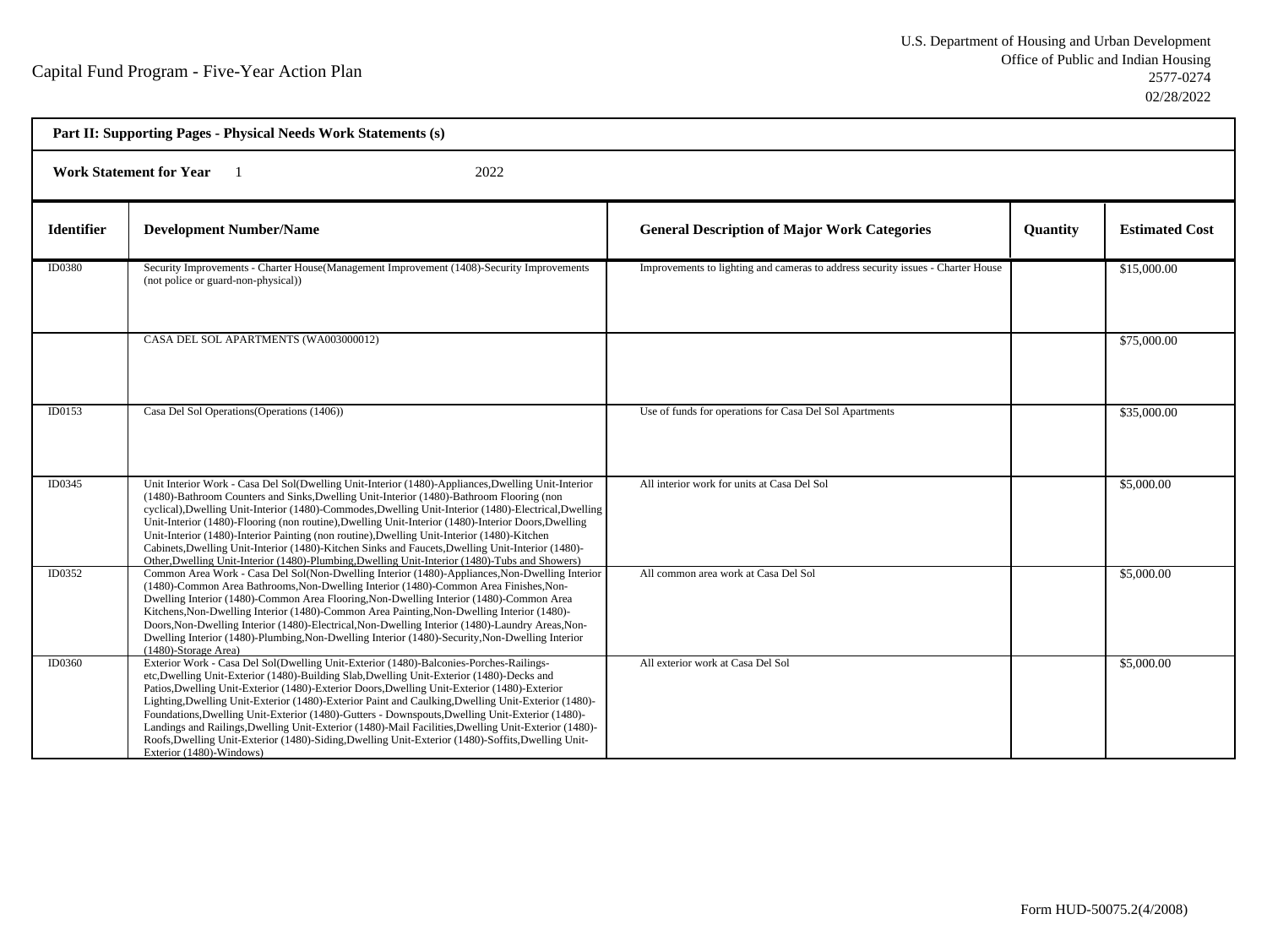Capital Fund Program - Five-Year Action Plan

U.S. Department of Housing and Urban Development
Office of Public and Indian Housing
2577-0274
02/28/2022

| **Part II: Supporting Pages - Physical Needs Work Statements (s)** | | | | |
|---|---|---|---|---|
| **Work Statement for Year** 1 2022 | | | | |
| **Identifier** | **Development Number/Name** | **General Description of Major Work Categories** | **Quantity** | **Estimated Cost** |
| ID0380 | Security Improvements - Charter House(Management Improvement (1408)-Security Improvements (not police or guard-non-physical)) | Improvements to lighting and cameras to address security issues - Charter House | | $15,000.00 |
| | CASA DEL SOL APARTMENTS (WA003000012) | | | $75,000.00 |
| ID0153 | Casa Del Sol Operations(Operations (1406)) | Use of funds for operations for Casa Del Sol Apartments | | $35,000.00 |
| ID0345 | Unit Interior Work - Casa Del Sol(Dwelling Unit-Interior (1480)-Appliances,Dwelling Unit-Interior (1480)-Bathroom Counters and Sinks,Dwelling Unit-Interior (1480)-Bathroom Flooring (non cyclical),Dwelling Unit-Interior (1480)-Commodes,Dwelling Unit-Interior (1480)-Electrical,Dwelling Unit-Interior (1480)-Flooring (non routine),Dwelling Unit-Interior (1480)-Interior Doors,Dwelling Unit-Interior (1480)-Interior Painting (non routine),Dwelling Unit-Interior (1480)-Kitchen Cabinets,Dwelling Unit-Interior (1480)-Kitchen Sinks and Faucets,Dwelling Unit-Interior (1480)-Other,Dwelling Unit-Interior (1480)-Plumbing,Dwelling Unit-Interior (1480)-Tubs and Showers) | All interior work for units at Casa Del Sol | | $5,000.00 |
| ID0352 | Common Area Work - Casa Del Sol(Non-Dwelling Interior (1480)-Appliances,Non-Dwelling Interior (1480)-Common Area Bathrooms,Non-Dwelling Interior (1480)-Common Area Finishes,Non-Dwelling Interior (1480)-Common Area Flooring,Non-Dwelling Interior (1480)-Common Area Kitchens,Non-Dwelling Interior (1480)-Common Area Painting,Non-Dwelling Interior (1480)-Doors,Non-Dwelling Interior (1480)-Electrical,Non-Dwelling Interior (1480)-Laundry Areas,Non-Dwelling Interior (1480)-Plumbing,Non-Dwelling Interior (1480)-Security,Non-Dwelling Interior (1480)-Storage Area) | All common area work at Casa Del Sol | | $5,000.00 |
| ID0360 | Exterior Work - Casa Del Sol(Dwelling Unit-Exterior (1480)-Balconies-Porches-Railings-etc,Dwelling Unit-Exterior (1480)-Building Slab,Dwelling Unit-Exterior (1480)-Decks and Patios,Dwelling Unit-Exterior (1480)-Exterior Doors,Dwelling Unit-Exterior (1480)-Exterior Lighting,Dwelling Unit-Exterior (1480)-Exterior Paint and Caulking,Dwelling Unit-Exterior (1480)-Foundations,Dwelling Unit-Exterior (1480)-Gutters - Downspouts,Dwelling Unit-Exterior (1480)-Landings and Railings,Dwelling Unit-Exterior (1480)-Mail Facilities,Dwelling Unit-Exterior (1480)-Roofs,Dwelling Unit-Exterior (1480)-Siding,Dwelling Unit-Exterior (1480)-Soffits,Dwelling Unit-Exterior (1480)-Windows) | All exterior work at Casa Del Sol | | $5,000.00 |

Form HUD-50075.2(4/2008)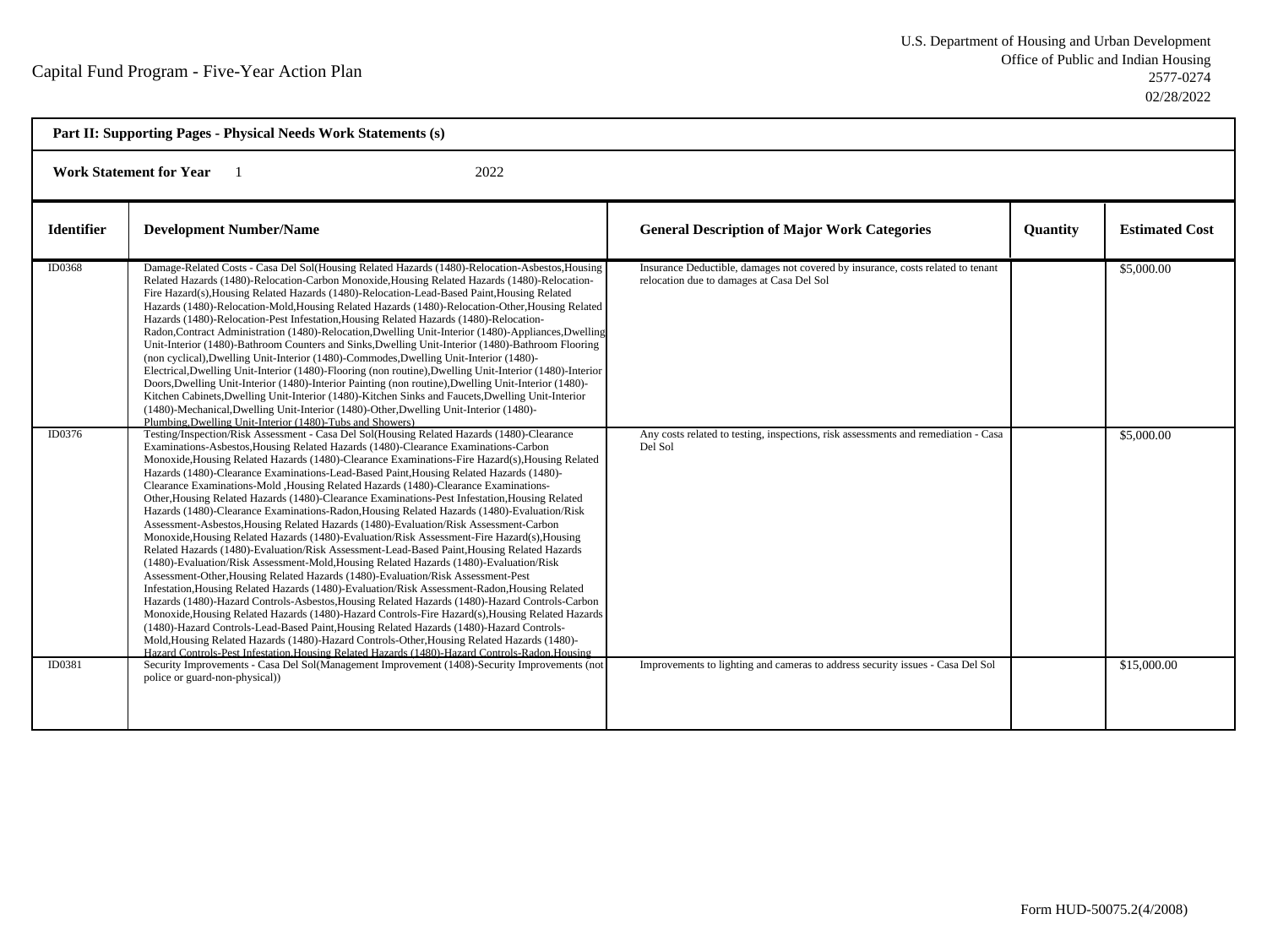**Part II: Supporting Pages - Physical Needs Work Statements (s)**

**Work Statement for Year** 1 2022

| Identifier | Development Number/Name | General Description of Major Work Categories | Quantity | Estimated Cost |
|---|---|---|---|---|
| ID0368 | Damage-Related Costs - Casa Del Sol(Housing Related Hazards (1480)-Relocation-Asbestos,Housing Related Hazards (1480)-Relocation-Carbon Monoxide,Housing Related Hazards (1480)-Relocation-Fire Hazard(s),Housing Related Hazards (1480)-Relocation-Lead-Based Paint,Housing Related Hazards (1480)-Relocation-Mold,Housing Related Hazards (1480)-Relocation-Other,Housing Related Hazards (1480)-Relocation-Pest Infestation,Housing Related Hazards (1480)-Relocation-Radon,Contract Administration (1480)-Relocation,Dwelling Unit-Interior (1480)-Appliances,Dwelling Unit-Interior (1480)-Bathroom Counters and Sinks,Dwelling Unit-Interior (1480)-Bathroom Flooring (non cyclical),Dwelling Unit-Interior (1480)-Commodes,Dwelling Unit-Interior (1480)-Electrical,Dwelling Unit-Interior (1480)-Flooring (non routine),Dwelling Unit-Interior (1480)-Interior Doors,Dwelling Unit-Interior (1480)-Interior Painting (non routine),Dwelling Unit-Interior (1480)-Kitchen Cabinets,Dwelling Unit-Interior (1480)-Kitchen Sinks and Faucets,Dwelling Unit-Interior (1480)-Mechanical,Dwelling Unit-Interior (1480)-Other,Dwelling Unit-Interior (1480)-Plumbing,Dwelling Unit-Interior (1480)-Tubs and Showers) | Insurance Deductible, damages not covered by insurance, costs related to tenant relocation due to damages at Casa Del Sol | | $5,000.00 |
| ID0376 | Testing/Inspection/Risk Assessment - Casa Del Sol(Housing Related Hazards (1480)-Clearance Examinations-Asbestos,Housing Related Hazards (1480)-Clearance Examinations-Carbon Monoxide,Housing Related Hazards (1480)-Clearance Examinations-Fire Hazard(s),Housing Related Hazards (1480)-Clearance Examinations-Lead-Based Paint,Housing Related Hazards (1480)-Clearance Examinations-Mold ,Housing Related Hazards (1480)-Clearance Examinations-Other,Housing Related Hazards (1480)-Clearance Examinations-Pest Infestation,Housing Related Hazards (1480)-Clearance Examinations-Radon,Housing Related Hazards (1480)-Evaluation/Risk Assessment-Asbestos,Housing Related Hazards (1480)-Evaluation/Risk Assessment-Carbon Monoxide,Housing Related Hazards (1480)-Evaluation/Risk Assessment-Fire Hazard(s),Housing Related Hazards (1480)-Evaluation/Risk Assessment-Lead-Based Paint,Housing Related Hazards (1480)-Evaluation/Risk Assessment-Mold,Housing Related Hazards (1480)-Evaluation/Risk Assessment-Other,Housing Related Hazards (1480)-Evaluation/Risk Assessment-Pest Infestation,Housing Related Hazards (1480)-Evaluation/Risk Assessment-Radon,Housing Related Hazards (1480)-Hazard Controls-Asbestos,Housing Related Hazards (1480)-Hazard Controls-Carbon Monoxide,Housing Related Hazards (1480)-Hazard Controls-Fire Hazard(s),Housing Related Hazards (1480)-Hazard Controls-Lead-Based Paint,Housing Related Hazards (1480)-Hazard Controls-Mold,Housing Related Hazards (1480)-Hazard Controls-Other,Housing Related Hazards (1480)-Hazard Controls-Pest Infestation,Housing Related Hazards (1480)-Hazard Controls-Radon,Housing | Any costs related to testing, inspections, risk assessments and remediation - Casa Del Sol | | $5,000.00 |
| ID0381 | Security Improvements - Casa Del Sol(Management Improvement (1408)-Security Improvements (not police or guard-non-physical)) | Improvements to lighting and cameras to address security issues - Casa Del Sol | | $15,000.00 |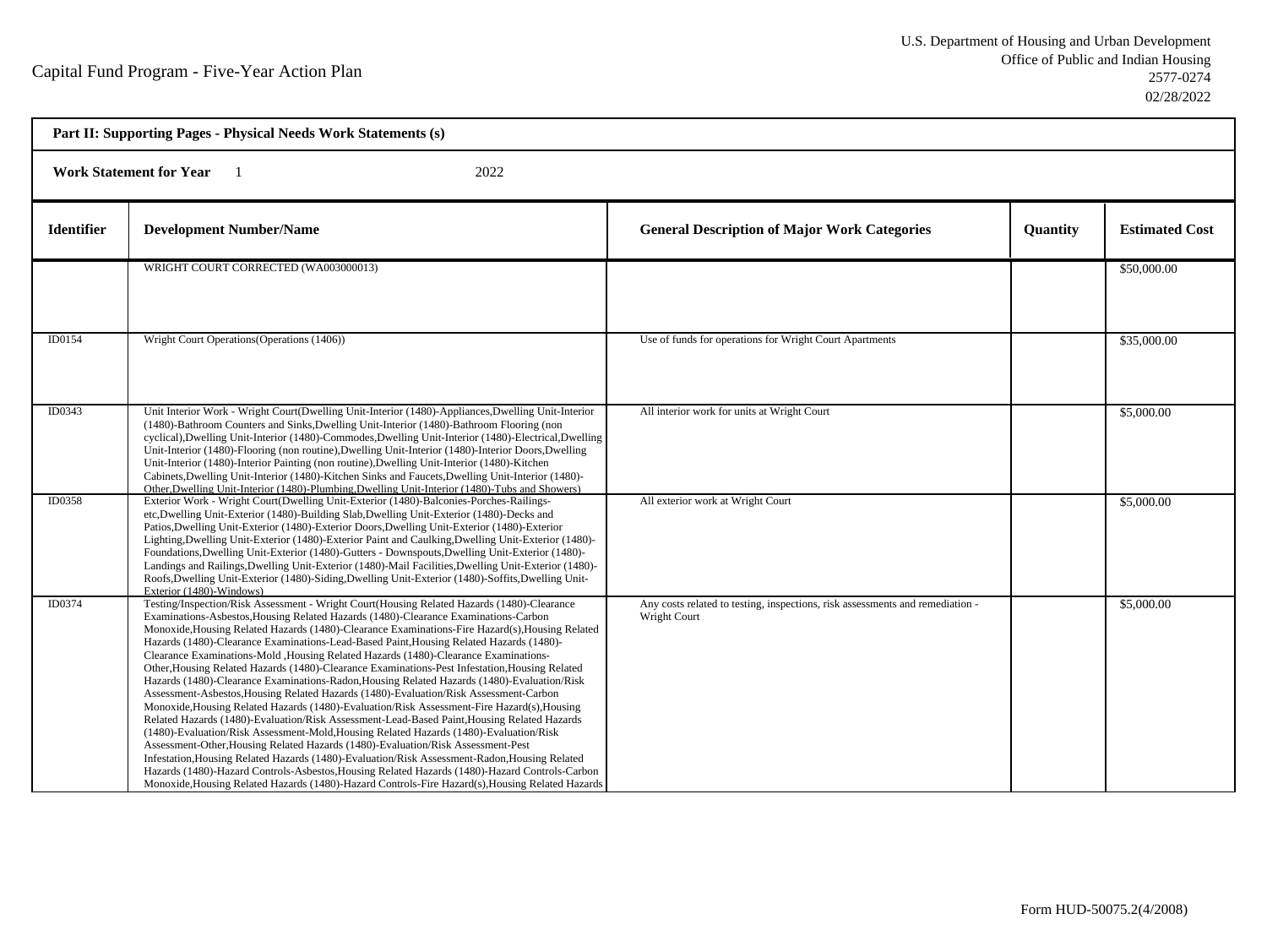Capital Fund Program - Five-Year Action Plan

U.S. Department of Housing and Urban Development
Office of Public and Indian Housing
2577-0274
02/28/2022

**Part II: Supporting Pages - Physical Needs Work Statements (s)**

**Work Statement for Year** 1 2022

| Identifier | Development Number/Name | General Description of Major Work Categories | Quantity | Estimated Cost |
|---|---|---|---|---|
| | WRIGHT COURT CORRECTED (WA003000013) | | | $50,000.00 |
| ID0154 | Wright Court Operations(Operations (1406)) | Use of funds for operations for Wright Court Apartments | | $35,000.00 |
| ID0343 | Unit Interior Work - Wright Court(Dwelling Unit-Interior (1480)-Appliances,Dwelling Unit-Interior (1480)-Bathroom Counters and Sinks,Dwelling Unit-Interior (1480)-Bathroom Flooring (non cyclical),Dwelling Unit-Interior (1480)-Commodes,Dwelling Unit-Interior (1480)-Electrical,Dwelling Unit-Interior (1480)-Flooring (non routine),Dwelling Unit-Interior (1480)-Interior Doors,Dwelling Unit-Interior (1480)-Interior Painting (non routine),Dwelling Unit-Interior (1480)-Kitchen Cabinets,Dwelling Unit-Interior (1480)-Kitchen Sinks and Faucets,Dwelling Unit-Interior (1480)-Other,Dwelling Unit-Interior (1480)-Plumbing,Dwelling Unit-Interior (1480)-Tubs and Showers) | All interior work for units at Wright Court | | $5,000.00 |
| ID0358 | Exterior Work - Wright Court(Dwelling Unit-Exterior (1480)-Balconies-Porches-Railings-etc,Dwelling Unit-Exterior (1480)-Building Slab,Dwelling Unit-Exterior (1480)-Decks and Patios,Dwelling Unit-Exterior (1480)-Exterior Doors,Dwelling Unit-Exterior (1480)-Exterior Lighting,Dwelling Unit-Exterior (1480)-Exterior Paint and Caulking,Dwelling Unit-Exterior (1480)-Foundations,Dwelling Unit-Exterior (1480)-Gutters - Downspouts,Dwelling Unit-Exterior (1480)-Landings and Railings,Dwelling Unit-Exterior (1480)-Mail Facilities,Dwelling Unit-Exterior (1480)-Roofs,Dwelling Unit-Exterior (1480)-Siding,Dwelling Unit-Exterior (1480)-Soffits,Dwelling Unit-Exterior (1480)-Windows) | All exterior work at Wright Court | | $5,000.00 |
| ID0374 | Testing/Inspection/Risk Assessment - Wright Court(Housing Related Hazards (1480)-Clearance Examinations-Asbestos,Housing Related Hazards (1480)-Clearance Examinations-Carbon Monoxide,Housing Related Hazards (1480)-Clearance Examinations-Fire Hazard(s),Housing Related Hazards (1480)-Clearance Examinations-Lead-Based Paint,Housing Related Hazards (1480)-Clearance Examinations-Mold ,Housing Related Hazards (1480)-Clearance Examinations-Other,Housing Related Hazards (1480)-Clearance Examinations-Pest Infestation,Housing Related Hazards (1480)-Clearance Examinations-Radon,Housing Related Hazards (1480)-Evaluation/Risk Assessment-Asbestos,Housing Related Hazards (1480)-Evaluation/Risk Assessment-Carbon Monoxide,Housing Related Hazards (1480)-Evaluation/Risk Assessment-Fire Hazard(s),Housing Related Hazards (1480)-Evaluation/Risk Assessment-Lead-Based Paint,Housing Related Hazards (1480)-Evaluation/Risk Assessment-Mold,Housing Related Hazards (1480)-Evaluation/Risk Assessment-Other,Housing Related Hazards (1480)-Evaluation/Risk Assessment-Pest Infestation,Housing Related Hazards (1480)-Evaluation/Risk Assessment-Radon,Housing Related Hazards (1480)-Hazard Controls-Asbestos,Housing Related Hazards (1480)-Hazard Controls-Carbon Monoxide,Housing Related Hazards (1480)-Hazard Controls-Fire Hazard(s),Housing Related Hazards | Any costs related to testing, inspections, risk assessments and remediation - Wright Court | | $5,000.00 |

Form HUD-50075.2(4/2008)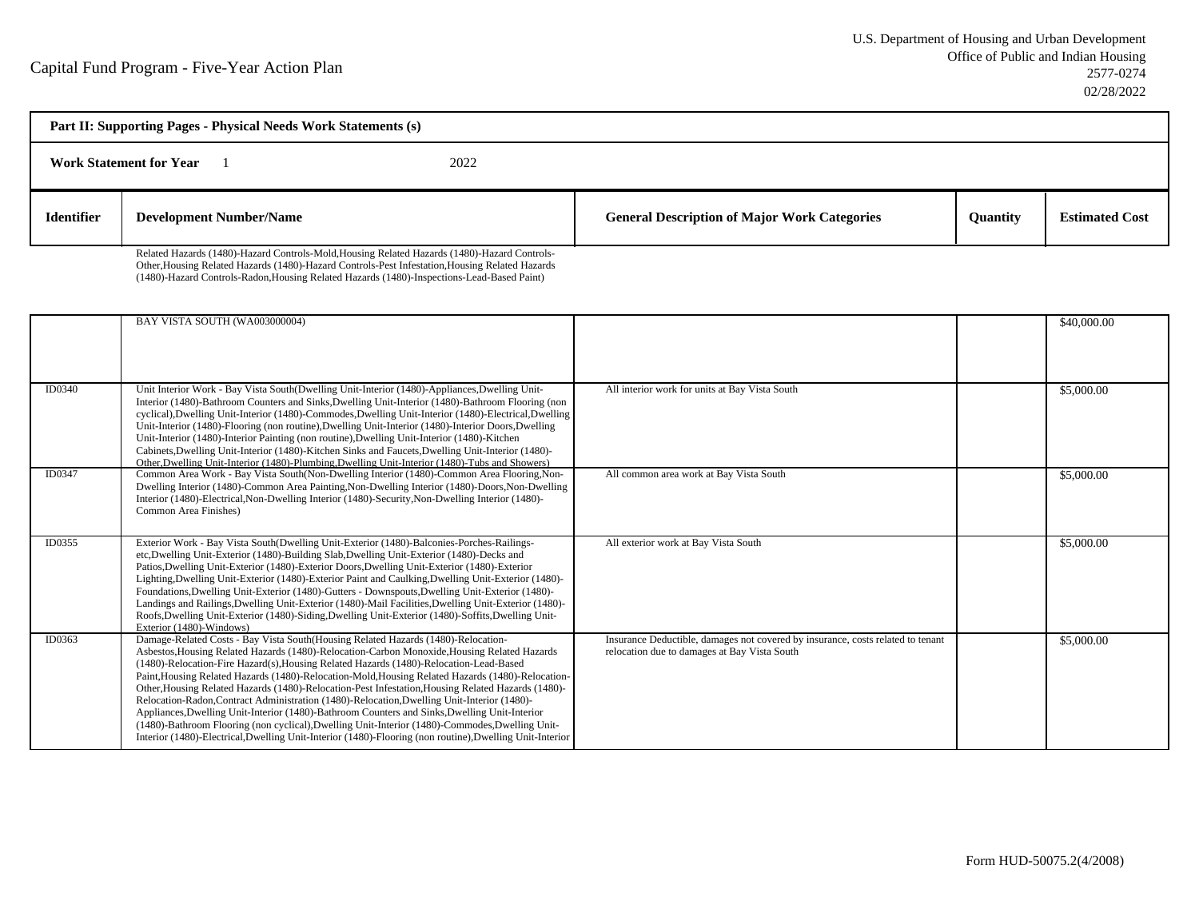Capital Fund Program - Five-Year Action Plan

U.S. Department of Housing and Urban Development
Office of Public and Indian Housing
2577-0274
02/28/2022

**Part II: Supporting Pages - Physical Needs Work Statements (s)**

**Work Statement for Year** 1 2022

| Identifier | Development Number/Name | General Description of Major Work Categories | Quantity | Estimated Cost |
|---|---|---|---|---|
| | Related Hazards (1480)-Hazard Controls-Mold,Housing Related Hazards (1480)-Hazard Controls-Other,Housing Related Hazards (1480)-Hazard Controls-Pest Infestation,Housing Related Hazards (1480)-Hazard Controls-Radon,Housing Related Hazards (1480)-Inspections-Lead-Based Paint) | | | |
| | BAY VISTA SOUTH (WA003000004) | | | $40,000.00 |
| ID0340 | Unit Interior Work - Bay Vista South(Dwelling Unit-Interior (1480)-Appliances,Dwelling Unit-Interior (1480)-Bathroom Counters and Sinks,Dwelling Unit-Interior (1480)-Bathroom Flooring (non cyclical),Dwelling Unit-Interior (1480)-Commodes,Dwelling Unit-Interior (1480)-Electrical,Dwelling Unit-Interior (1480)-Flooring (non routine),Dwelling Unit-Interior (1480)-Interior Doors,Dwelling Unit-Interior (1480)-Interior Painting (non routine),Dwelling Unit-Interior (1480)-Kitchen Cabinets,Dwelling Unit-Interior (1480)-Kitchen Sinks and Faucets,Dwelling Unit-Interior (1480)-Other,Dwelling Unit-Interior (1480)-Plumbing,Dwelling Unit-Interior (1480)-Tubs and Showers) | All interior work for units at Bay Vista South | | $5,000.00 |
| ID0347 | Common Area Work - Bay Vista South(Non-Dwelling Interior (1480)-Common Area Flooring,Non-Dwelling Interior (1480)-Common Area Painting,Non-Dwelling Interior (1480)-Doors,Non-Dwelling Interior (1480)-Electrical,Non-Dwelling Interior (1480)-Security,Non-Dwelling Interior (1480)-Common Area Finishes) | All common area work at Bay Vista South | | $5,000.00 |
| ID0355 | Exterior Work - Bay Vista South(Dwelling Unit-Exterior (1480)-Balconies-Porches-Railings-etc,Dwelling Unit-Exterior (1480)-Building Slab,Dwelling Unit-Exterior (1480)-Decks and Patios,Dwelling Unit-Exterior (1480)-Exterior Doors,Dwelling Unit-Exterior (1480)-Exterior Lighting,Dwelling Unit-Exterior (1480)-Exterior Paint and Caulking,Dwelling Unit-Exterior (1480)-Foundations,Dwelling Unit-Exterior (1480)-Gutters - Downspouts,Dwelling Unit-Exterior (1480)-Landings and Railings,Dwelling Unit-Exterior (1480)-Mail Facilities,Dwelling Unit-Exterior (1480)-Roofs,Dwelling Unit-Exterior (1480)-Siding,Dwelling Unit-Exterior (1480)-Soffits,Dwelling Unit-Exterior (1480)-Windows) | All exterior work at Bay Vista South | | $5,000.00 |
| ID0363 | Damage-Related Costs - Bay Vista South(Housing Related Hazards (1480)-Relocation-Asbestos,Housing Related Hazards (1480)-Relocation-Carbon Monoxide,Housing Related Hazards (1480)-Relocation-Fire Hazard(s),Housing Related Hazards (1480)-Relocation-Lead-Based Paint,Housing Related Hazards (1480)-Relocation-Mold,Housing Related Hazards (1480)-Relocation-Other,Housing Related Hazards (1480)-Relocation-Pest Infestation,Housing Related Hazards (1480)-Relocation-Radon,Contract Administration (1480)-Relocation,Dwelling Unit-Interior (1480)-Appliances,Dwelling Unit-Interior (1480)-Bathroom Counters and Sinks,Dwelling Unit-Interior (1480)-Bathroom Flooring (non cyclical),Dwelling Unit-Interior (1480)-Commodes,Dwelling Unit-Interior (1480)-Electrical,Dwelling Unit-Interior (1480)-Flooring (non routine),Dwelling Unit-Interior | Insurance Deductible, damages not covered by insurance, costs related to tenant relocation due to damages at Bay Vista South | | $5,000.00 |

Form HUD-50075.2(4/2008)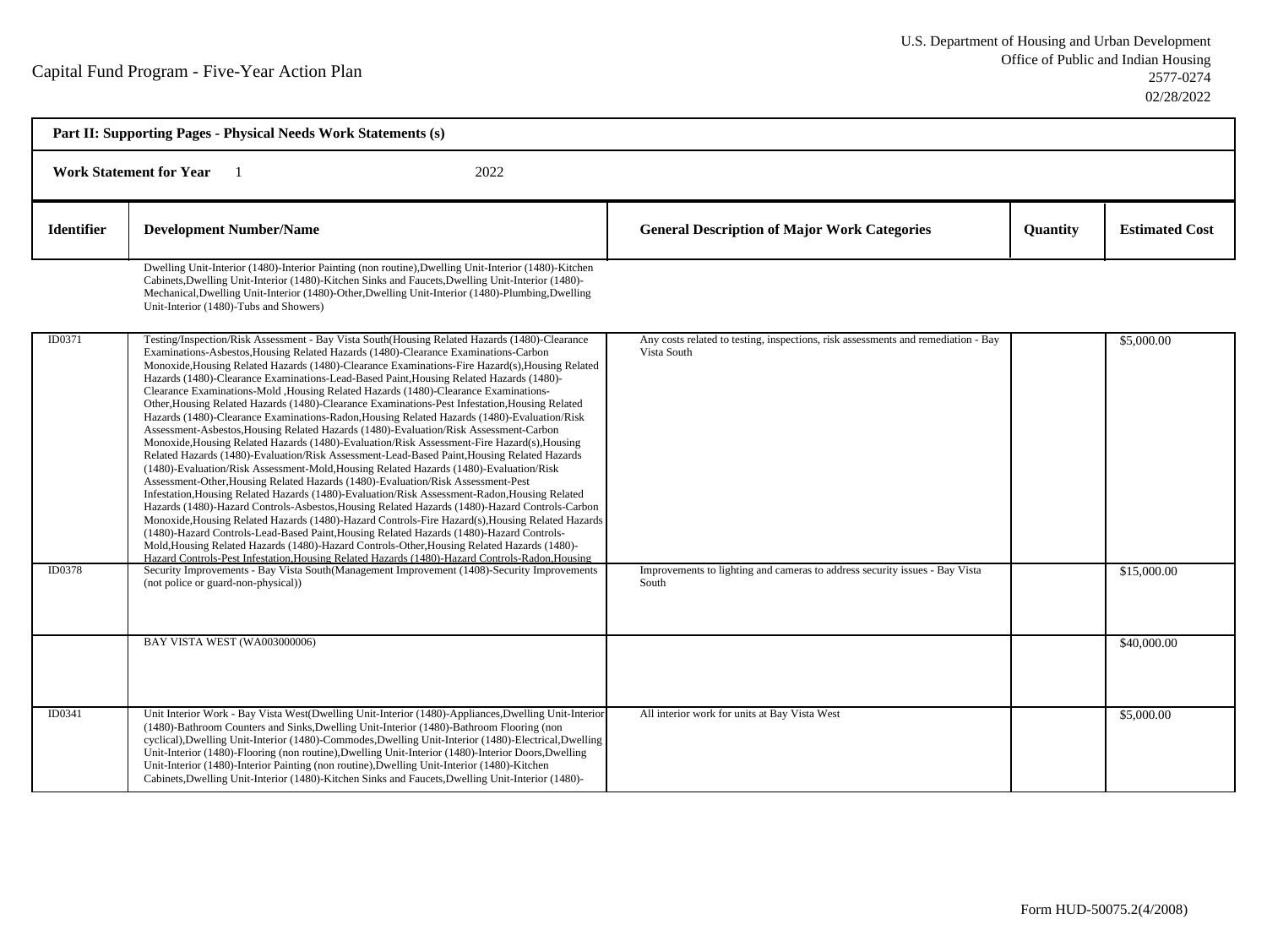Capital Fund Program - Five-Year Action Plan

U.S. Department of Housing and Urban Development
Office of Public and Indian Housing
2577-0274
02/28/2022

**Part II: Supporting Pages - Physical Needs Work Statements (s)**

**Work Statement for Year** 1 2022

| Identifier | Development Number/Name | General Description of Major Work Categories | Quantity | Estimated Cost |
|---|---|---|---|---|
| | Dwelling Unit-Interior (1480)-Interior Painting (non routine),Dwelling Unit-Interior (1480)-Kitchen Cabinets,Dwelling Unit-Interior (1480)-Kitchen Sinks and Faucets,Dwelling Unit-Interior (1480)-Mechanical,Dwelling Unit-Interior (1480)-Other,Dwelling Unit-Interior (1480)-Plumbing,Dwelling Unit-Interior (1480)-Tubs and Showers) | | | |
| ID0371 | Testing/Inspection/Risk Assessment - Bay Vista South(Housing Related Hazards (1480)-Clearance Examinations-Asbestos,Housing Related Hazards (1480)-Clearance Examinations-Carbon Monoxide,Housing Related Hazards (1480)-Clearance Examinations-Fire Hazard(s),Housing Related Hazards (1480)-Clearance Examinations-Lead-Based Paint,Housing Related Hazards (1480)-Clearance Examinations-Mold ,Housing Related Hazards (1480)-Clearance Examinations-Other,Housing Related Hazards (1480)-Clearance Examinations-Pest Infestation,Housing Related Hazards (1480)-Clearance Examinations-Radon,Housing Related Hazards (1480)-Evaluation/Risk Assessment-Asbestos,Housing Related Hazards (1480)-Evaluation/Risk Assessment-Carbon Monoxide,Housing Related Hazards (1480)-Evaluation/Risk Assessment-Fire Hazard(s),Housing Related Hazards (1480)-Evaluation/Risk Assessment-Lead-Based Paint,Housing Related Hazards (1480)-Evaluation/Risk Assessment-Mold,Housing Related Hazards (1480)-Evaluation/Risk Assessment-Other,Housing Related Hazards (1480)-Evaluation/Risk Assessment-Pest Infestation,Housing Related Hazards (1480)-Evaluation/Risk Assessment-Radon,Housing Related Hazards (1480)-Hazard Controls-Asbestos,Housing Related Hazards (1480)-Hazard Controls-Carbon Monoxide,Housing Related Hazards (1480)-Hazard Controls-Fire Hazard(s),Housing Related Hazards (1480)-Hazard Controls-Lead-Based Paint,Housing Related Hazards (1480)-Hazard Controls-Mold,Housing Related Hazards (1480)-Hazard Controls-Other,Housing Related Hazards (1480)-Hazard Controls-Pest Infestation,Housing Related Hazards (1480)-Hazard Controls-Radon,Housing | Any costs related to testing, inspections, risk assessments and remediation - Bay Vista South | | $5,000.00 |
| ID0378 | Security Improvements - Bay Vista South(Management Improvement (1408)-Security Improvements (not police or guard-non-physical)) | Improvements to lighting and cameras to address security issues - Bay Vista South | | $15,000.00 |
| | BAY VISTA WEST (WA003000006) | | | $40,000.00 |
| ID0341 | Unit Interior Work - Bay Vista West(Dwelling Unit-Interior (1480)-Appliances,Dwelling Unit-Interior (1480)-Bathroom Counters and Sinks,Dwelling Unit-Interior (1480)-Bathroom Flooring (non cyclical),Dwelling Unit-Interior (1480)-Commodes,Dwelling Unit-Interior (1480)-Electrical,Dwelling Unit-Interior (1480)-Flooring (non routine),Dwelling Unit-Interior (1480)-Interior Doors,Dwelling Unit-Interior (1480)-Interior Painting (non routine),Dwelling Unit-Interior (1480)-Kitchen Cabinets,Dwelling Unit-Interior (1480)-Kitchen Sinks and Faucets,Dwelling Unit-Interior (1480)- | All interior work for units at Bay Vista West | | $5,000.00 |

Form HUD-50075.2(4/2008)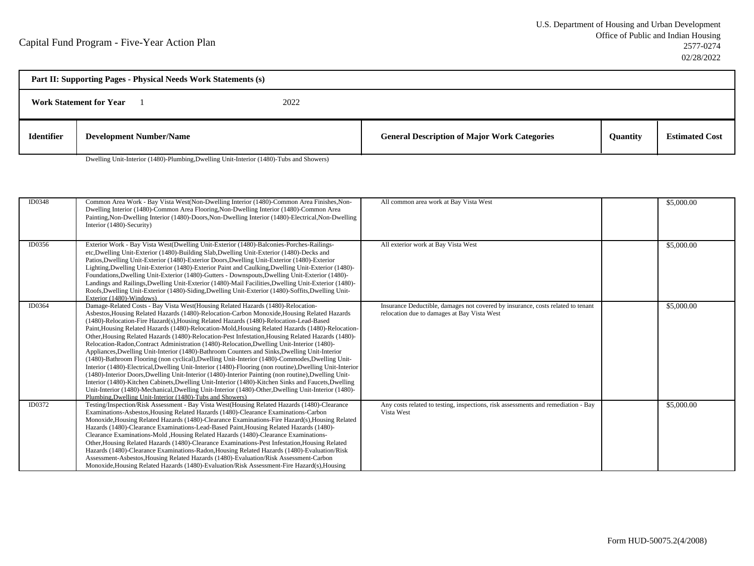Capital Fund Program - Five-Year Action Plan

U.S. Department of Housing and Urban Development
Office of Public and Indian Housing
2577-0274
02/28/2022

**Part II: Supporting Pages - Physical Needs Work Statements (s)**

**Work Statement for Year** 1 2022

| Identifier | Development Number/Name | General Description of Major Work Categories | Quantity | Estimated Cost |
|---|---|---|---|---|
| | Dwelling Unit-Interior (1480)-Plumbing,Dwelling Unit-Interior (1480)-Tubs and Showers) | | | |
| ID0348 | Common Area Work - Bay Vista West(Non-Dwelling Interior (1480)-Common Area Finishes,Non-Dwelling Interior (1480)-Common Area Flooring,Non-Dwelling Interior (1480)-Common Area Painting,Non-Dwelling Interior (1480)-Doors,Non-Dwelling Interior (1480)-Electrical,Non-Dwelling Interior (1480)-Security) | All common area work at Bay Vista West | | $5,000.00 |
| ID0356 | Exterior Work - Bay Vista West(Dwelling Unit-Exterior (1480)-Balconies-Porches-Railings-etc,Dwelling Unit-Exterior (1480)-Building Slab,Dwelling Unit-Exterior (1480)-Decks and Patios,Dwelling Unit-Exterior (1480)-Exterior Doors,Dwelling Unit-Exterior (1480)-Exterior Lighting,Dwelling Unit-Exterior (1480)-Exterior Paint and Caulking,Dwelling Unit-Exterior (1480)-Foundations,Dwelling Unit-Exterior (1480)-Gutters - Downspouts,Dwelling Unit-Exterior (1480)-Landings and Railings,Dwelling Unit-Exterior (1480)-Mail Facilities,Dwelling Unit-Exterior (1480)-Roofs,Dwelling Unit-Exterior (1480)-Siding,Dwelling Unit-Exterior (1480)-Soffits,Dwelling Unit-Exterior (1480)-Windows) | All exterior work at Bay Vista West | | $5,000.00 |
| ID0364 | Damage-Related Costs - Bay Vista West(Housing Related Hazards (1480)-Relocation-Asbestos,Housing Related Hazards (1480)-Relocation-Carbon Monoxide,Housing Related Hazards (1480)-Relocation-Fire Hazard(s),Housing Related Hazards (1480)-Relocation-Lead-Based Paint,Housing Related Hazards (1480)-Relocation-Mold,Housing Related Hazards (1480)-Relocation-Other,Housing Related Hazards (1480)-Relocation-Pest Infestation,Housing Related Hazards (1480)-Relocation-Radon,Contract Administration (1480)-Relocation,Dwelling Unit-Interior (1480)-Appliances,Dwelling Unit-Interior (1480)-Bathroom Counters and Sinks,Dwelling Unit-Interior (1480)-Bathroom Flooring (non cyclical),Dwelling Unit-Interior (1480)-Commodes,Dwelling Unit-Interior (1480)-Electrical,Dwelling Unit-Interior (1480)-Flooring (non routine),Dwelling Unit-Interior (1480)-Interior Doors,Dwelling Unit-Interior (1480)-Interior Painting (non routine),Dwelling Unit-Interior (1480)-Kitchen Cabinets,Dwelling Unit-Interior (1480)-Kitchen Sinks and Faucets,Dwelling Unit-Interior (1480)-Mechanical,Dwelling Unit-Interior (1480)-Other,Dwelling Unit-Interior (1480)-Plumbing,Dwelling Unit-Interior (1480)-Tubs and Showers) | Insurance Deductible, damages not covered by insurance, costs related to tenant relocation due to damages at Bay Vista West | | $5,000.00 |
| ID0372 | Testing/Inspection/Risk Assessment - Bay Vista West(Housing Related Hazards (1480)-Clearance Examinations-Asbestos,Housing Related Hazards (1480)-Clearance Examinations-Carbon Monoxide,Housing Related Hazards (1480)-Clearance Examinations-Fire Hazard(s),Housing Related Hazards (1480)-Clearance Examinations-Lead-Based Paint,Housing Related Hazards (1480)-Clearance Examinations-Mold ,Housing Related Hazards (1480)-Clearance Examinations-Other,Housing Related Hazards (1480)-Clearance Examinations-Pest Infestation,Housing Related Hazards (1480)-Clearance Examinations-Radon,Housing Related Hazards (1480)-Evaluation/Risk Assessment-Asbestos,Housing Related Hazards (1480)-Evaluation/Risk Assessment-Carbon Monoxide,Housing Related Hazards (1480)-Evaluation/Risk Assessment-Fire Hazard(s),Housing | Any costs related to testing, inspections, risk assessments and remediation - Bay Vista West | | $5,000.00 |

Form HUD-50075.2(4/2008)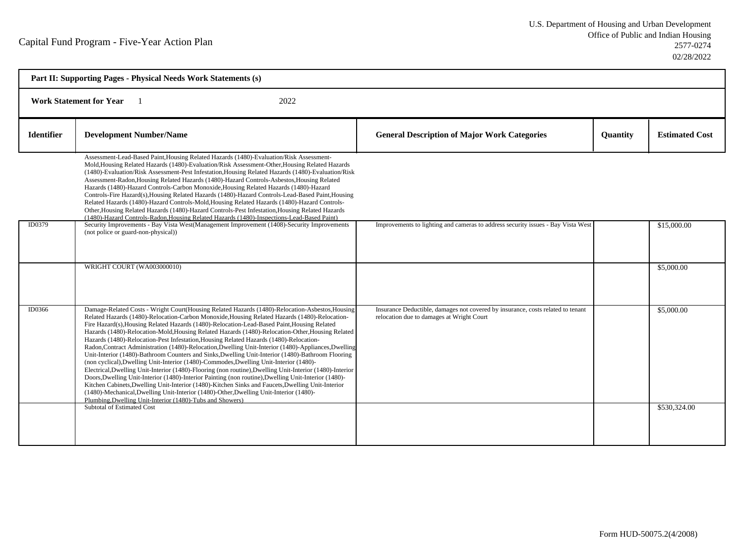Capital Fund Program - Five-Year Action Plan

U.S. Department of Housing and Urban Development
Office of Public and Indian Housing
2577-0274
02/28/2022

| **Part II: Supporting Pages - Physical Needs Work Statements (s)** | | | | |
|---|---|---|---|---|
| **Work Statement for Year** 1 2022 | | | | |
| **Identifier** | **Development Number/Name** | **General Description of Major Work Categories** | **Quantity** | **Estimated Cost** |
| | Assessment-Lead-Based Paint,Housing Related Hazards (1480)-Evaluation/Risk Assessment-Mold,Housing Related Hazards (1480)-Evaluation/Risk Assessment-Other,Housing Related Hazards (1480)-Evaluation/Risk Assessment-Pest Infestation,Housing Related Hazards (1480)-Evaluation/Risk Assessment-Radon,Housing Related Hazards (1480)-Hazard Controls-Asbestos,Housing Related Hazards (1480)-Hazard Controls-Carbon Monoxide,Housing Related Hazards (1480)-Hazard Controls-Fire Hazard(s),Housing Related Hazards (1480)-Hazard Controls-Lead-Based Paint,Housing Related Hazards (1480)-Hazard Controls-Mold,Housing Related Hazards (1480)-Hazard Controls-Other,Housing Related Hazards (1480)-Hazard Controls-Pest Infestation,Housing Related Hazards (1480)-Hazard Controls-Radon,Housing Related Hazards (1480)-Inspections-Lead-Based Paint) | | | |
| ID0379 | Security Improvements - Bay Vista West(Management Improvement (1408)-Security Improvements (not police or guard-non-physical)) | Improvements to lighting and cameras to address security issues - Bay Vista West | | $15,000.00 |
| | WRIGHT COURT (WA003000010) | | | $5,000.00 |
| ID0366 | Damage-Related Costs - Wright Court(Housing Related Hazards (1480)-Relocation-Asbestos,Housing Related Hazards (1480)-Relocation-Carbon Monoxide,Housing Related Hazards (1480)-Relocation-Fire Hazard(s),Housing Related Hazards (1480)-Relocation-Lead-Based Paint,Housing Related Hazards (1480)-Relocation-Mold,Housing Related Hazards (1480)-Relocation-Other,Housing Related Hazards (1480)-Relocation-Pest Infestation,Housing Related Hazards (1480)-Relocation-Radon,Contract Administration (1480)-Relocation,Dwelling Unit-Interior (1480)-Appliances,Dwelling Unit-Interior (1480)-Bathroom Counters and Sinks,Dwelling Unit-Interior (1480)-Bathroom Flooring (non cyclical),Dwelling Unit-Interior (1480)-Commodes,Dwelling Unit-Interior (1480)-Electrical,Dwelling Unit-Interior (1480)-Flooring (non routine),Dwelling Unit-Interior (1480)-Interior Doors,Dwelling Unit-Interior (1480)-Interior Painting (non routine),Dwelling Unit-Interior (1480)-Kitchen Cabinets,Dwelling Unit-Interior (1480)-Kitchen Sinks and Faucets,Dwelling Unit-Interior (1480)-Mechanical,Dwelling Unit-Interior (1480)-Other,Dwelling Unit-Interior (1480)-Plumbing,Dwelling Unit-Interior (1480)-Tubs and Showers) | Insurance Deductible, damages not covered by insurance, costs related to tenant relocation due to damages at Wright Court | | $5,000.00 |
| | Subtotal of Estimated Cost | | | $530,324.00 |

Form HUD-50075.2(4/2008)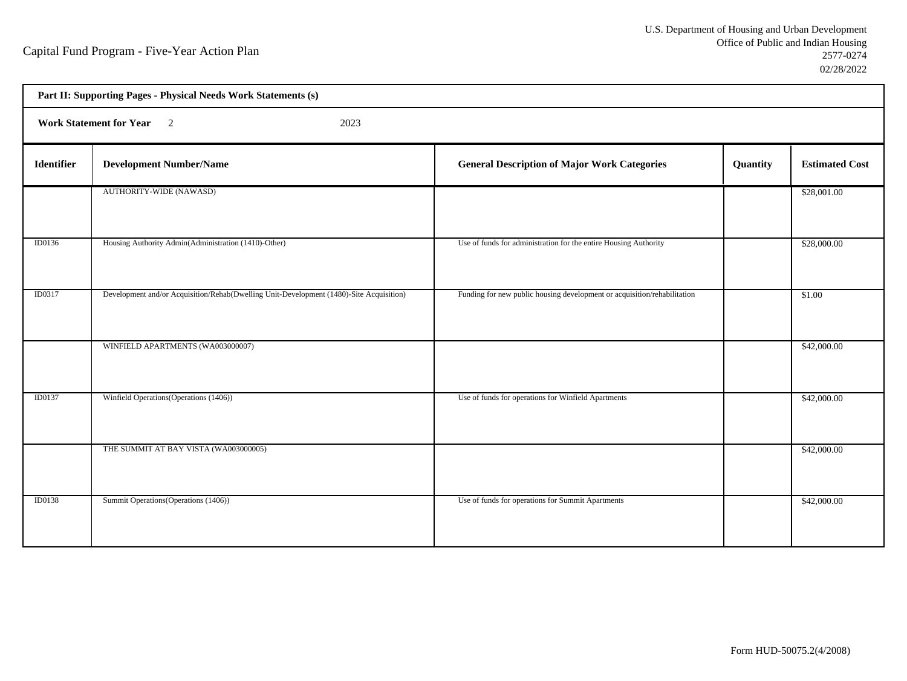Capital Fund Program - Five-Year Action Plan

U.S. Department of Housing and Urban Development
Office of Public and Indian Housing
2577-0274
02/28/2022

**Part II: Supporting Pages - Physical Needs Work Statements (s)**

**Work Statement for Year** 2 2023

| Identifier | Development Number/Name | General Description of Major Work Categories | Quantity | Estimated Cost |
|---|---|---|---|---|
| | AUTHORITY-WIDE (NAWASD) | | | $28,001.00 |
| ID0136 | Housing Authority Admin(Administration (1410)-Other) | Use of funds for administration for the entire Housing Authority | | $28,000.00 |
| ID0317 | Development and/or Acquisition/Rehab(Dwelling Unit-Development (1480)-Site Acquisition) | Funding for new public housing development or acquisition/rehabilitation | | $1.00 |
| | WINFIELD APARTMENTS (WA003000007) | | | $42,000.00 |
| ID0137 | Winfield Operations(Operations (1406)) | Use of funds for operations for Winfield Apartments | | $42,000.00 |
| | THE SUMMIT AT BAY VISTA (WA003000005) | | | $42,000.00 |
| ID0138 | Summit Operations(Operations (1406)) | Use of funds for operations for Summit Apartments | | $42,000.00 |

Form HUD-50075.2(4/2008)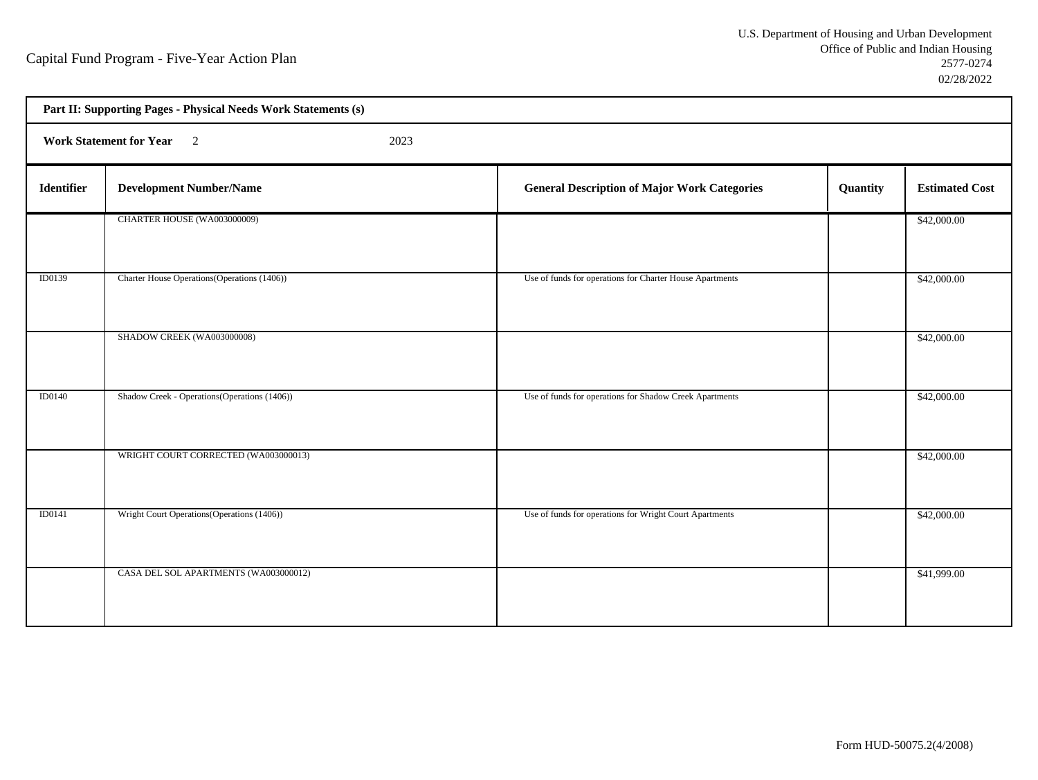Capital Fund Program - Five-Year Action Plan

U.S. Department of Housing and Urban Development
Office of Public and Indian Housing
2577-0274
02/28/2022

**Part II: Supporting Pages - Physical Needs Work Statements (s)**

**Work Statement for Year** 2 2023

| Identifier | Development Number/Name | General Description of Major Work Categories | Quantity | Estimated Cost |
|---|---|---|---|---|
| | CHARTER HOUSE (WA003000009) | | | $42,000.00 |
| ID0139 | Charter House Operations(Operations (1406)) | Use of funds for operations for Charter House Apartments | | $42,000.00 |
| | SHADOW CREEK (WA003000008) | | | $42,000.00 |
| ID0140 | Shadow Creek - Operations(Operations (1406)) | Use of funds for operations for Shadow Creek Apartments | | $42,000.00 |
| | WRIGHT COURT CORRECTED (WA003000013) | | | $42,000.00 |
| ID0141 | Wright Court Operations(Operations (1406)) | Use of funds for operations for Wright Court Apartments | | $42,000.00 |
| | CASA DEL SOL APARTMENTS (WA003000012) | | | $41,999.00 |

Form HUD-50075.2(4/2008)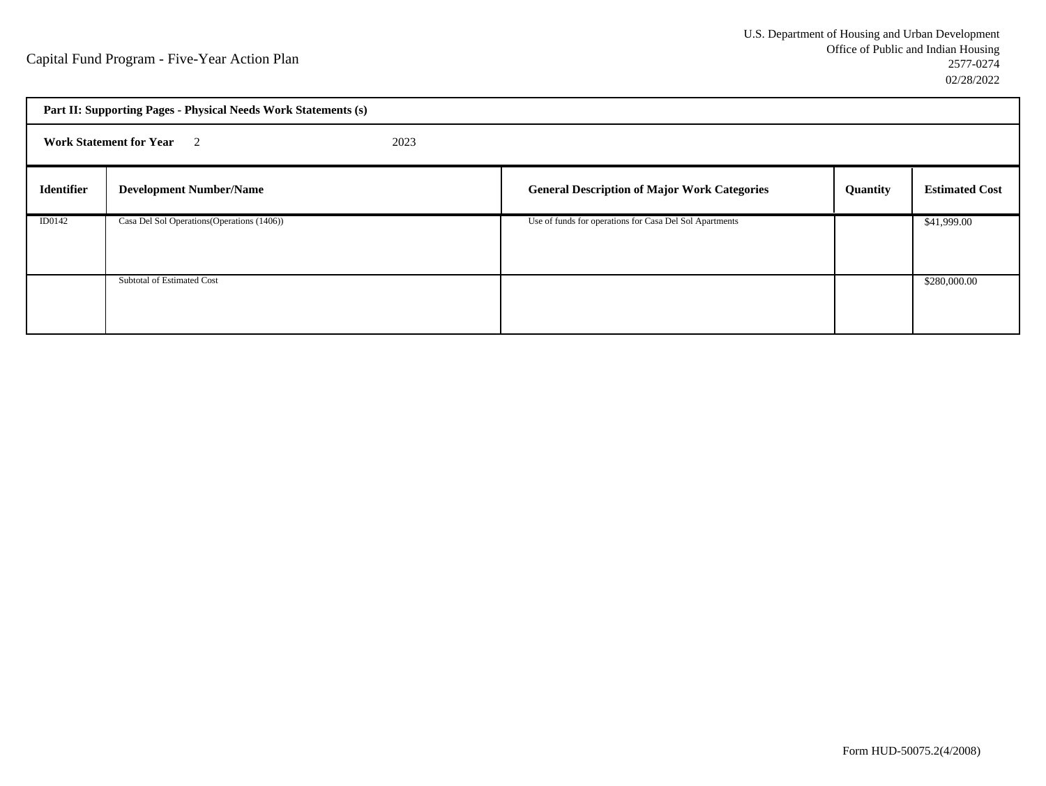Capital Fund Program - Five-Year Action Plan

U.S. Department of Housing and Urban Development
Office of Public and Indian Housing
2577-0274
02/28/2022

**Part II: Supporting Pages - Physical Needs Work Statements (s)**

**Work Statement for Year** 2 2023

| Identifier | Development Number/Name | General Description of Major Work Categories | Quantity | Estimated Cost |
|---|---|---|---|---|
| ID0142 | Casa Del Sol Operations(Operations (1406)) | Use of funds for operations for Casa Del Sol Apartments | | $41,999.00 |
| | Subtotal of Estimated Cost | | | $280,000.00 |

Form HUD-50075.2(4/2008)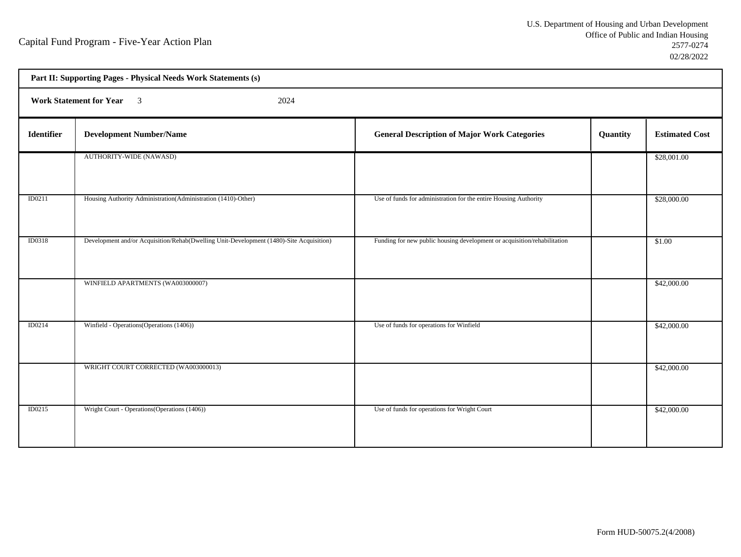Capital Fund Program - Five-Year Action Plan

U.S. Department of Housing and Urban Development
Office of Public and Indian Housing
2577-0274
02/28/2022

**Part II: Supporting Pages - Physical Needs Work Statements (s)**

**Work Statement for Year** 3 2024

| Identifier | Development Number/Name | General Description of Major Work Categories | Quantity | Estimated Cost |
|---|---|---|---|---|
| | AUTHORITY-WIDE (NAWASD) | | | $28,001.00 |
| ID0211 | Housing Authority Administration(Administration (1410)-Other) | Use of funds for administration for the entire Housing Authority | | $28,000.00 |
| ID0318 | Development and/or Acquisition/Rehab(Dwelling Unit-Development (1480)-Site Acquisition) | Funding for new public housing development or acquisition/rehabilitation | | $1.00 |
| | WINFIELD APARTMENTS (WA003000007) | | | $42,000.00 |
| ID0214 | Winfield - Operations(Operations (1406)) | Use of funds for operations for Winfield | | $42,000.00 |
| | WRIGHT COURT CORRECTED (WA003000013) | | | $42,000.00 |
| ID0215 | Wright Court - Operations(Operations (1406)) | Use of funds for operations for Wright Court | | $42,000.00 |

Form HUD-50075.2(4/2008)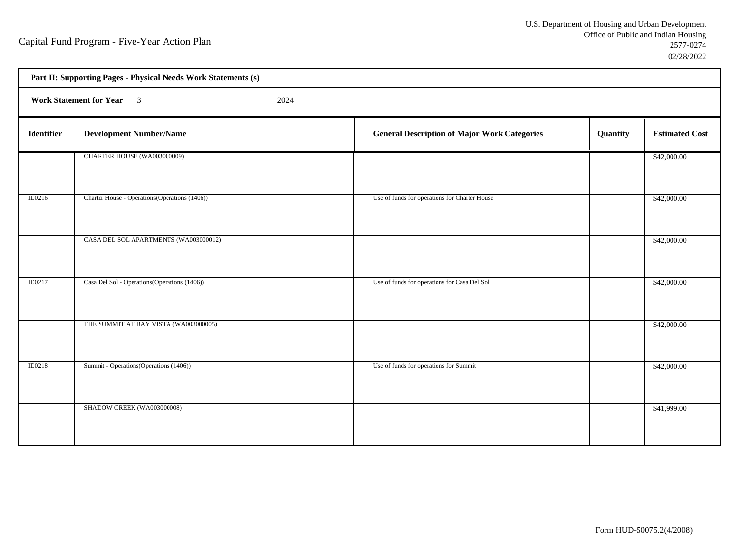Capital Fund Program - Five-Year Action Plan

U.S. Department of Housing and Urban Development
Office of Public and Indian Housing
2577-0274
02/28/2022

**Part II: Supporting Pages - Physical Needs Work Statements (s)**

**Work Statement for Year** 3 2024

| Identifier | Development Number/Name | General Description of Major Work Categories | Quantity | Estimated Cost |
|---|---|---|---|---|
| | CHARTER HOUSE (WA003000009) | | | $42,000.00 |
| ID0216 | Charter House - Operations(Operations (1406)) | Use of funds for operations for Charter House | | $42,000.00 |
| | CASA DEL SOL APARTMENTS (WA003000012) | | | $42,000.00 |
| ID0217 | Casa Del Sol - Operations(Operations (1406)) | Use of funds for operations for Casa Del Sol | | $42,000.00 |
| | THE SUMMIT AT BAY VISTA (WA003000005) | | | $42,000.00 |
| ID0218 | Summit - Operations(Operations (1406)) | Use of funds for operations for Summit | | $42,000.00 |
| | SHADOW CREEK (WA003000008) | | | $41,999.00 |

Form HUD-50075.2(4/2008)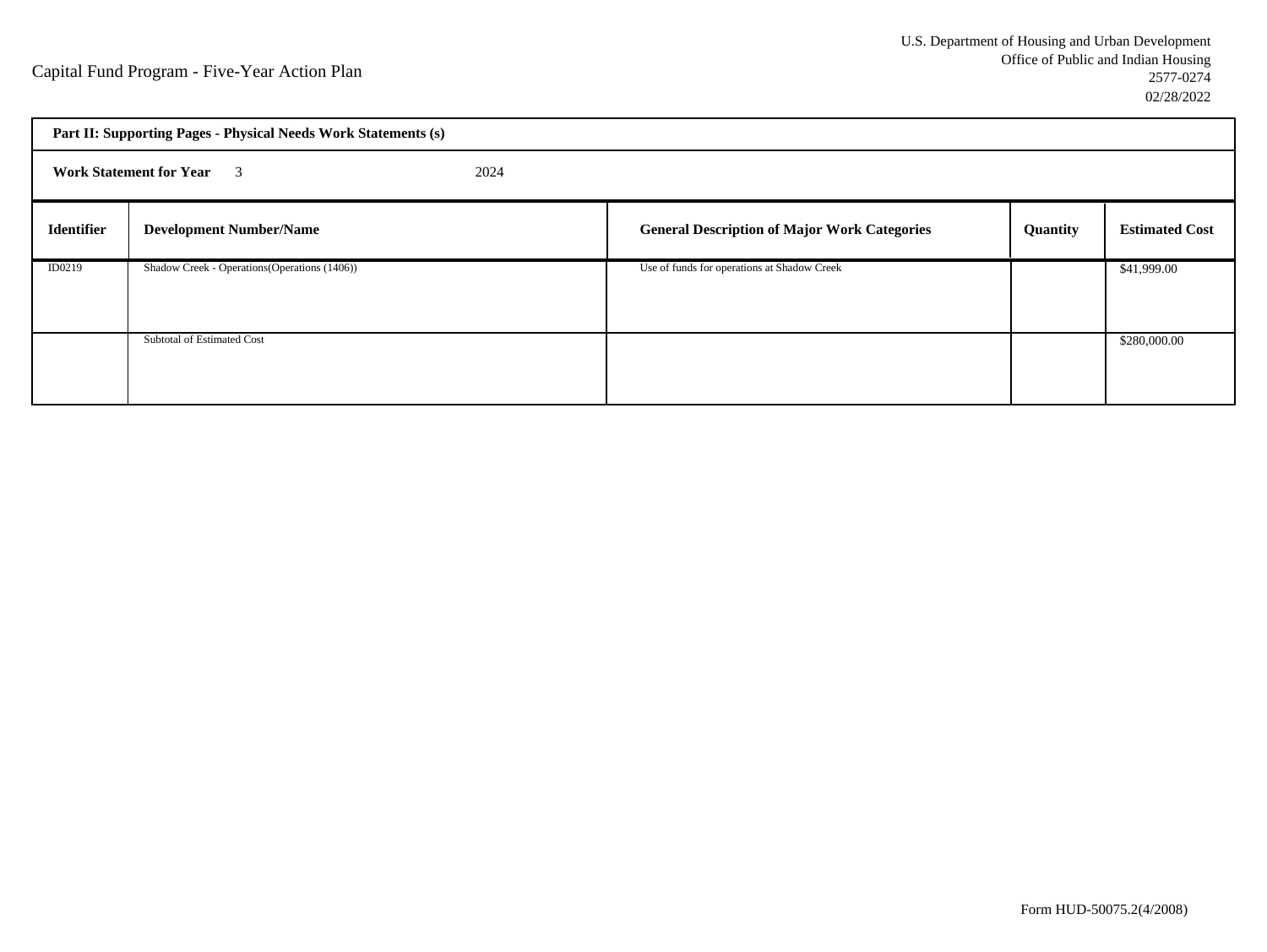Capital Fund Program - Five-Year Action Plan

U.S. Department of Housing and Urban Development
Office of Public and Indian Housing
2577-0274
02/28/2022

**Part II: Supporting Pages - Physical Needs Work Statements (s)**

**Work Statement for Year** 3 2024

| Identifier | Development Number/Name | General Description of Major Work Categories | Quantity | Estimated Cost |
|---|---|---|---|---|
| ID0219 | Shadow Creek - Operations(Operations (1406)) | Use of funds for operations at Shadow Creek | | $41,999.00 |
| | Subtotal of Estimated Cost | | | $280,000.00 |

Form HUD-50075.2(4/2008)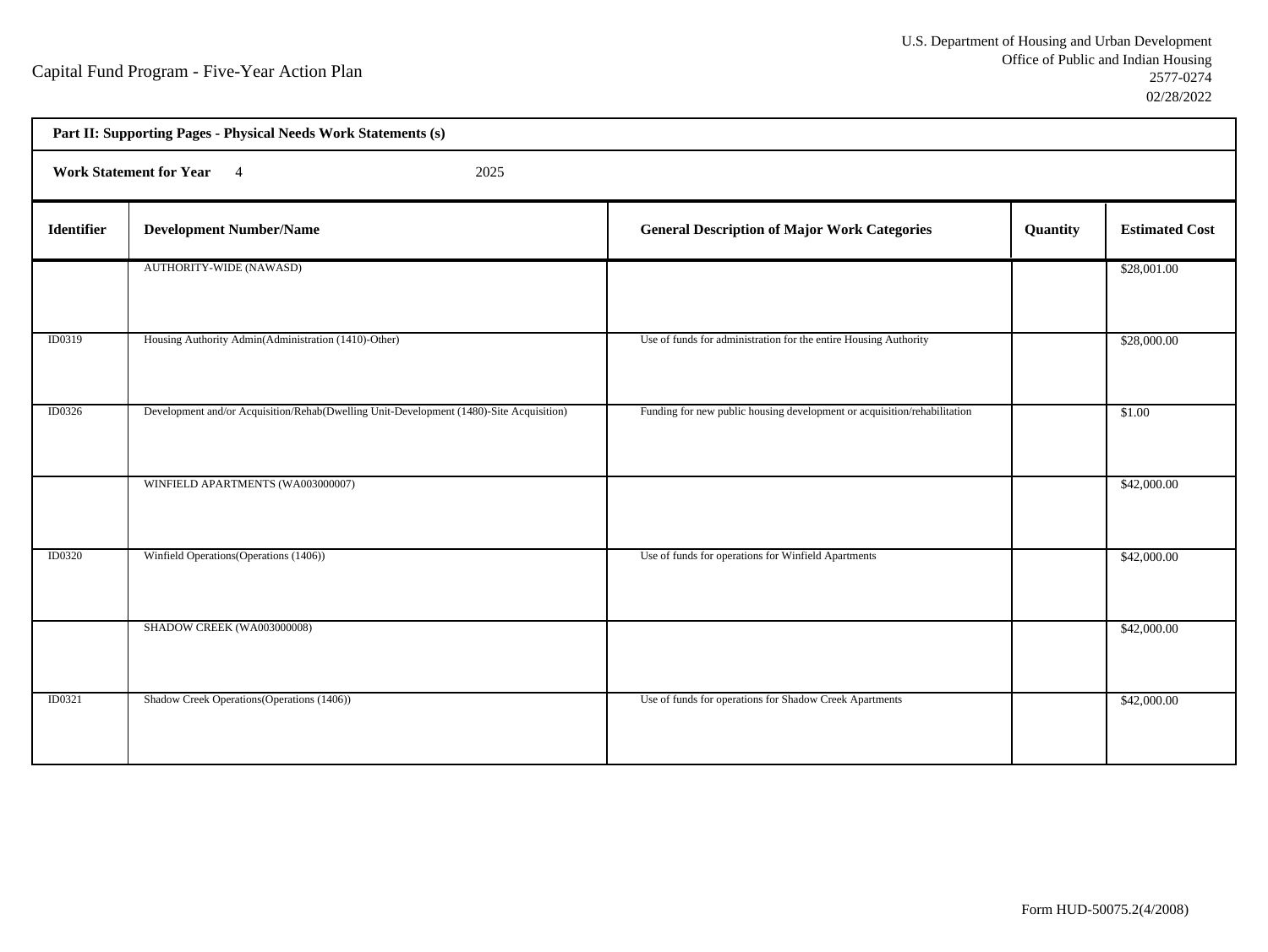Capital Fund Program - Five-Year Action Plan

U.S. Department of Housing and Urban Development
Office of Public and Indian Housing
2577-0274
02/28/2022

| Part II: Supporting Pages - Physical Needs Work Statements (s) | | | | |
|---|---|---|---|---|
| **Work Statement for Year** 4 2025 | | | | |
| **Identifier** | **Development Number/Name** | **General Description of Major Work Categories** | **Quantity** | **Estimated Cost** |
| | AUTHORITY-WIDE (NAWASD) | | | $28,001.00 |
| ID0319 | Housing Authority Admin(Administration (1410)-Other) | Use of funds for administration for the entire Housing Authority | | $28,000.00 |
| ID0326 | Development and/or Acquisition/Rehab(Dwelling Unit-Development (1480)-Site Acquisition) | Funding for new public housing development or acquisition/rehabilitation | | $1.00 |
| | WINFIELD APARTMENTS (WA003000007) | | | $42,000.00 |
| ID0320 | Winfield Operations(Operations (1406)) | Use of funds for operations for Winfield Apartments | | $42,000.00 |
| | SHADOW CREEK (WA003000008) | | | $42,000.00 |
| ID0321 | Shadow Creek Operations(Operations (1406)) | Use of funds for operations for Shadow Creek Apartments | | $42,000.00 |

Form HUD-50075.2(4/2008)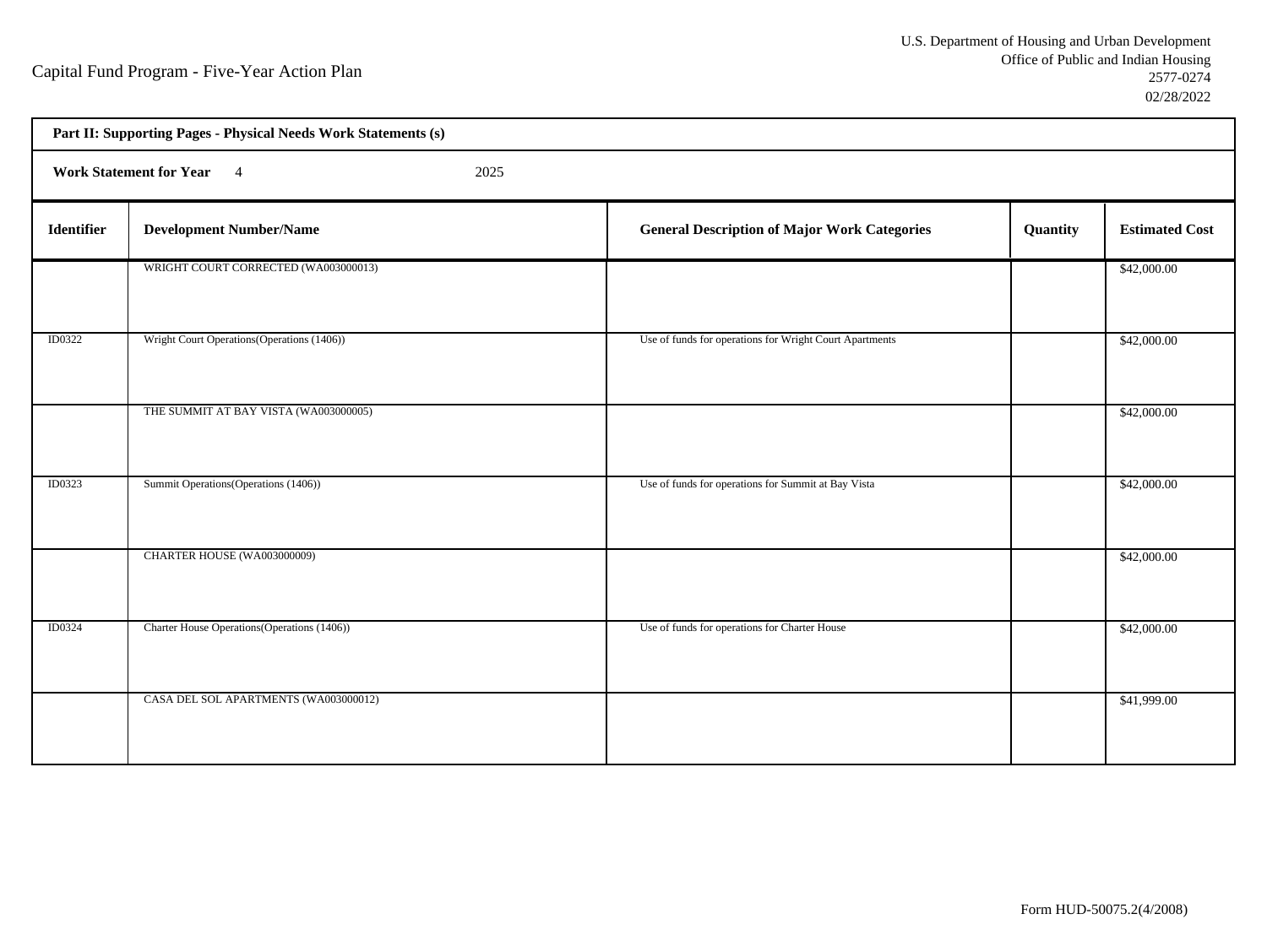Capital Fund Program - Five-Year Action Plan

U.S. Department of Housing and Urban Development
Office of Public and Indian Housing
2577-0274
02/28/2022

**Part II: Supporting Pages - Physical Needs Work Statements (s)**

**Work Statement for Year** 4 2025

| Identifier | Development Number/Name | General Description of Major Work Categories | Quantity | Estimated Cost |
|---|---|---|---|---|
| | WRIGHT COURT CORRECTED (WA003000013) | | | $42,000.00 |
| ID0322 | Wright Court Operations(Operations (1406)) | Use of funds for operations for Wright Court Apartments | | $42,000.00 |
| | THE SUMMIT AT BAY VISTA (WA003000005) | | | $42,000.00 |
| ID0323 | Summit Operations(Operations (1406)) | Use of funds for operations for Summit at Bay Vista | | $42,000.00 |
| | CHARTER HOUSE (WA003000009) | | | $42,000.00 |
| ID0324 | Charter House Operations(Operations (1406)) | Use of funds for operations for Charter House | | $42,000.00 |
| | CASA DEL SOL APARTMENTS (WA003000012) | | | $41,999.00 |

Form HUD-50075.2(4/2008)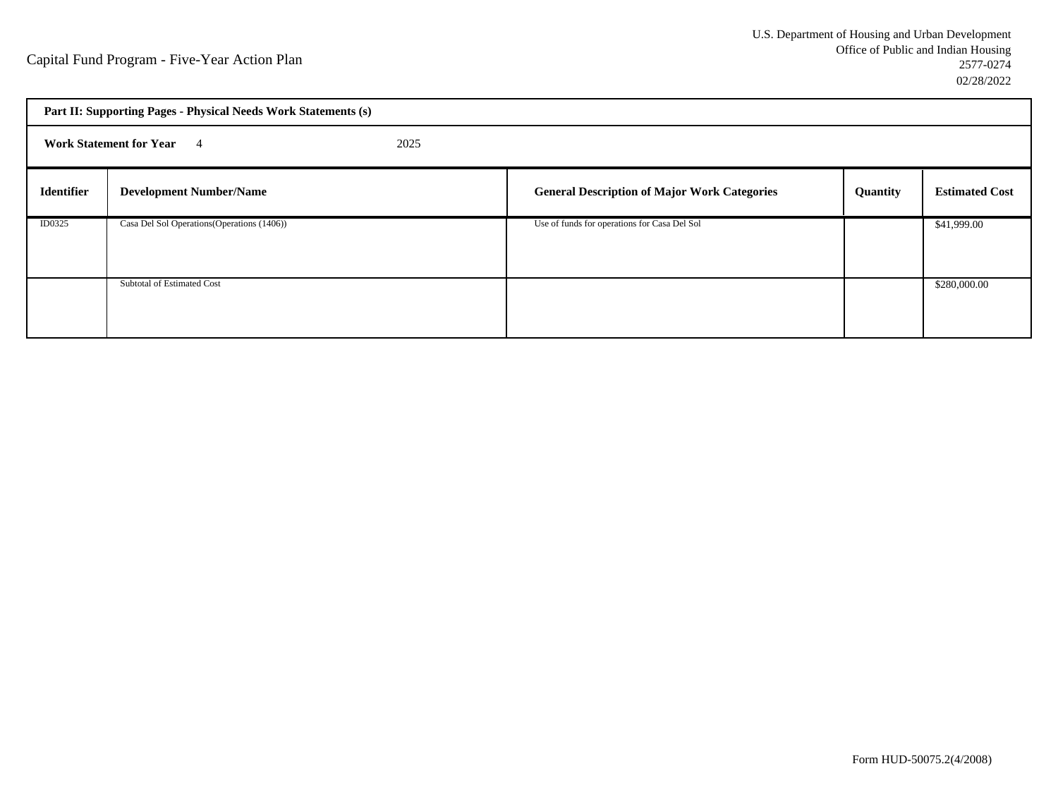Capital Fund Program - Five-Year Action Plan

U.S. Department of Housing and Urban Development
Office of Public and Indian Housing
2577-0274
02/28/2022

**Part II: Supporting Pages - Physical Needs Work Statements (s)**

**Work Statement for Year** 4 2025

| Identifier | Development Number/Name | General Description of Major Work Categories | Quantity | Estimated Cost |
|---|---|---|---|---|
| ID0325 | Casa Del Sol Operations(Operations (1406)) | Use of funds for operations for Casa Del Sol | | $41,999.00 |
| | Subtotal of Estimated Cost | | | $280,000.00 |

Form HUD-50075.2(4/2008)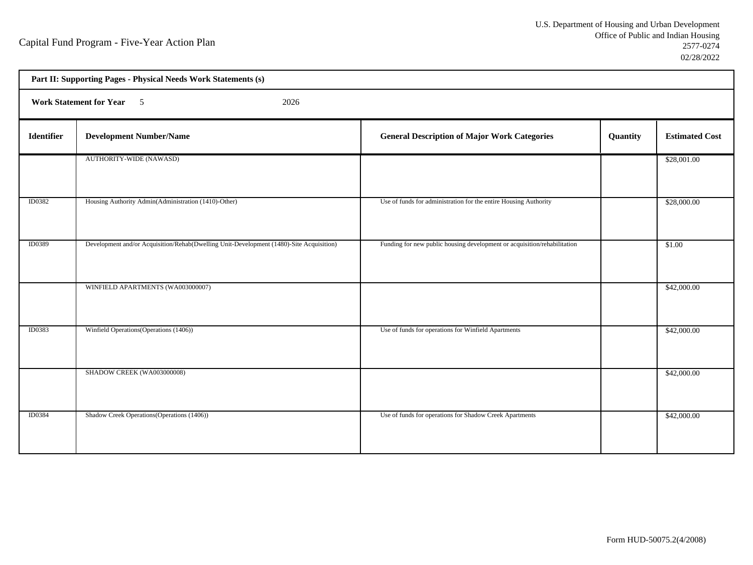Capital Fund Program - Five-Year Action Plan

U.S. Department of Housing and Urban Development
Office of Public and Indian Housing
2577-0274
02/28/2022

**Part II: Supporting Pages - Physical Needs Work Statements (s)**

**Work Statement for Year** 5 2026

| Identifier | Development Number/Name | General Description of Major Work Categories | Quantity | Estimated Cost |
|---|---|---|---|---|
| | AUTHORITY-WIDE (NAWASD) | | | $28,001.00 |
| ID0382 | Housing Authority Admin(Administration (1410)-Other) | Use of funds for administration for the entire Housing Authority | | $28,000.00 |
| ID0389 | Development and/or Acquisition/Rehab(Dwelling Unit-Development (1480)-Site Acquisition) | Funding for new public housing development or acquisition/rehabilitation | | $1.00 |
| | WINFIELD APARTMENTS (WA003000007) | | | $42,000.00 |
| ID0383 | Winfield Operations(Operations (1406)) | Use of funds for operations for Winfield Apartments | | $42,000.00 |
| | SHADOW CREEK (WA003000008) | | | $42,000.00 |
| ID0384 | Shadow Creek Operations(Operations (1406)) | Use of funds for operations for Shadow Creek Apartments | | $42,000.00 |

Form HUD-50075.2(4/2008)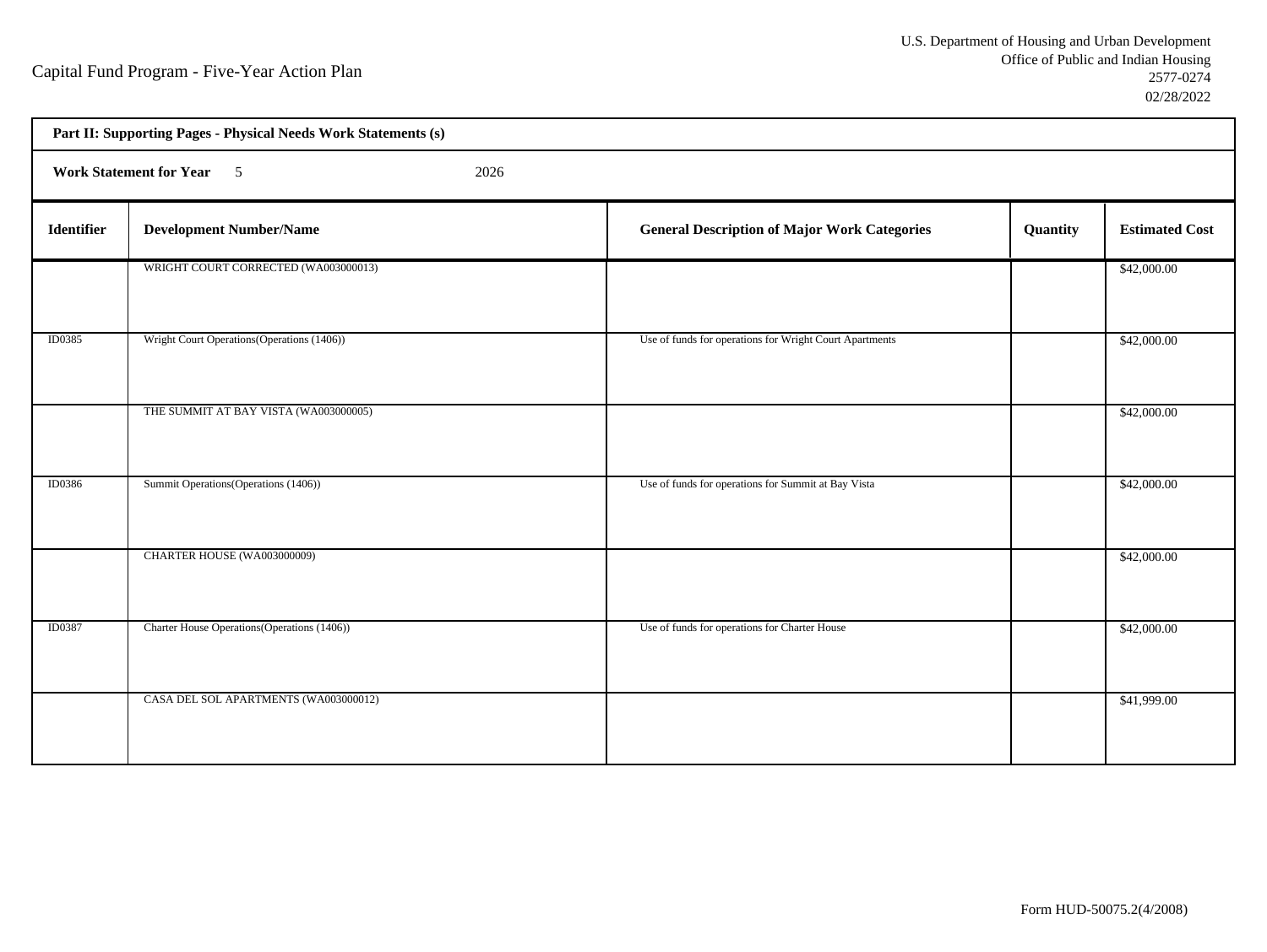Capital Fund Program - Five-Year Action Plan

U.S. Department of Housing and Urban Development
Office of Public and Indian Housing
2577-0274
02/28/2022

**Part II: Supporting Pages - Physical Needs Work Statements (s)**

**Work Statement for Year** 5 2026

| Identifier | Development Number/Name | General Description of Major Work Categories | Quantity | Estimated Cost |
|---|---|---|---|---|
| | WRIGHT COURT CORRECTED (WA003000013) | | | $42,000.00 |
| ID0385 | Wright Court Operations(Operations (1406)) | Use of funds for operations for Wright Court Apartments | | $42,000.00 |
| | THE SUMMIT AT BAY VISTA (WA003000005) | | | $42,000.00 |
| ID0386 | Summit Operations(Operations (1406)) | Use of funds for operations for Summit at Bay Vista | | $42,000.00 |
| | CHARTER HOUSE (WA003000009) | | | $42,000.00 |
| ID0387 | Charter House Operations(Operations (1406)) | Use of funds for operations for Charter House | | $42,000.00 |
| | CASA DEL SOL APARTMENTS (WA003000012) | | | $41,999.00 |

Form HUD-50075.2(4/2008)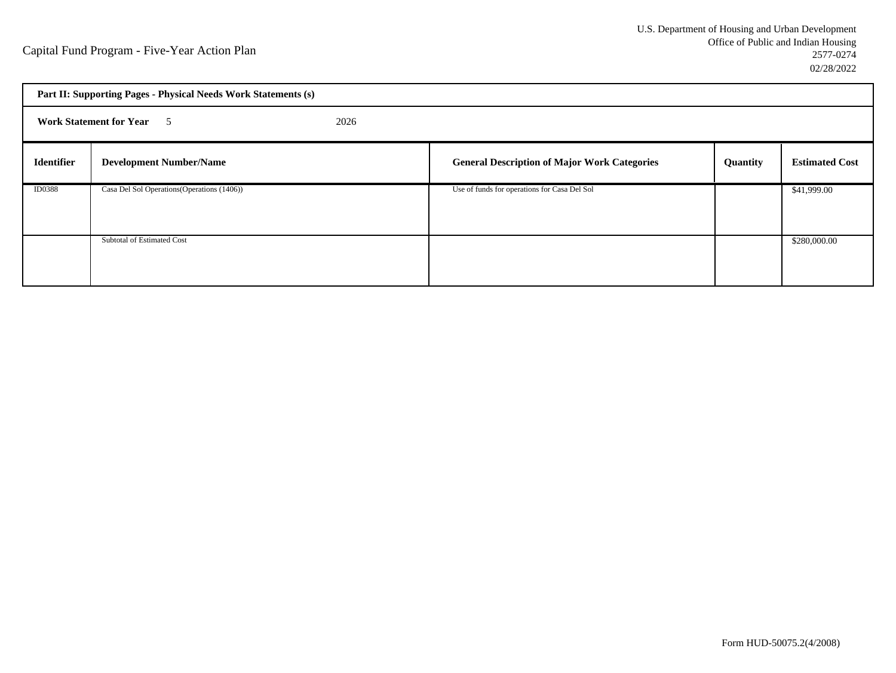Capital Fund Program - Five-Year Action Plan

U.S. Department of Housing and Urban Development
Office of Public and Indian Housing
2577-0274
02/28/2022

**Part II: Supporting Pages - Physical Needs Work Statements (s)**

**Work Statement for Year** 5 2026

| Identifier | Development Number/Name | General Description of Major Work Categories | Quantity | Estimated Cost |
|---|---|---|---|---|
| ID0388 | Casa Del Sol Operations(Operations (1406)) | Use of funds for operations for Casa Del Sol | | $41,999.00 |
| | Subtotal of Estimated Cost | | | $280,000.00 |

Form HUD-50075.2(4/2008)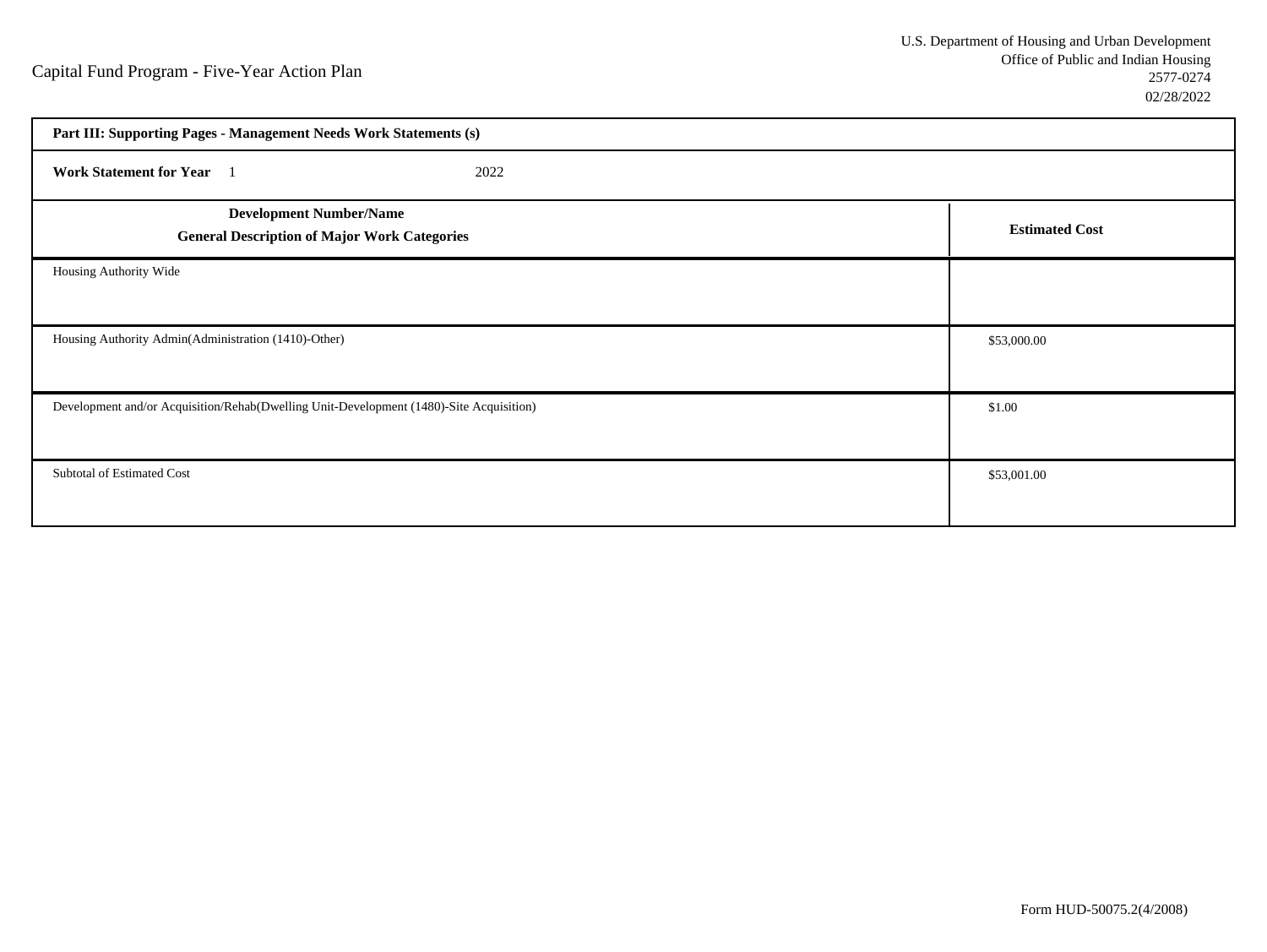Capital Fund Program - Five-Year Action Plan

U.S. Department of Housing and Urban Development
Office of Public and Indian Housing
2577-0274
02/28/2022

**Part III: Supporting Pages - Management Needs Work Statements (s)**

**Work Statement for Year** 1 2022

| **Development Number/Name**<br>**General Description of Major Work Categories** | **Estimated Cost** |
|---|---|
| Housing Authority Wide | |
| Housing Authority Admin(Administration (1410)-Other) | $53,000.00 |
| Development and/or Acquisition/Rehab(Dwelling Unit-Development (1480)-Site Acquisition) | $1.00 |
| Subtotal of Estimated Cost | $53,001.00 |

Form HUD-50075.2(4/2008)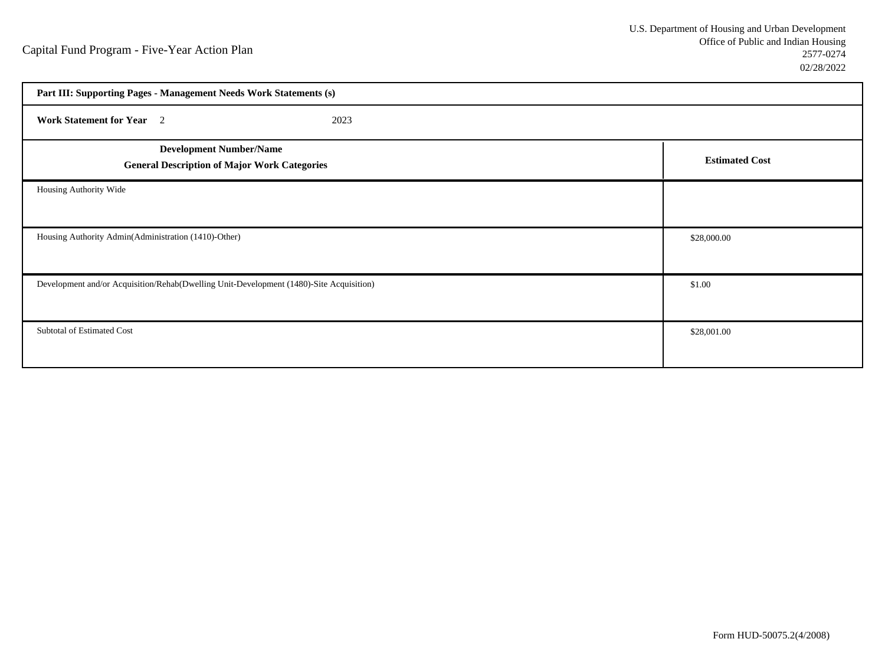Capital Fund Program - Five-Year Action Plan

U.S. Department of Housing and Urban Development
Office of Public and Indian Housing
2577-0274
02/28/2022

| **Part III: Supporting Pages - Management Needs Work Statements (s)** | |
|---|---|
| **Work Statement for Year** 2 2023 | |
| **Development Number/Name**<br>**General Description of Major Work Categories** | **Estimated Cost** |
| Housing Authority Wide | |
| Housing Authority Admin(Administration (1410)-Other) | $28,000.00 |
| Development and/or Acquisition/Rehab(Dwelling Unit-Development (1480)-Site Acquisition) | $1.00 |
| Subtotal of Estimated Cost | $28,001.00 |

Form HUD-50075.2(4/2008)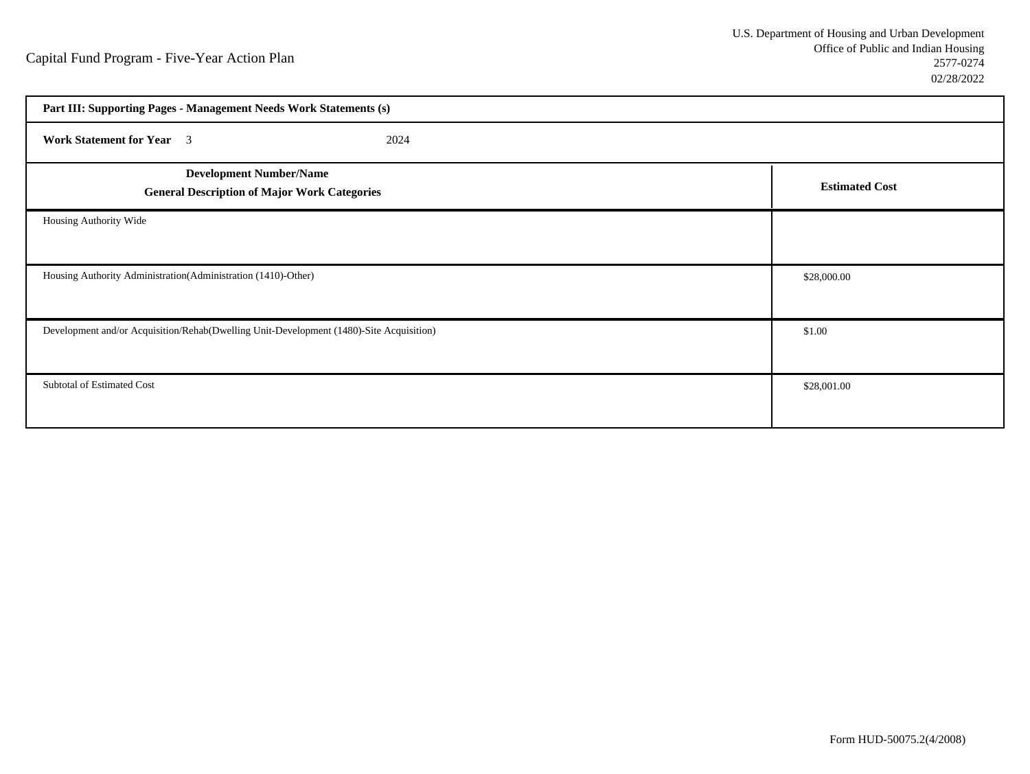Capital Fund Program - Five-Year Action Plan

U.S. Department of Housing and Urban Development
Office of Public and Indian Housing
2577-0274
02/28/2022

**Part III: Supporting Pages - Management Needs Work Statements (s)**

**Work Statement for Year** 3 2024

| **Development Number/Name**<br>**General Description of Major Work Categories** | **Estimated Cost** |
|---|---|
| Housing Authority Wide | |
| Housing Authority Administration(Administration (1410)-Other) | $28,000.00 |
| Development and/or Acquisition/Rehab(Dwelling Unit-Development (1480)-Site Acquisition) | $1.00 |
| Subtotal of Estimated Cost | $28,001.00 |

Form HUD-50075.2(4/2008)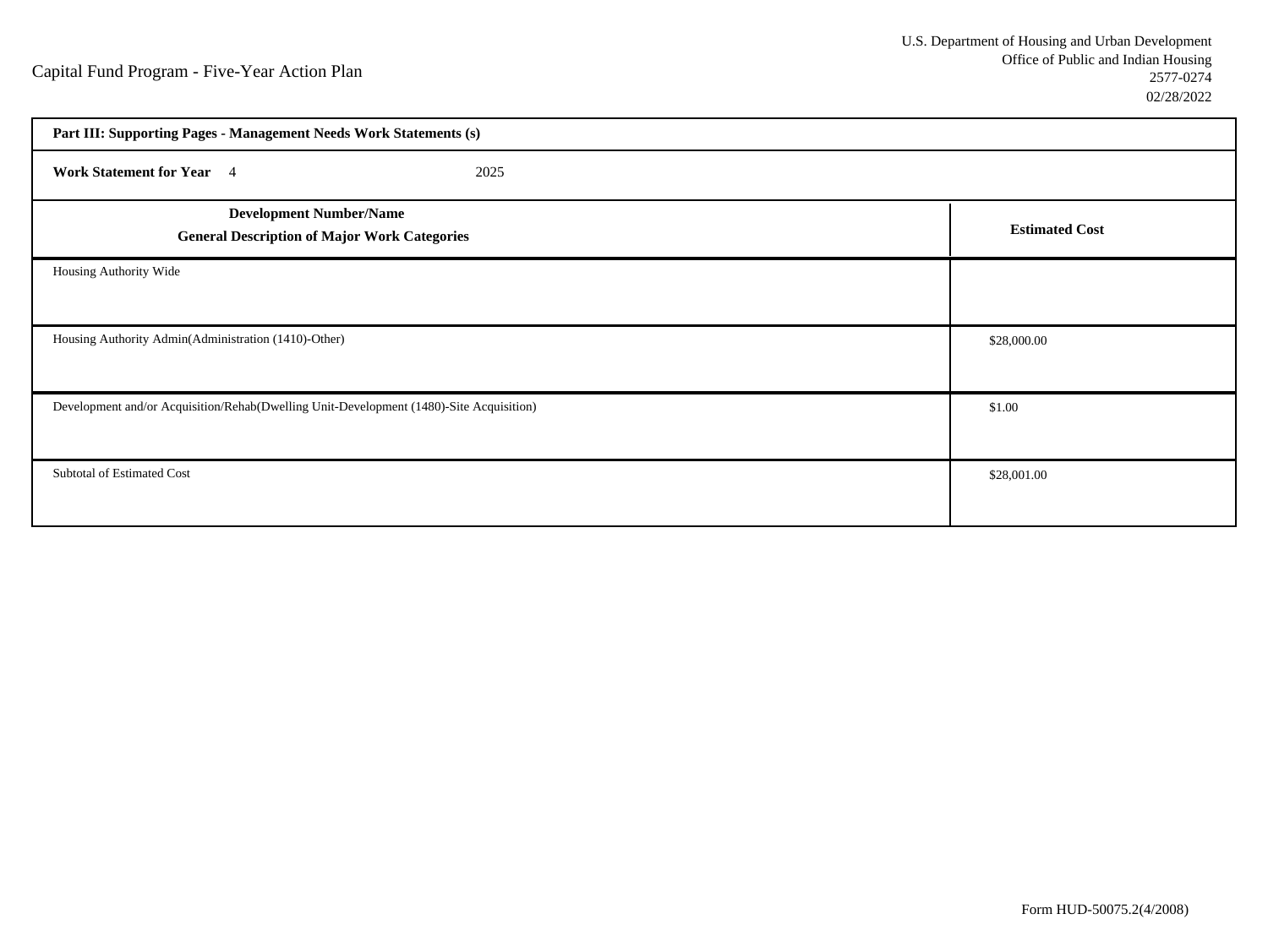Capital Fund Program - Five-Year Action Plan

U.S. Department of Housing and Urban Development
Office of Public and Indian Housing
2577-0274
02/28/2022

| **Part III: Supporting Pages - Management Needs Work Statements (s)** | |
|---|---|
| **Work Statement for Year** 4 2025 | |
| **Development Number/Name**<br>**General Description of Major Work Categories** | **Estimated Cost** |
| Housing Authority Wide | |
| Housing Authority Admin(Administration (1410)-Other) | $28,000.00 |
| Development and/or Acquisition/Rehab(Dwelling Unit-Development (1480)-Site Acquisition) | $1.00 |
| Subtotal of Estimated Cost | $28,001.00 |

Form HUD-50075.2(4/2008)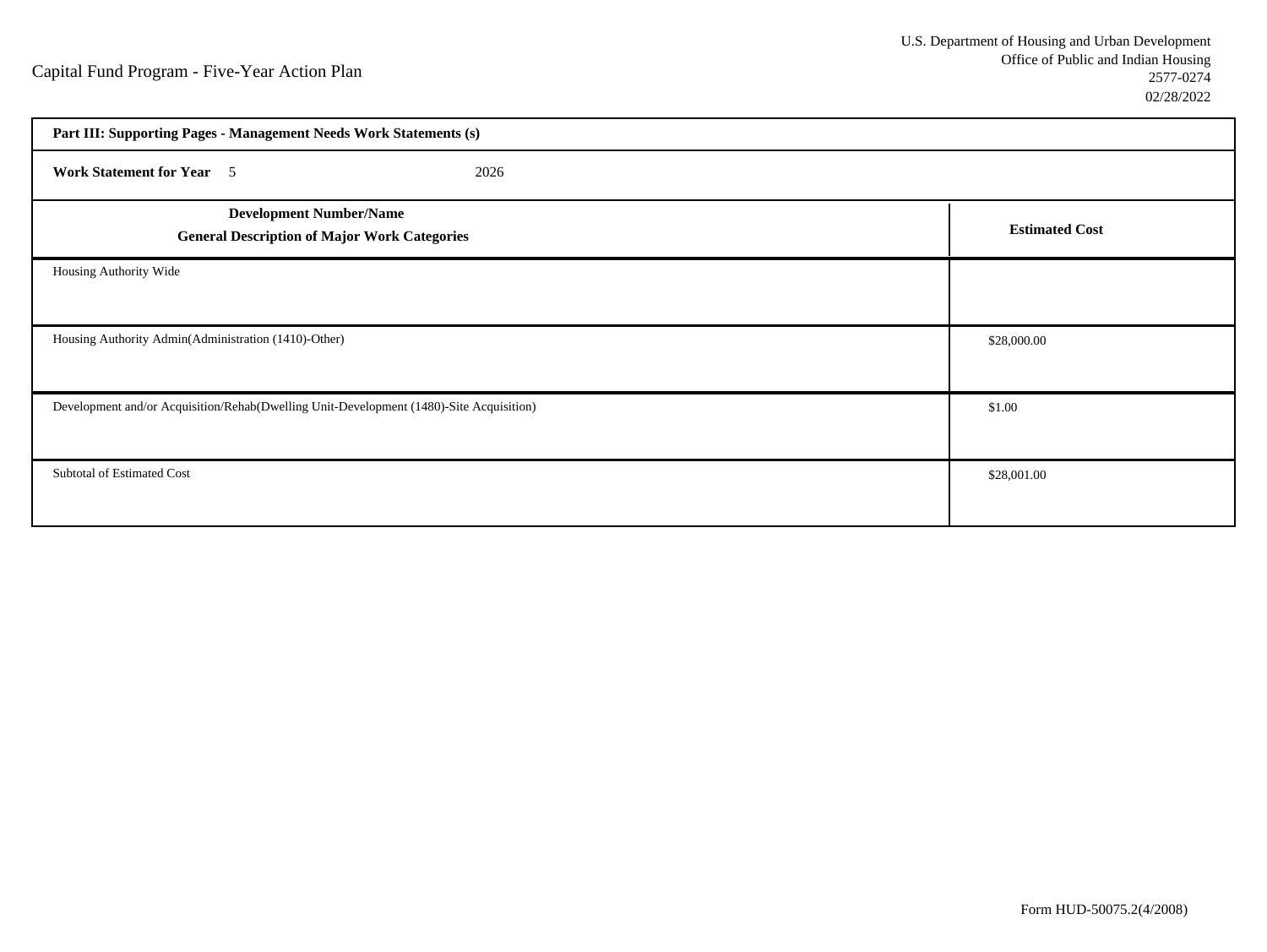Capital Fund Program - Five-Year Action Plan

U.S. Department of Housing and Urban Development
Office of Public and Indian Housing
2577-0274
02/28/2022

| **Part III: Supporting Pages - Management Needs Work Statements (s)** | |
|---|---|
| **Work Statement for Year** 5 2026 | |
| **Development Number/Name** **General Description of Major Work Categories** | **Estimated Cost** |
| Housing Authority Wide | |
| Housing Authority Admin(Administration (1410)-Other) | $28,000.00 |
| Development and/or Acquisition/Rehab(Dwelling Unit-Development (1480)-Site Acquisition) | $1.00 |
| Subtotal of Estimated Cost | $28,001.00 |

Form HUD-50075.2(4/2008)